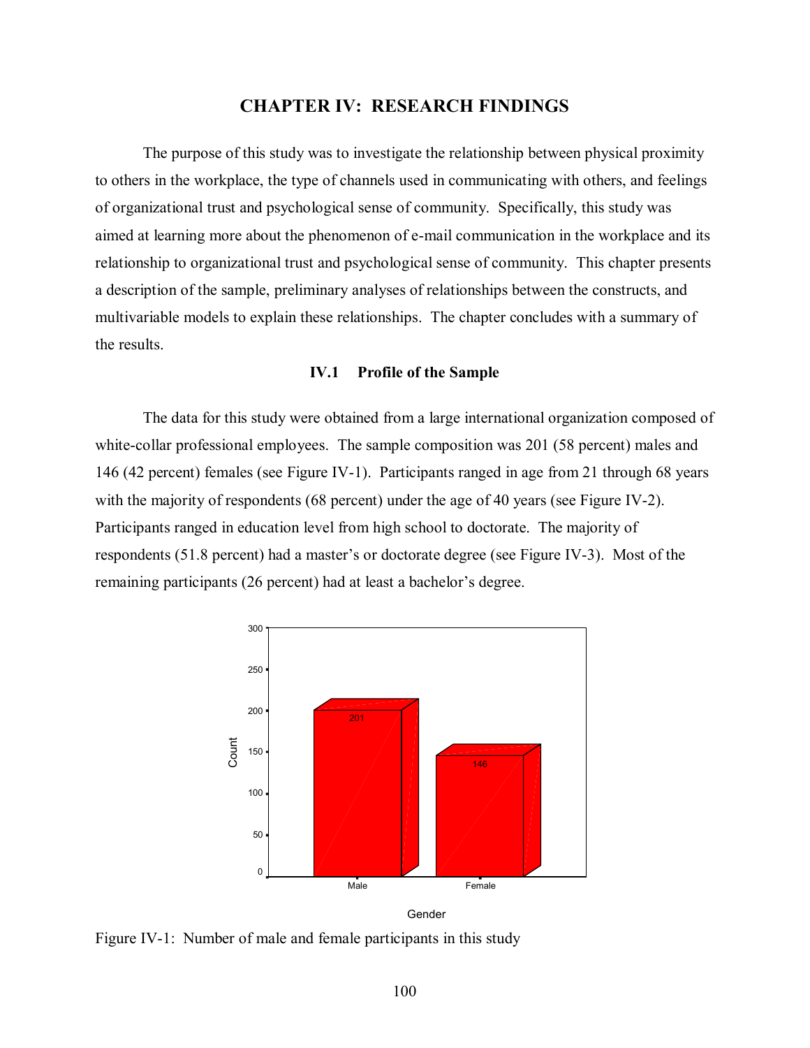# CHAPTER IV: RESEARCH FINDINGS

The purpose of this study was to investigate the relationship between physical proximity to others in the workplace, the type of channels used in communicating with others, and feelings of organizational trust and psychological sense of community. Specifically, this study was aimed at learning more about the phenomenon of e-mail communication in the workplace and its relationship to organizational trust and psychological sense of community. This chapter presents a description of the sample, preliminary analyses of relationships between the constructs, and multivariable models to explain these relationships. The chapter concludes with a summary of the results.

## IV.1 Profile of the Sample

The data for this study were obtained from a large international organization composed of white-collar professional employees. The sample composition was 201 (58 percent) males and 146 (42 percent) females (see Figure IV-1). Participants ranged in age from 21 through 68 years with the majority of respondents (68 percent) under the age of 40 years (see Figure IV-2). Participants ranged in education level from high school to doctorate. The majority of respondents (51.8 percent) had a master's or doctorate degree (see Figure IV-3). Most of the remaining participants (26 percent) had at least a bachelor's degree.

Figure IV-1: Number of male and female participants in this study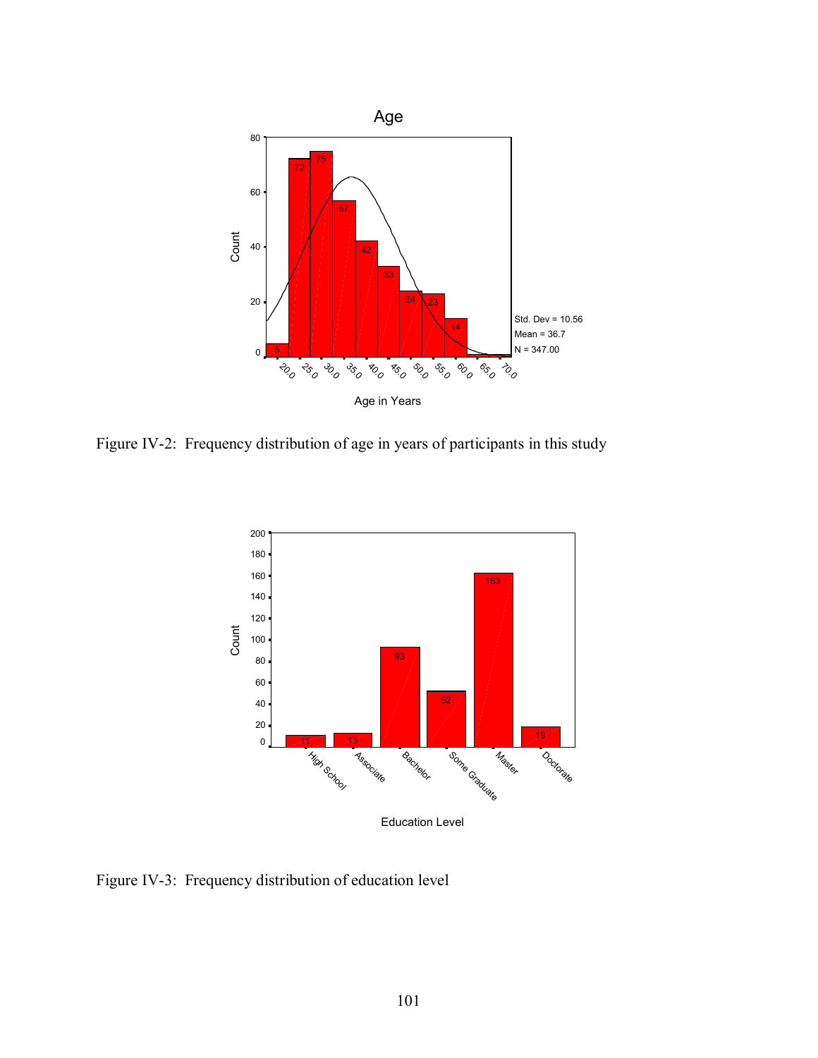Figure IV-2: Frequency distribution of age in years of participants in this study

Figure IV-3: Frequency distribution of education level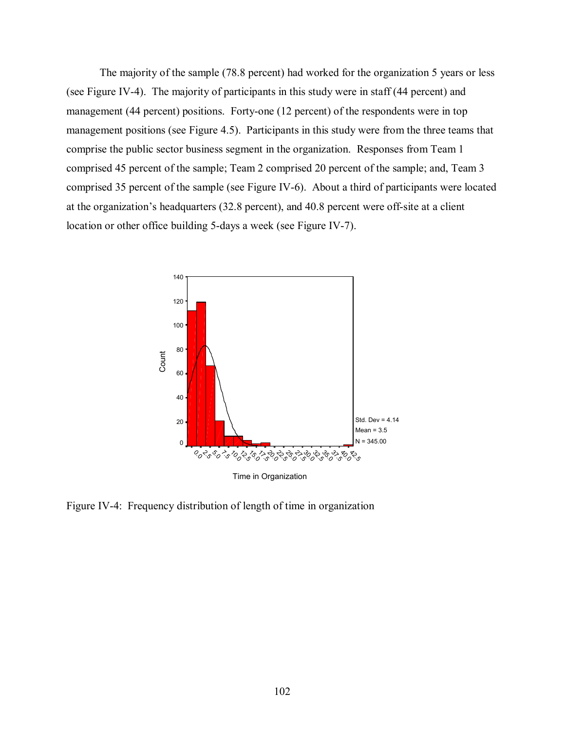The majority of the sample (78.8 percent) had worked for the organization 5 years or less (see Figure IV-4). The majority of participants in this study were in staff (44 percent) and management (44 percent) positions. Forty-one (12 percent) of the respondents were in top management positions (see Figure 4.5). Participants in this study were from the three teams that comprise the public sector business segment in the organization. Responses from Team 1 comprised 45 percent of the sample; Team 2 comprised 20 percent of the sample; and, Team 3 comprised 35 percent of the sample (see Figure IV-6). About a third of participants were located at the organization's headquarters (32.8 percent), and 40.8 percent were off-site at a client location or other office building 5-days a week (see Figure IV-7).

Figure IV-4: Frequency distribution of length of time in organization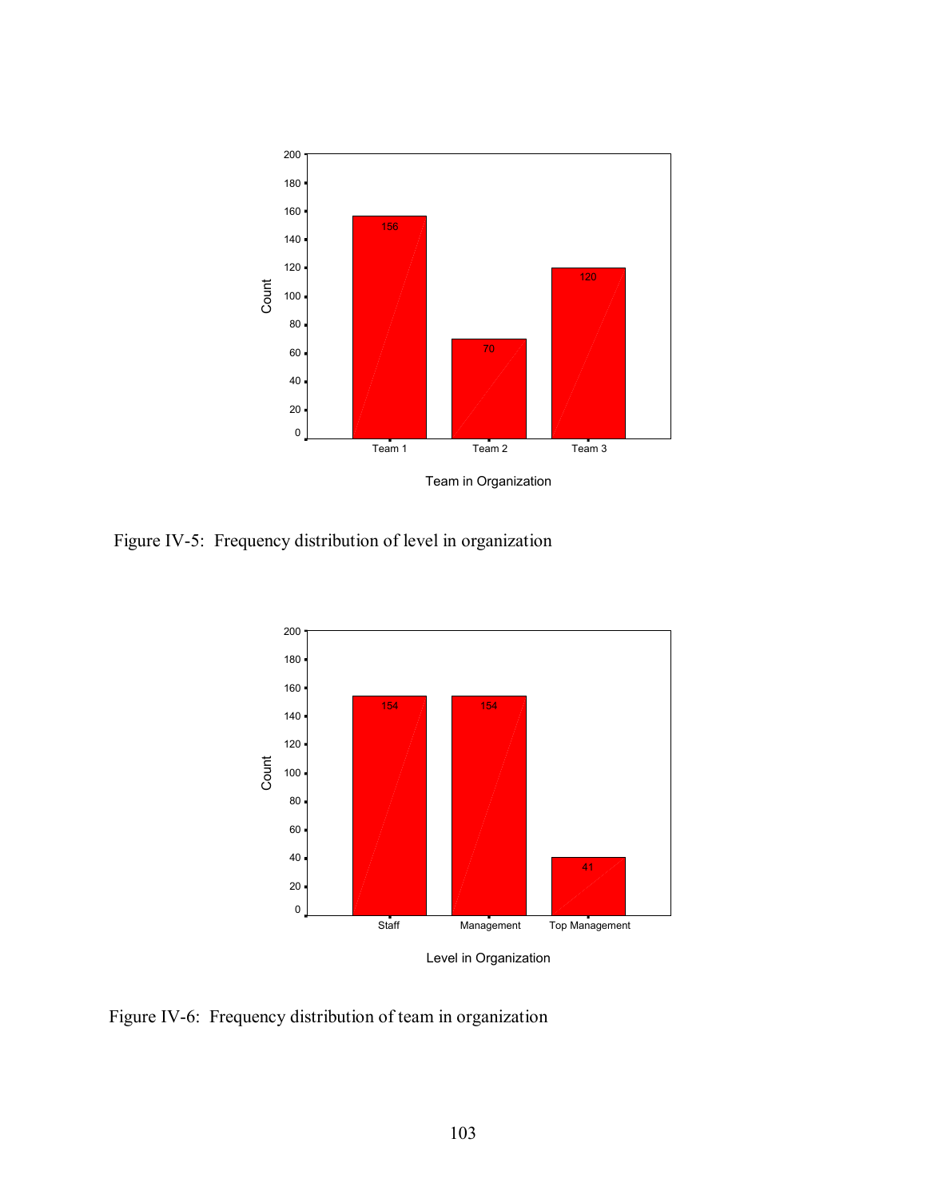| Team in Organization | Count |
|---|---|
| Team 1 | 156 |
| Team 2 | 70 |
| Team 3 | 120 |

Figure IV-5: Frequency distribution of level in organization

| Level in Organization | Count |
|---|---|
| Staff | 154 |
| Management | 154 |
| Top Management | 41 |

Figure IV-6: Frequency distribution of team in organization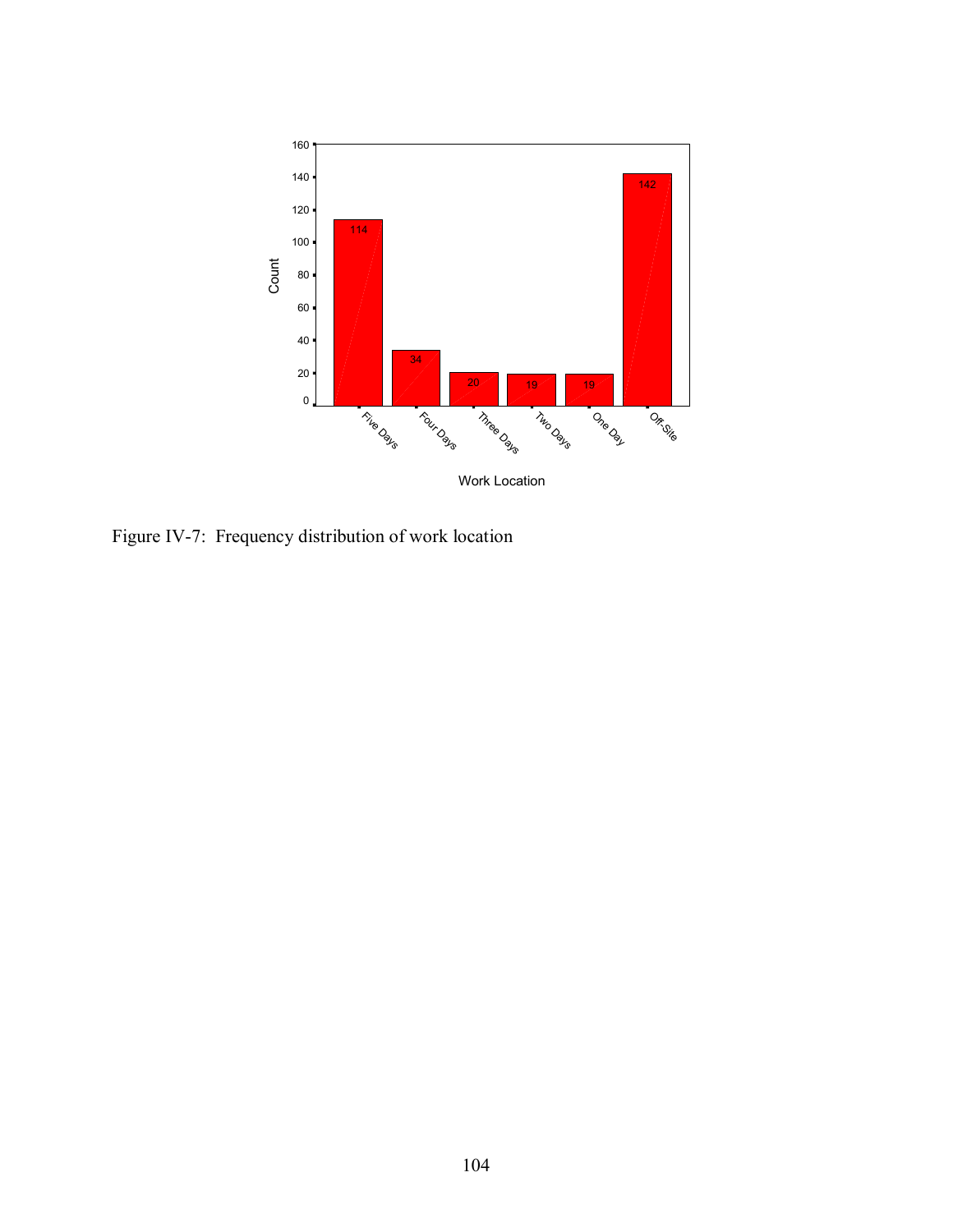Figure IV-7: Frequency distribution of work location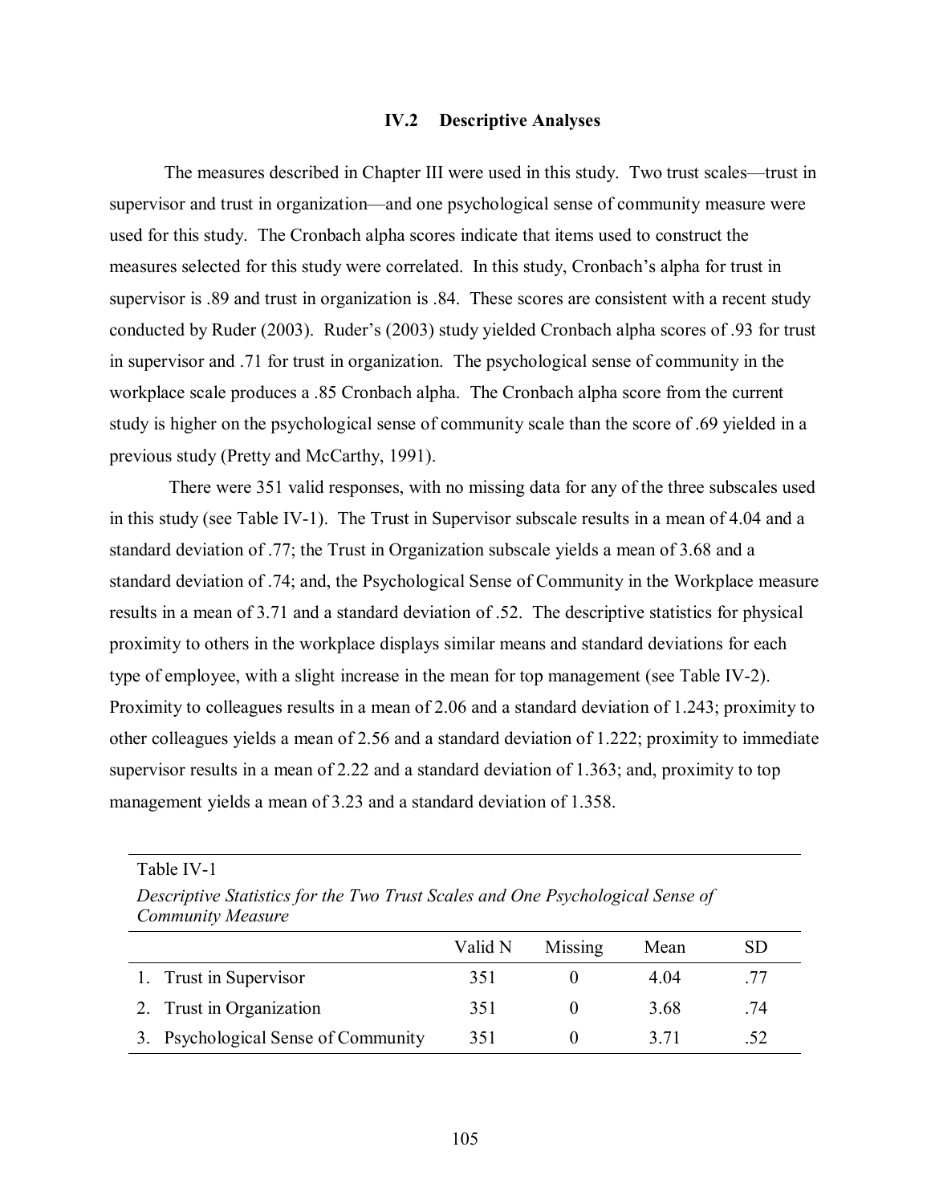### IV.2 Descriptive Analyses

The measures described in Chapter III were used in this study. Two trust scales—trust in supervisor and trust in organization—and one psychological sense of community measure were used for this study. The Cronbach alpha scores indicate that items used to construct the measures selected for this study were correlated. In this study, Cronbach's alpha for trust in supervisor is .89 and trust in organization is .84. These scores are consistent with a recent study conducted by Ruder (2003). Ruder's (2003) study yielded Cronbach alpha scores of .93 for trust in supervisor and .71 for trust in organization. The psychological sense of community in the workplace scale produces a .85 Cronbach alpha. The Cronbach alpha score from the current study is higher on the psychological sense of community scale than the score of .69 yielded in a previous study (Pretty and McCarthy, 1991).

There were 351 valid responses, with no missing data for any of the three subscales used in this study (see Table IV-1). The Trust in Supervisor subscale results in a mean of 4.04 and a standard deviation of .77; the Trust in Organization subscale yields a mean of 3.68 and a standard deviation of .74; and, the Psychological Sense of Community in the Workplace measure results in a mean of 3.71 and a standard deviation of .52. The descriptive statistics for physical proximity to others in the workplace displays similar means and standard deviations for each type of employee, with a slight increase in the mean for top management (see Table IV-2). Proximity to colleagues results in a mean of 2.06 and a standard deviation of 1.243; proximity to other colleagues yields a mean of 2.56 and a standard deviation of 1.222; proximity to immediate supervisor results in a mean of 2.22 and a standard deviation of 1.363; and, proximity to top management yields a mean of 3.23 and a standard deviation of 1.358.

Table IV-1

*Descriptive Statistics for the Two Trust Scales and One Psychological Sense of Community Measure*

| | Valid N | Missing | Mean | SD |
|---|---|---|---|---|
| 1. Trust in Supervisor | 351 | 0 | 4.04 | .77 |
| 2. Trust in Organization | 351 | 0 | 3.68 | .74 |
| 3. Psychological Sense of Community | 351 | 0 | 3.71 | .52 |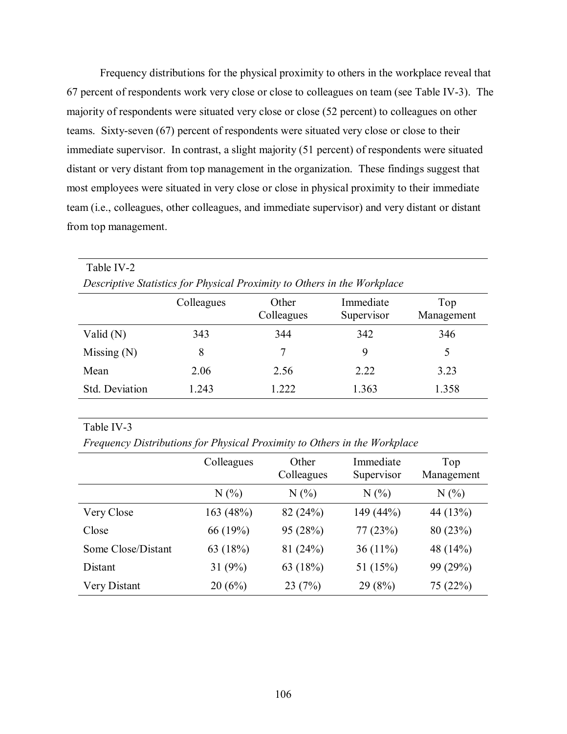Frequency distributions for the physical proximity to others in the workplace reveal that 67 percent of respondents work very close or close to colleagues on team (see Table IV-3). The majority of respondents were situated very close or close (52 percent) to colleagues on other teams. Sixty-seven (67) percent of respondents were situated very close or close to their immediate supervisor. In contrast, a slight majority (51 percent) of respondents were situated distant or very distant from top management in the organization. These findings suggest that most employees were situated in very close or close in physical proximity to their immediate team (i.e., colleagues, other colleagues, and immediate supervisor) and very distant or distant from top management.

Table IV-2

*Descriptive Statistics for Physical Proximity to Others in the Workplace*

| | Colleagues | Other Colleagues | Immediate Supervisor | Top Management |
|---|---|---|---|---|
| Valid (N) | 343 | 344 | 342 | 346 |
| Missing (N) | 8 | 7 | 9 | 5 |
| Mean | 2.06 | 2.56 | 2.22 | 3.23 |
| Std. Deviation | 1.243 | 1.222 | 1.363 | 1.358 |

Table IV-3

*Frequency Distributions for Physical Proximity to Others in the Workplace*

| | Colleagues | Other Colleagues | Immediate Supervisor | Top Management |
|---|---|---|---|---|
| | N (%) | N (%) | N (%) | N (%) |
| Very Close | 163 (48%) | 82 (24%) | 149 (44%) | 44 (13%) |
| Close | 66 (19%) | 95 (28%) | 77 (23%) | 80 (23%) |
| Some Close/Distant | 63 (18%) | 81 (24%) | 36 (11%) | 48 (14%) |
| Distant | 31 (9%) | 63 (18%) | 51 (15%) | 99 (29%) |
| Very Distant | 20 (6%) | 23 (7%) | 29 (8%) | 75 (22%) |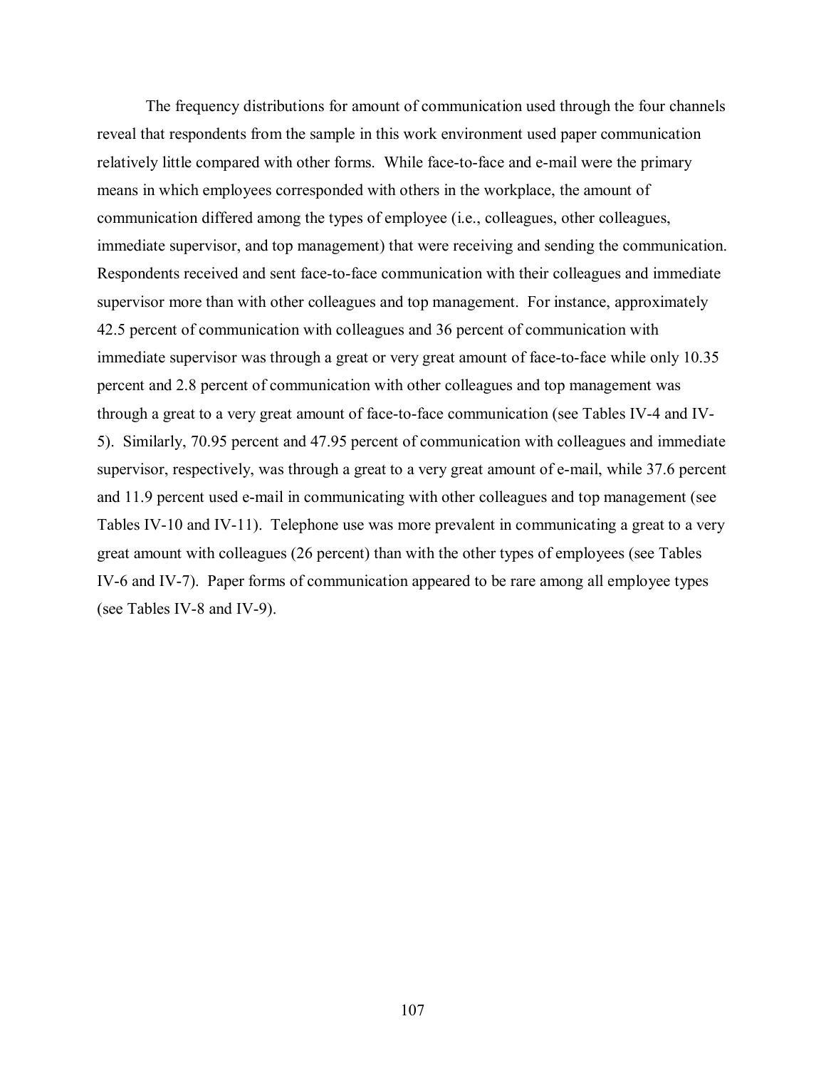The frequency distributions for amount of communication used through the four channels reveal that respondents from the sample in this work environment used paper communication relatively little compared with other forms. While face-to-face and e-mail were the primary means in which employees corresponded with others in the workplace, the amount of communication differed among the types of employee (i.e., colleagues, other colleagues, immediate supervisor, and top management) that were receiving and sending the communication. Respondents received and sent face-to-face communication with their colleagues and immediate supervisor more than with other colleagues and top management. For instance, approximately 42.5 percent of communication with colleagues and 36 percent of communication with immediate supervisor was through a great or very great amount of face-to-face while only 10.35 percent and 2.8 percent of communication with other colleagues and top management was through a great to a very great amount of face-to-face communication (see Tables IV-4 and IV-5). Similarly, 70.95 percent and 47.95 percent of communication with colleagues and immediate supervisor, respectively, was through a great to a very great amount of e-mail, while 37.6 percent and 11.9 percent used e-mail in communicating with other colleagues and top management (see Tables IV-10 and IV-11). Telephone use was more prevalent in communicating a great to a very great amount with colleagues (26 percent) than with the other types of employees (see Tables IV-6 and IV-7). Paper forms of communication appeared to be rare among all employee types (see Tables IV-8 and IV-9).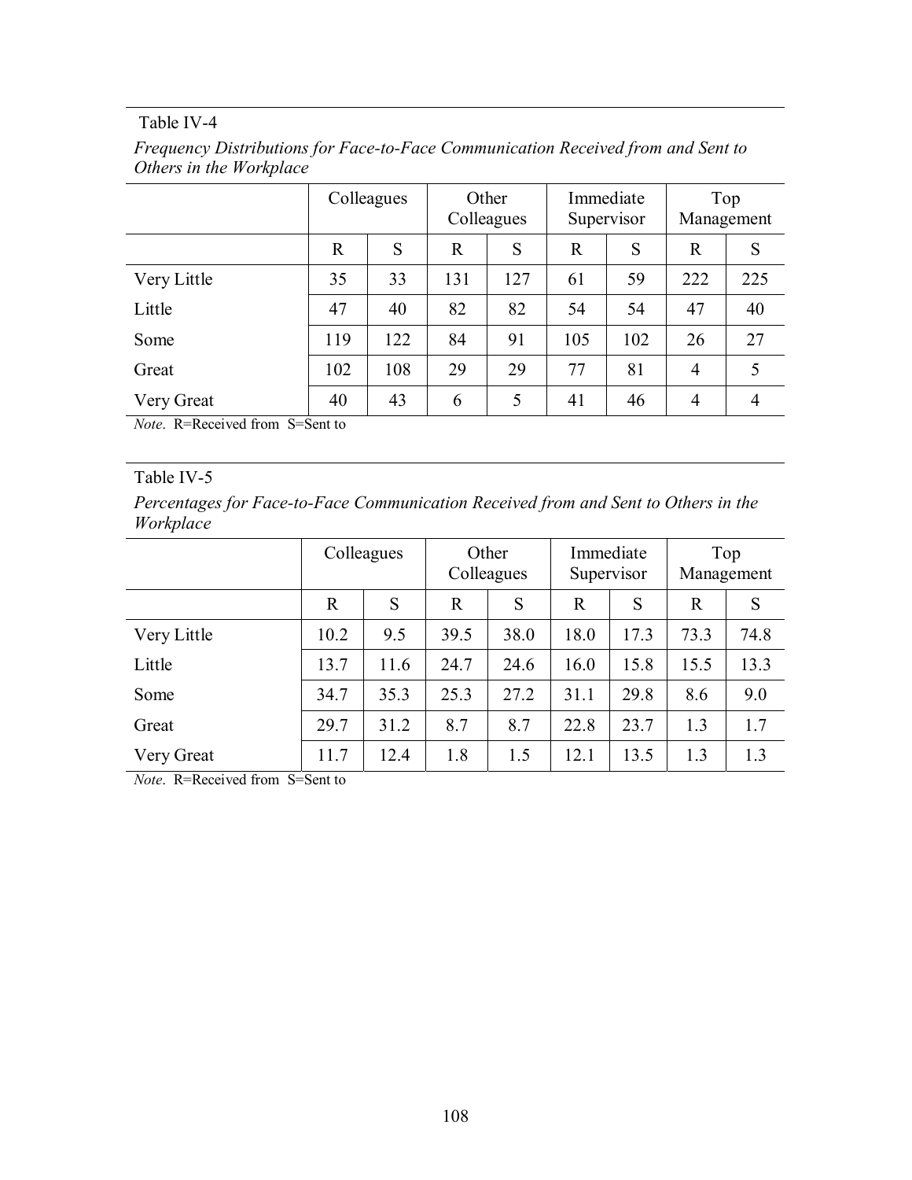Table IV-4

*Frequency Distributions for Face-to-Face Communication Received from and Sent to Others in the Workplace*

| | Colleagues | | Other Colleagues | | Immediate Supervisor | | Top Management | |
|---|---|---|---|---|---|---|---|---|
| | R | S | R | S | R | S | R | S |
| Very Little | 35 | 33 | 131 | 127 | 61 | 59 | 222 | 225 |
| Little | 47 | 40 | 82 | 82 | 54 | 54 | 47 | 40 |
| Some | 119 | 122 | 84 | 91 | 105 | 102 | 26 | 27 |
| Great | 102 | 108 | 29 | 29 | 77 | 81 | 4 | 5 |
| Very Great | 40 | 43 | 6 | 5 | 41 | 46 | 4 | 4 |

*Note*. R=Received from S=Sent to

Table IV-5

*Percentages for Face-to-Face Communication Received from and Sent to Others in the Workplace*

| | Colleagues | | Other Colleagues | | Immediate Supervisor | | Top Management | |
|---|---|---|---|---|---|---|---|---|
| | R | S | R | S | R | S | R | S |
| Very Little | 10.2 | 9.5 | 39.5 | 38.0 | 18.0 | 17.3 | 73.3 | 74.8 |
| Little | 13.7 | 11.6 | 24.7 | 24.6 | 16.0 | 15.8 | 15.5 | 13.3 |
| Some | 34.7 | 35.3 | 25.3 | 27.2 | 31.1 | 29.8 | 8.6 | 9.0 |
| Great | 29.7 | 31.2 | 8.7 | 8.7 | 22.8 | 23.7 | 1.3 | 1.7 |
| Very Great | 11.7 | 12.4 | 1.8 | 1.5 | 12.1 | 13.5 | 1.3 | 1.3 |

*Note*. R=Received from S=Sent to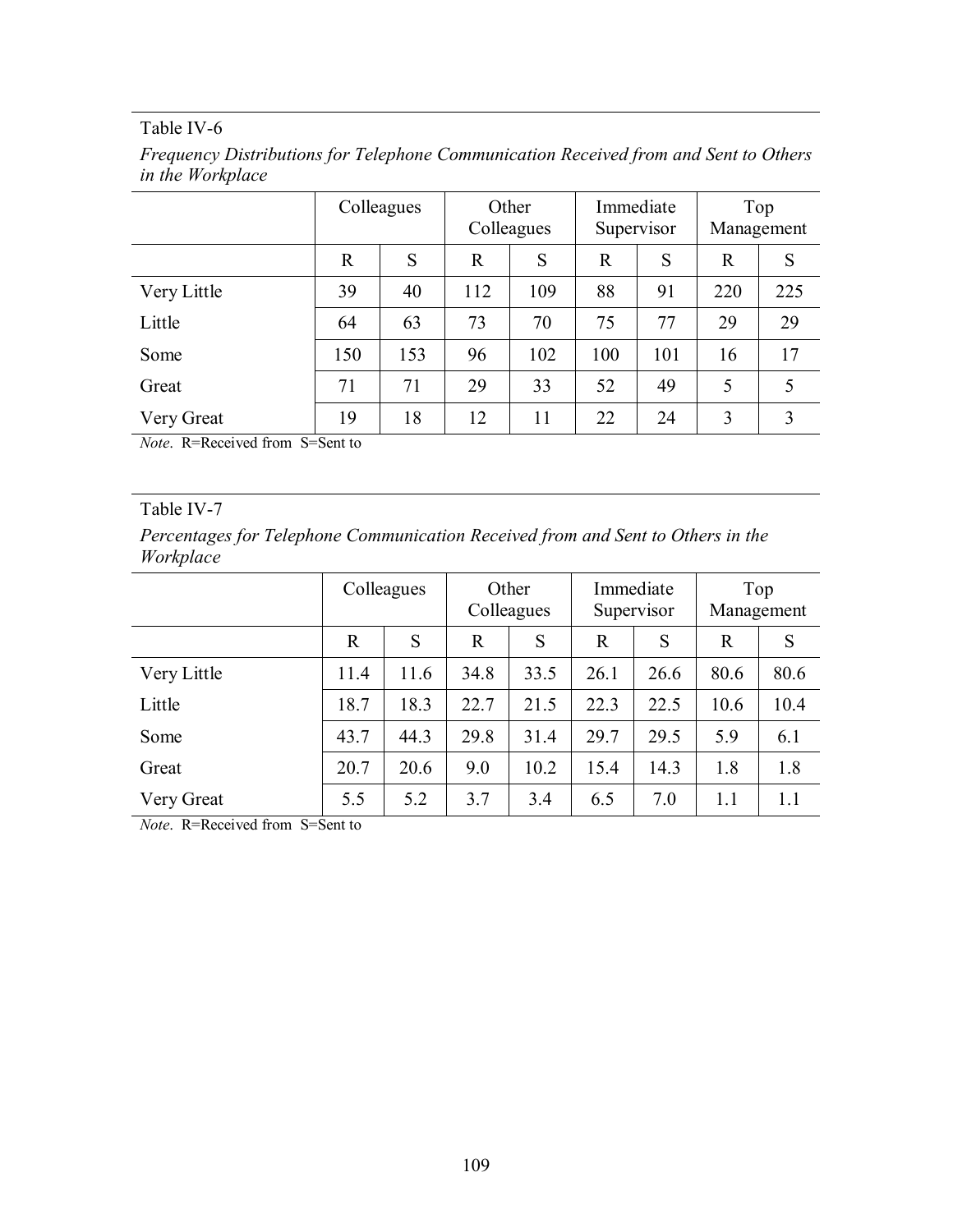Table IV-6

*Frequency Distributions for Telephone Communication Received from and Sent to Others in the Workplace*

| | Colleagues | | Other Colleagues | | Immediate Supervisor | | Top Management | |
|---|---|---|---|---|---|---|---|---|
| | R | S | R | S | R | S | R | S |
| Very Little | 39 | 40 | 112 | 109 | 88 | 91 | 220 | 225 |
| Little | 64 | 63 | 73 | 70 | 75 | 77 | 29 | 29 |
| Some | 150 | 153 | 96 | 102 | 100 | 101 | 16 | 17 |
| Great | 71 | 71 | 29 | 33 | 52 | 49 | 5 | 5 |
| Very Great | 19 | 18 | 12 | 11 | 22 | 24 | 3 | 3 |

*Note*. R=Received from S=Sent to

Table IV-7

*Percentages for Telephone Communication Received from and Sent to Others in the Workplace*

| | Colleagues | | Other Colleagues | | Immediate Supervisor | | Top Management | |
|---|---|---|---|---|---|---|---|---|
| | R | S | R | S | R | S | R | S |
| Very Little | 11.4 | 11.6 | 34.8 | 33.5 | 26.1 | 26.6 | 80.6 | 80.6 |
| Little | 18.7 | 18.3 | 22.7 | 21.5 | 22.3 | 22.5 | 10.6 | 10.4 |
| Some | 43.7 | 44.3 | 29.8 | 31.4 | 29.7 | 29.5 | 5.9 | 6.1 |
| Great | 20.7 | 20.6 | 9.0 | 10.2 | 15.4 | 14.3 | 1.8 | 1.8 |
| Very Great | 5.5 | 5.2 | 3.7 | 3.4 | 6.5 | 7.0 | 1.1 | 1.1 |

*Note*. R=Received from S=Sent to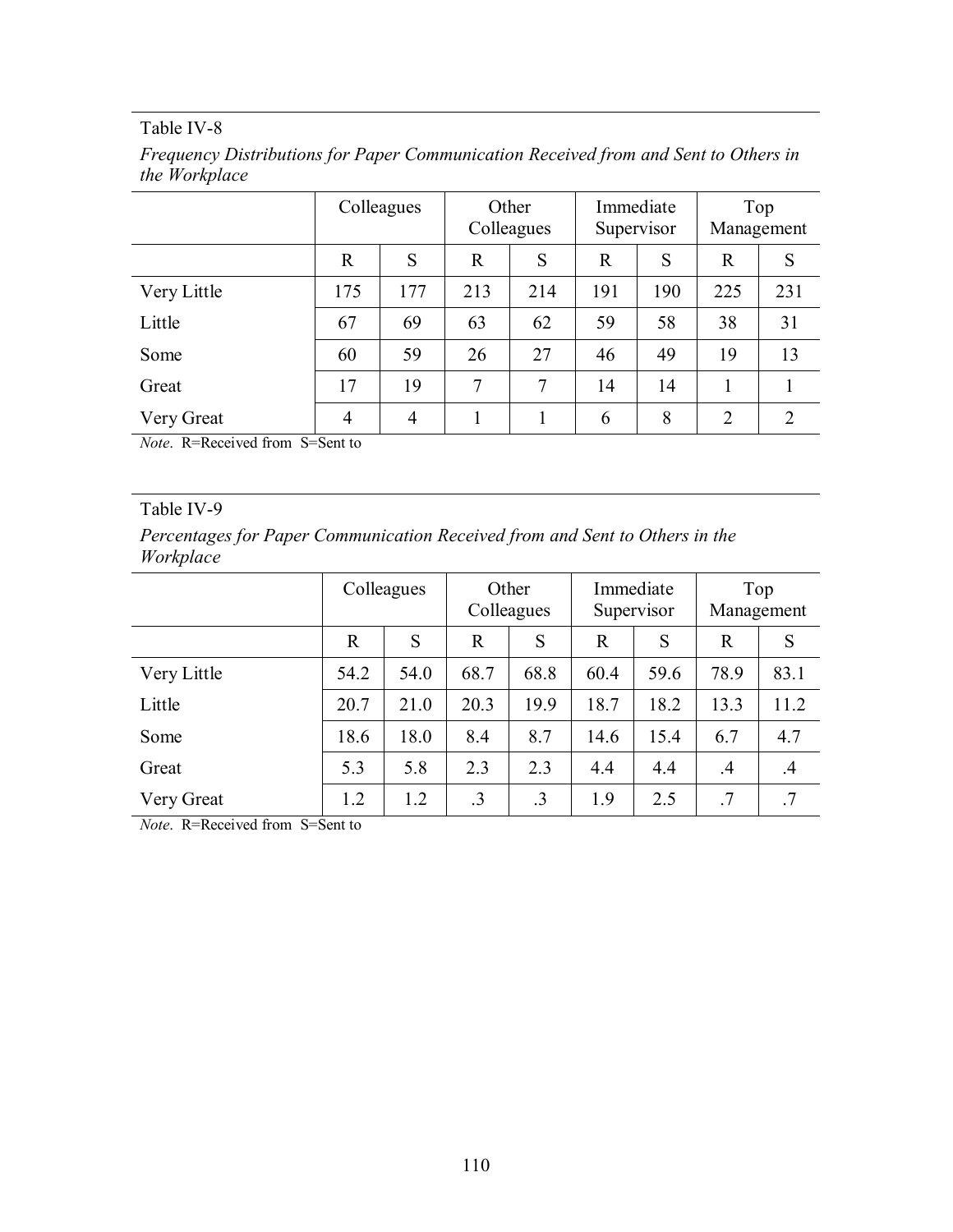Table IV-8

*Frequency Distributions for Paper Communication Received from and Sent to Others in the Workplace*

| | Colleagues | | Other Colleagues | | Immediate Supervisor | | Top Management | |
|---|---|---|---|---|---|---|---|---|
| | R | S | R | S | R | S | R | S |
| Very Little | 175 | 177 | 213 | 214 | 191 | 190 | 225 | 231 |
| Little | 67 | 69 | 63 | 62 | 59 | 58 | 38 | 31 |
| Some | 60 | 59 | 26 | 27 | 46 | 49 | 19 | 13 |
| Great | 17 | 19 | 7 | 7 | 14 | 14 | 1 | 1 |
| Very Great | 4 | 4 | 1 | 1 | 6 | 8 | 2 | 2 |

*Note*. R=Received from S=Sent to

Table IV-9

*Percentages for Paper Communication Received from and Sent to Others in the Workplace*

| | Colleagues | | Other Colleagues | | Immediate Supervisor | | Top Management | |
|---|---|---|---|---|---|---|---|---|
| | R | S | R | S | R | S | R | S |
| Very Little | 54.2 | 54.0 | 68.7 | 68.8 | 60.4 | 59.6 | 78.9 | 83.1 |
| Little | 20.7 | 21.0 | 20.3 | 19.9 | 18.7 | 18.2 | 13.3 | 11.2 |
| Some | 18.6 | 18.0 | 8.4 | 8.7 | 14.6 | 15.4 | 6.7 | 4.7 |
| Great | 5.3 | 5.8 | 2.3 | 2.3 | 4.4 | 4.4 | .4 | .4 |
| Very Great | 1.2 | 1.2 | .3 | .3 | 1.9 | 2.5 | .7 | .7 |

*Note*. R=Received from S=Sent to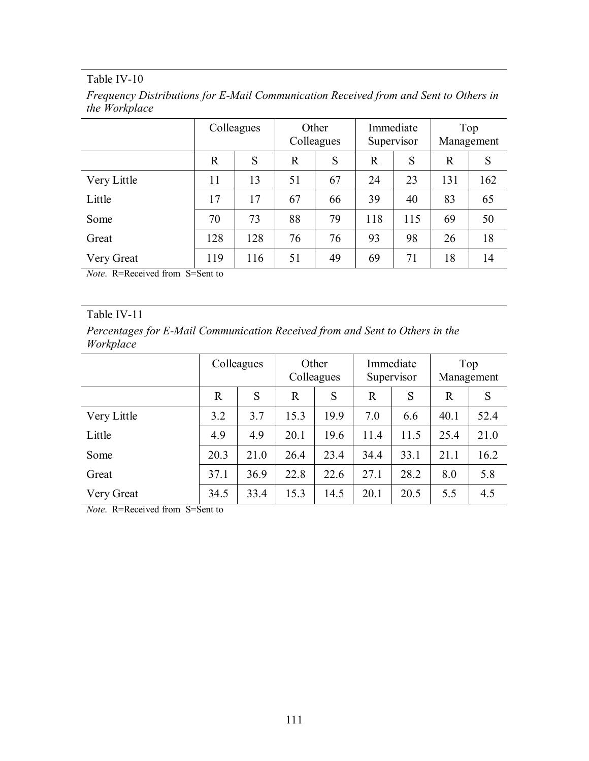Table IV-10

*Frequency Distributions for E-Mail Communication Received from and Sent to Others in the Workplace*

| | Colleagues | | Other Colleagues | | Immediate Supervisor | | Top Management | |
|---|---|---|---|---|---|---|---|---|
| | R | S | R | S | R | S | R | S |
| Very Little | 11 | 13 | 51 | 67 | 24 | 23 | 131 | 162 |
| Little | 17 | 17 | 67 | 66 | 39 | 40 | 83 | 65 |
| Some | 70 | 73 | 88 | 79 | 118 | 115 | 69 | 50 |
| Great | 128 | 128 | 76 | 76 | 93 | 98 | 26 | 18 |
| Very Great | 119 | 116 | 51 | 49 | 69 | 71 | 18 | 14 |

*Note*. R=Received from S=Sent to

Table IV-11

*Percentages for E-Mail Communication Received from and Sent to Others in the Workplace*

| | Colleagues | | Other Colleagues | | Immediate Supervisor | | Top Management | |
|---|---|---|---|---|---|---|---|---|
| | R | S | R | S | R | S | R | S |
| Very Little | 3.2 | 3.7 | 15.3 | 19.9 | 7.0 | 6.6 | 40.1 | 52.4 |
| Little | 4.9 | 4.9 | 20.1 | 19.6 | 11.4 | 11.5 | 25.4 | 21.0 |
| Some | 20.3 | 21.0 | 26.4 | 23.4 | 34.4 | 33.1 | 21.1 | 16.2 |
| Great | 37.1 | 36.9 | 22.8 | 22.6 | 27.1 | 28.2 | 8.0 | 5.8 |
| Very Great | 34.5 | 33.4 | 15.3 | 14.5 | 20.1 | 20.5 | 5.5 | 4.5 |

*Note*. R=Received from S=Sent to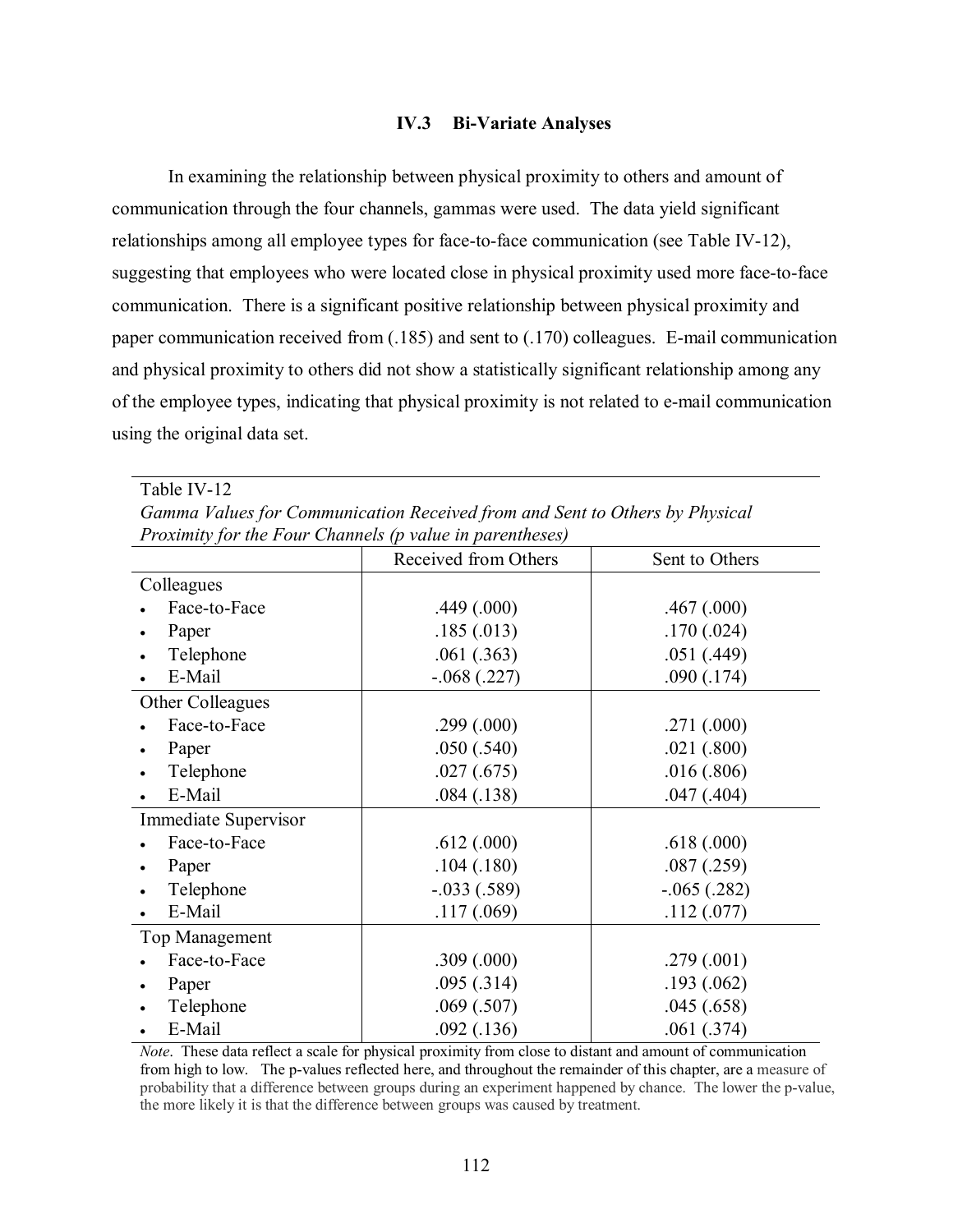### IV.3 Bi-Variate Analyses

In examining the relationship between physical proximity to others and amount of communication through the four channels, gammas were used. The data yield significant relationships among all employee types for face-to-face communication (see Table IV-12), suggesting that employees who were located close in physical proximity used more face-to-face communication. There is a significant positive relationship between physical proximity and paper communication received from (.185) and sent to (.170) colleagues. E-mail communication and physical proximity to others did not show a statistically significant relationship among any of the employee types, indicating that physical proximity is not related to e-mail communication using the original data set.

Table IV-12

*Gamma Values for Communication Received from and Sent to Others by Physical Proximity for the Four Channels (p value in parentheses)*

| | Received from Others | Sent to Others |
|---|---|---|
| Colleagues | | |
| • Face-to-Face | .449 (.000) | .467 (.000) |
| • Paper | .185 (.013) | .170 (.024) |
| • Telephone | .061 (.363) | .051 (.449) |
| • E-Mail | -.068 (.227) | .090 (.174) |
| Other Colleagues | | |
| • Face-to-Face | .299 (.000) | .271 (.000) |
| • Paper | .050 (.540) | .021 (.800) |
| • Telephone | .027 (.675) | .016 (.806) |
| • E-Mail | .084 (.138) | .047 (.404) |
| Immediate Supervisor | | |
| • Face-to-Face | .612 (.000) | .618 (.000) |
| • Paper | .104 (.180) | .087 (.259) |
| • Telephone | -.033 (.589) | -.065 (.282) |
| • E-Mail | .117 (.069) | .112 (.077) |
| Top Management | | |
| • Face-to-Face | .309 (.000) | .279 (.001) |
| • Paper | .095 (.314) | .193 (.062) |
| • Telephone | .069 (.507) | .045 (.658) |
| • E-Mail | .092 (.136) | .061 (.374) |

*Note*. These data reflect a scale for physical proximity from close to distant and amount of communication from high to low. The p-values reflected here, and throughout the remainder of this chapter, are a measure of probability that a difference between groups during an experiment happened by chance. The lower the p-value, the more likely it is that the difference between groups was caused by treatment.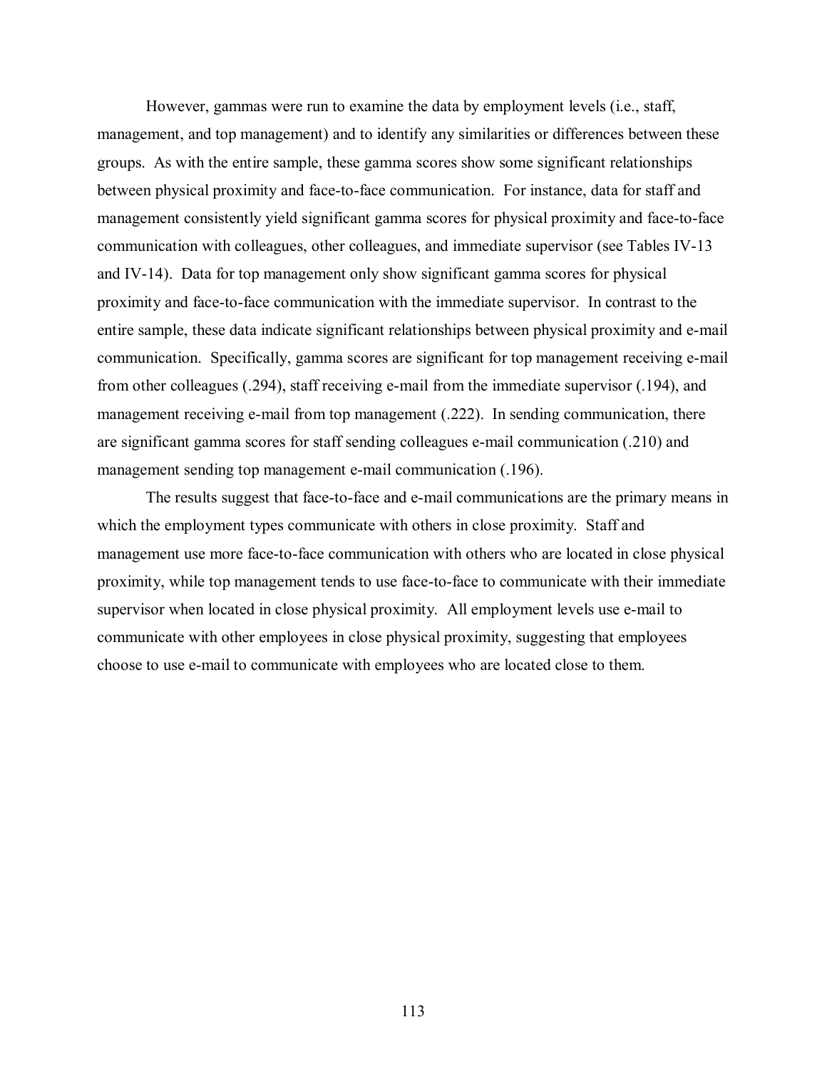However, gammas were run to examine the data by employment levels (i.e., staff, management, and top management) and to identify any similarities or differences between these groups. As with the entire sample, these gamma scores show some significant relationships between physical proximity and face-to-face communication. For instance, data for staff and management consistently yield significant gamma scores for physical proximity and face-to-face communication with colleagues, other colleagues, and immediate supervisor (see Tables IV-13 and IV-14). Data for top management only show significant gamma scores for physical proximity and face-to-face communication with the immediate supervisor. In contrast to the entire sample, these data indicate significant relationships between physical proximity and e-mail communication. Specifically, gamma scores are significant for top management receiving e-mail from other colleagues (.294), staff receiving e-mail from the immediate supervisor (.194), and management receiving e-mail from top management (.222). In sending communication, there are significant gamma scores for staff sending colleagues e-mail communication (.210) and management sending top management e-mail communication (.196).

The results suggest that face-to-face and e-mail communications are the primary means in which the employment types communicate with others in close proximity. Staff and management use more face-to-face communication with others who are located in close physical proximity, while top management tends to use face-to-face to communicate with their immediate supervisor when located in close physical proximity. All employment levels use e-mail to communicate with other employees in close physical proximity, suggesting that employees choose to use e-mail to communicate with employees who are located close to them.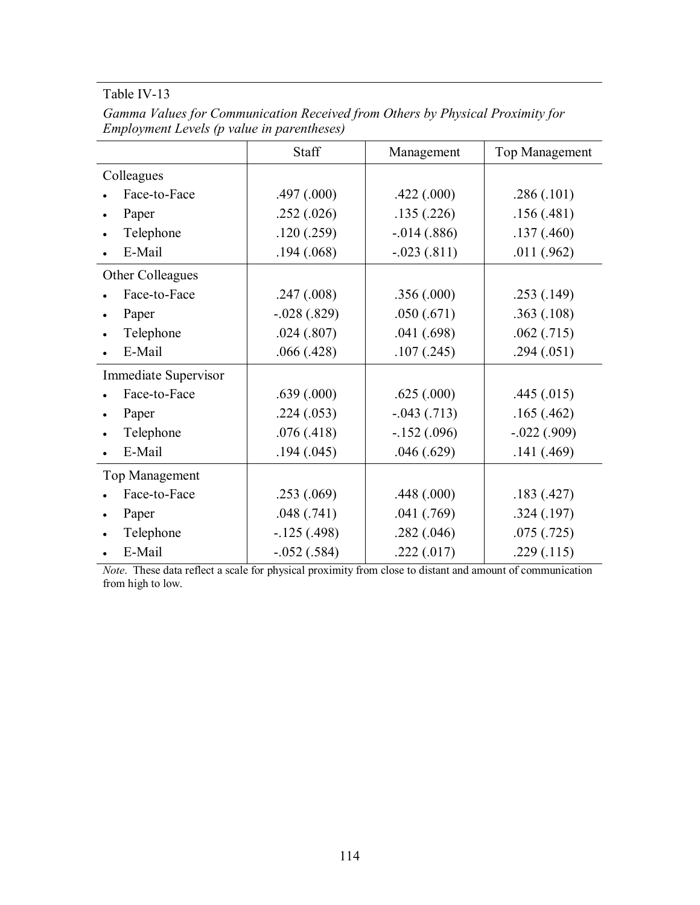Table IV-13

*Gamma Values for Communication Received from Others by Physical Proximity for Employment Levels (p value in parentheses)*

| | Staff | Management | Top Management |
|---|---|---|---|
| Colleagues | | | |
| • Face-to-Face | .497 (.000) | .422 (.000) | .286 (.101) |
| • Paper | .252 (.026) | .135 (.226) | .156 (.481) |
| • Telephone | .120 (.259) | -.014 (.886) | .137 (.460) |
| • E-Mail | .194 (.068) | -.023 (.811) | .011 (.962) |
| Other Colleagues | | | |
| • Face-to-Face | .247 (.008) | .356 (.000) | .253 (.149) |
| • Paper | -.028 (.829) | .050 (.671) | .363 (.108) |
| • Telephone | .024 (.807) | .041 (.698) | .062 (.715) |
| • E-Mail | .066 (.428) | .107 (.245) | .294 (.051) |
| Immediate Supervisor | | | |
| • Face-to-Face | .639 (.000) | .625 (.000) | .445 (.015) |
| • Paper | .224 (.053) | -.043 (.713) | .165 (.462) |
| • Telephone | .076 (.418) | -.152 (.096) | -.022 (.909) |
| • E-Mail | .194 (.045) | .046 (.629) | .141 (.469) |
| Top Management | | | |
| • Face-to-Face | .253 (.069) | .448 (.000) | .183 (.427) |
| • Paper | .048 (.741) | .041 (.769) | .324 (.197) |
| • Telephone | -.125 (.498) | .282 (.046) | .075 (.725) |
| • E-Mail | -.052 (.584) | .222 (.017) | .229 (.115) |

*Note*. These data reflect a scale for physical proximity from close to distant and amount of communication from high to low.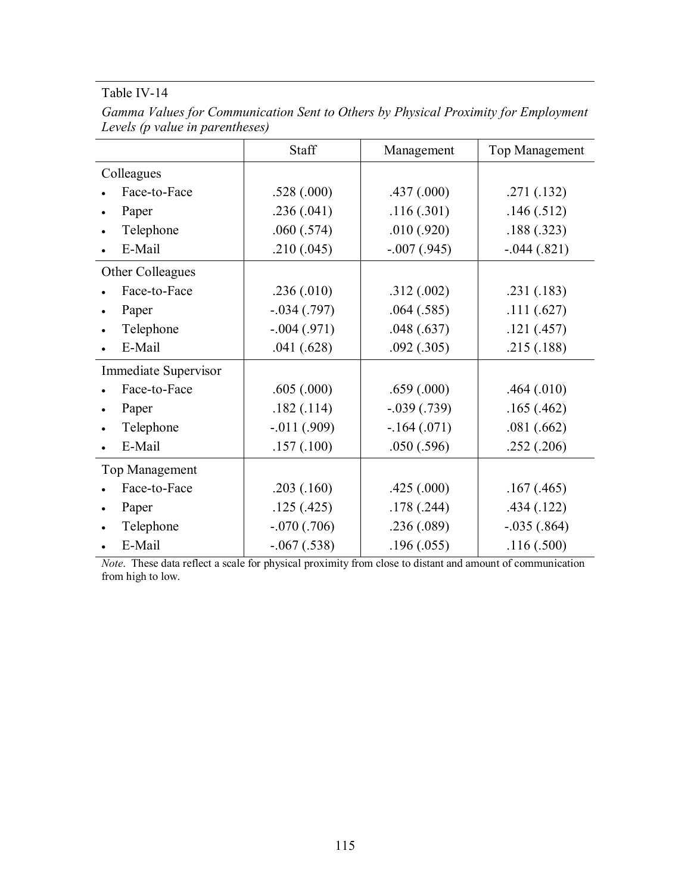Table IV-14

*Gamma Values for Communication Sent to Others by Physical Proximity for Employment Levels (p value in parentheses)*

| | Staff | Management | Top Management |
|---|---|---|---|
| Colleagues | | | |
| • Face-to-Face | .528 (.000) | .437 (.000) | .271 (.132) |
| • Paper | .236 (.041) | .116 (.301) | .146 (.512) |
| • Telephone | .060 (.574) | .010 (.920) | .188 (.323) |
| • E-Mail | .210 (.045) | -.007 (.945) | -.044 (.821) |
| Other Colleagues | | | |
| • Face-to-Face | .236 (.010) | .312 (.002) | .231 (.183) |
| • Paper | -.034 (.797) | .064 (.585) | .111 (.627) |
| • Telephone | -.004 (.971) | .048 (.637) | .121 (.457) |
| • E-Mail | .041 (.628) | .092 (.305) | .215 (.188) |
| Immediate Supervisor | | | |
| • Face-to-Face | .605 (.000) | .659 (.000) | .464 (.010) |
| • Paper | .182 (.114) | -.039 (.739) | .165 (.462) |
| • Telephone | -.011 (.909) | -.164 (.071) | .081 (.662) |
| • E-Mail | .157 (.100) | .050 (.596) | .252 (.206) |
| Top Management | | | |
| • Face-to-Face | .203 (.160) | .425 (.000) | .167 (.465) |
| • Paper | .125 (.425) | .178 (.244) | .434 (.122) |
| • Telephone | -.070 (.706) | .236 (.089) | -.035 (.864) |
| • E-Mail | -.067 (.538) | .196 (.055) | .116 (.500) |

*Note*. These data reflect a scale for physical proximity from close to distant and amount of communication from high to low.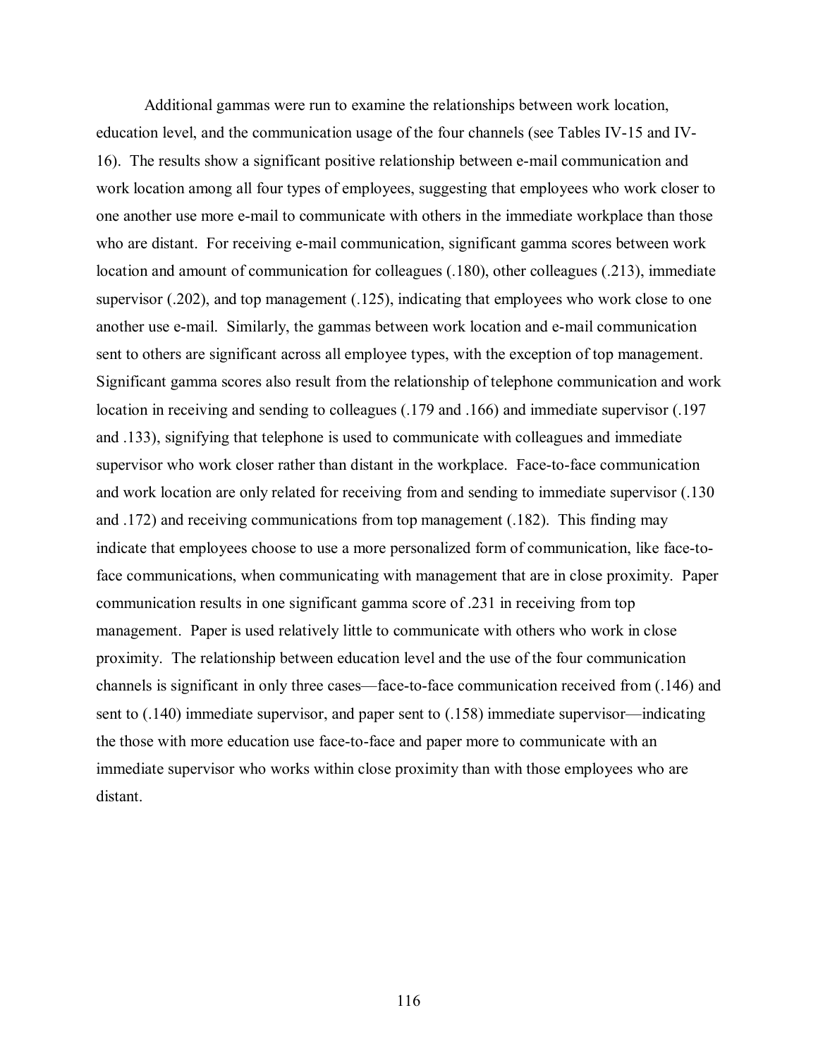Additional gammas were run to examine the relationships between work location, education level, and the communication usage of the four channels (see Tables IV-15 and IV-16). The results show a significant positive relationship between e-mail communication and work location among all four types of employees, suggesting that employees who work closer to one another use more e-mail to communicate with others in the immediate workplace than those who are distant. For receiving e-mail communication, significant gamma scores between work location and amount of communication for colleagues (.180), other colleagues (.213), immediate supervisor (.202), and top management (.125), indicating that employees who work close to one another use e-mail. Similarly, the gammas between work location and e-mail communication sent to others are significant across all employee types, with the exception of top management. Significant gamma scores also result from the relationship of telephone communication and work location in receiving and sending to colleagues (.179 and .166) and immediate supervisor (.197 and .133), signifying that telephone is used to communicate with colleagues and immediate supervisor who work closer rather than distant in the workplace. Face-to-face communication and work location are only related for receiving from and sending to immediate supervisor (.130 and .172) and receiving communications from top management (.182). This finding may indicate that employees choose to use a more personalized form of communication, like face-to-face communications, when communicating with management that are in close proximity. Paper communication results in one significant gamma score of .231 in receiving from top management. Paper is used relatively little to communicate with others who work in close proximity. The relationship between education level and the use of the four communication channels is significant in only three cases—face-to-face communication received from (.146) and sent to (.140) immediate supervisor, and paper sent to (.158) immediate supervisor—indicating the those with more education use face-to-face and paper more to communicate with an immediate supervisor who works within close proximity than with those employees who are distant.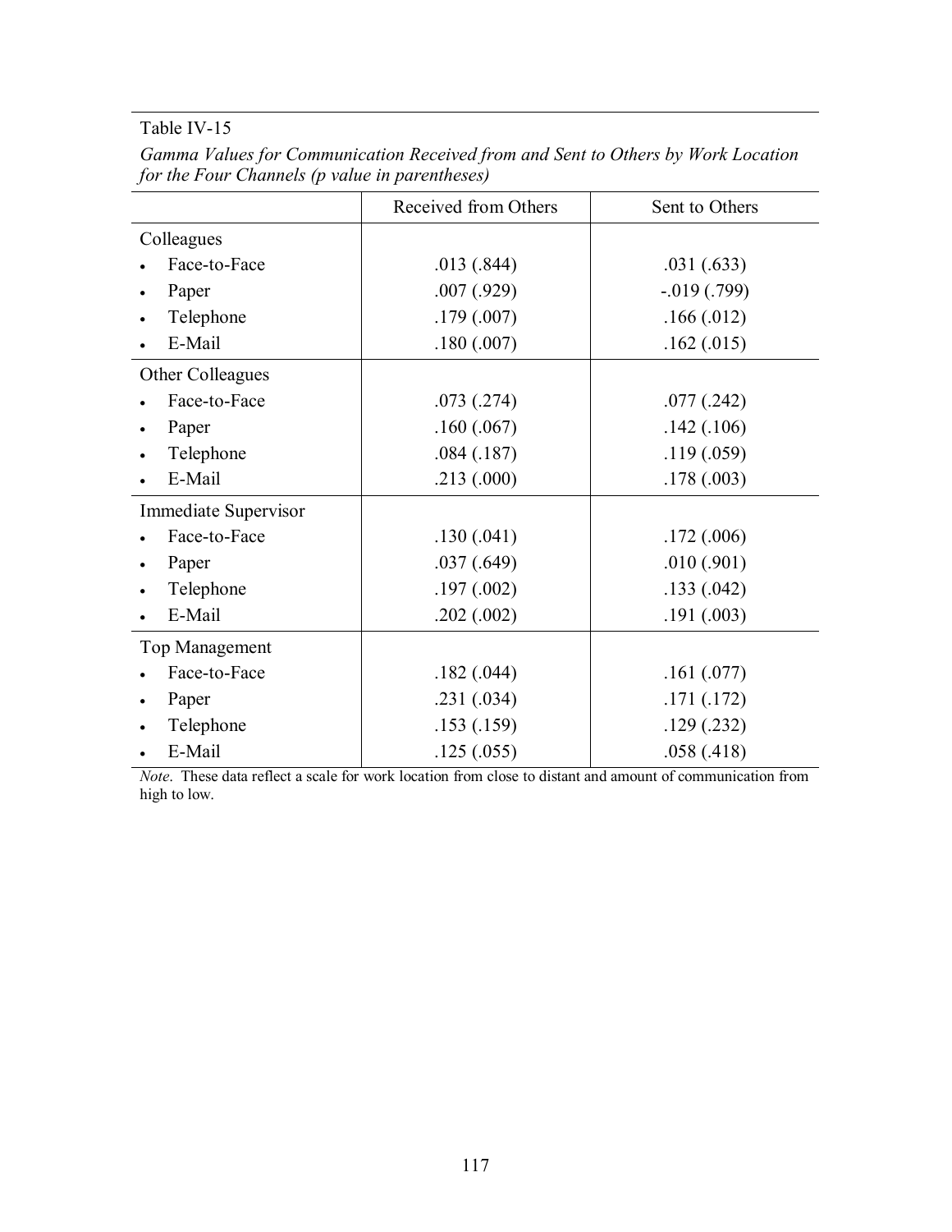Table IV-15

*Gamma Values for Communication Received from and Sent to Others by Work Location for the Four Channels (p value in parentheses)*

| | Received from Others | Sent to Others |
|---|---|---|
| Colleagues | | |
| • Face-to-Face | .013 (.844) | .031 (.633) |
| • Paper | .007 (.929) | -.019 (.799) |
| • Telephone | .179 (.007) | .166 (.012) |
| • E-Mail | .180 (.007) | .162 (.015) |
| Other Colleagues | | |
| • Face-to-Face | .073 (.274) | .077 (.242) |
| • Paper | .160 (.067) | .142 (.106) |
| • Telephone | .084 (.187) | .119 (.059) |
| • E-Mail | .213 (.000) | .178 (.003) |
| Immediate Supervisor | | |
| • Face-to-Face | .130 (.041) | .172 (.006) |
| • Paper | .037 (.649) | .010 (.901) |
| • Telephone | .197 (.002) | .133 (.042) |
| • E-Mail | .202 (.002) | .191 (.003) |
| Top Management | | |
| • Face-to-Face | .182 (.044) | .161 (.077) |
| • Paper | .231 (.034) | .171 (.172) |
| • Telephone | .153 (.159) | .129 (.232) |
| • E-Mail | .125 (.055) | .058 (.418) |

*Note*. These data reflect a scale for work location from close to distant and amount of communication from high to low.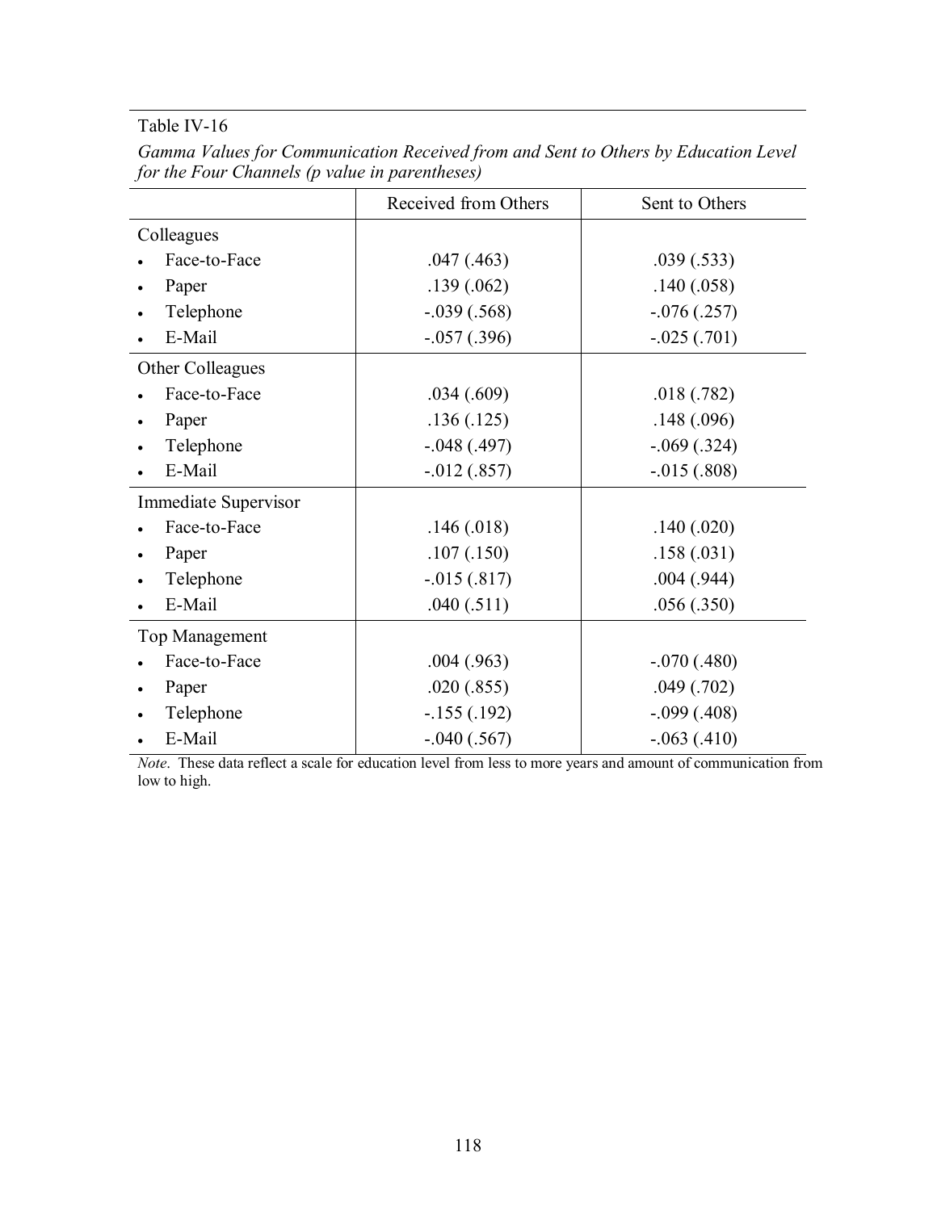Table IV-16

*Gamma Values for Communication Received from and Sent to Others by Education Level for the Four Channels (p value in parentheses)*

| | Received from Others | Sent to Others |
|---|---|---|
| Colleagues | | |
| • Face-to-Face | .047 (.463) | .039 (.533) |
| • Paper | .139 (.062) | .140 (.058) |
| • Telephone | -.039 (.568) | -.076 (.257) |
| • E-Mail | -.057 (.396) | -.025 (.701) |
| Other Colleagues | | |
| • Face-to-Face | .034 (.609) | .018 (.782) |
| • Paper | .136 (.125) | .148 (.096) |
| • Telephone | -.048 (.497) | -.069 (.324) |
| • E-Mail | -.012 (.857) | -.015 (.808) |
| Immediate Supervisor | | |
| • Face-to-Face | .146 (.018) | .140 (.020) |
| • Paper | .107 (.150) | .158 (.031) |
| • Telephone | -.015 (.817) | .004 (.944) |
| • E-Mail | .040 (.511) | .056 (.350) |
| Top Management | | |
| • Face-to-Face | .004 (.963) | -.070 (.480) |
| • Paper | .020 (.855) | .049 (.702) |
| • Telephone | -.155 (.192) | -.099 (.408) |
| • E-Mail | -.040 (.567) | -.063 (.410) |

*Note*. These data reflect a scale for education level from less to more years and amount of communication from low to high.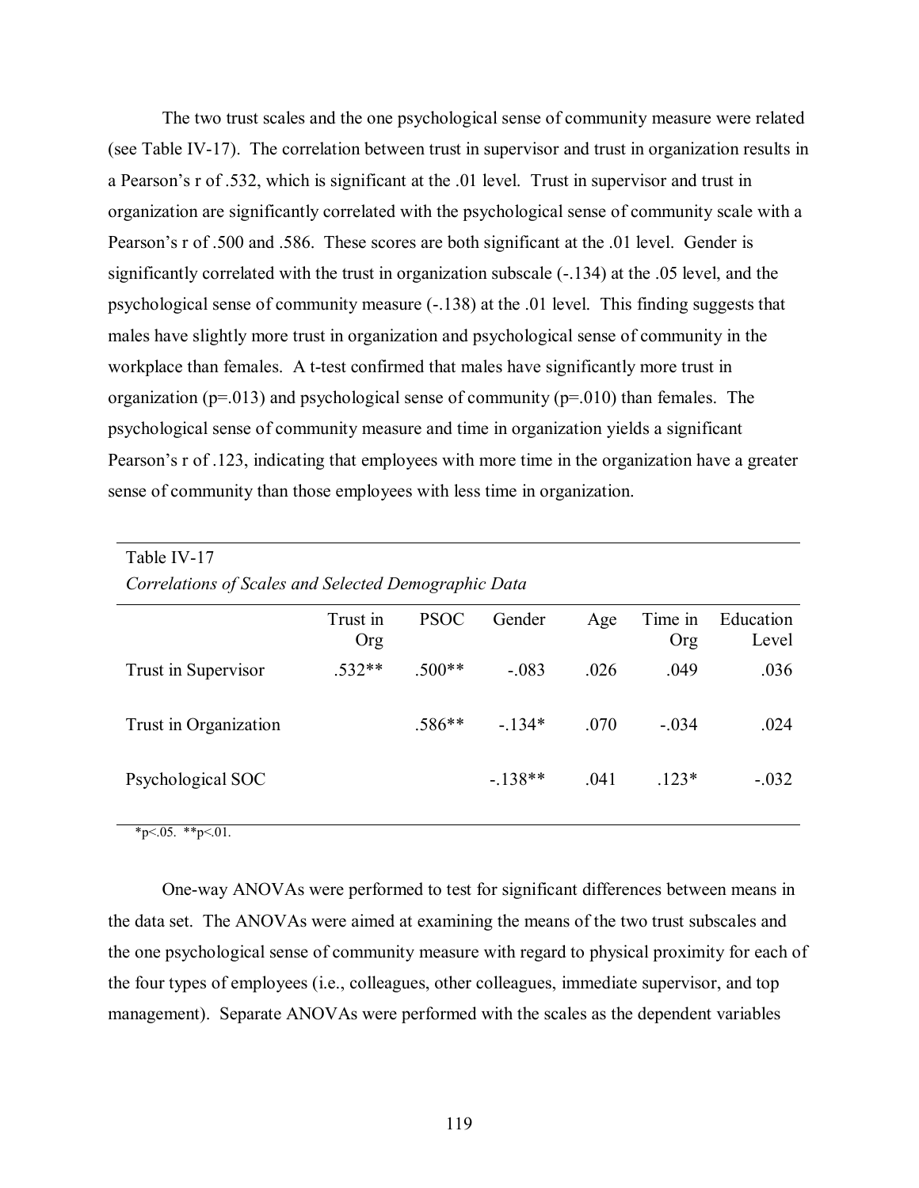The two trust scales and the one psychological sense of community measure were related (see Table IV-17). The correlation between trust in supervisor and trust in organization results in a Pearson's r of .532, which is significant at the .01 level. Trust in supervisor and trust in organization are significantly correlated with the psychological sense of community scale with a Pearson's r of .500 and .586. These scores are both significant at the .01 level. Gender is significantly correlated with the trust in organization subscale (-.134) at the .05 level, and the psychological sense of community measure (-.138) at the .01 level. This finding suggests that males have slightly more trust in organization and psychological sense of community in the workplace than females. A t-test confirmed that males have significantly more trust in organization (p=.013) and psychological sense of community (p=.010) than females. The psychological sense of community measure and time in organization yields a significant Pearson's r of .123, indicating that employees with more time in the organization have a greater sense of community than those employees with less time in organization.

Table IV-17

*Correlations of Scales and Selected Demographic Data*

| | Trust in Org | PSOC | Gender | Age | Time in Org | Education Level |
|---|---|---|---|---|---|---|
| Trust in Supervisor | .532** | .500** | -.083 | .026 | .049 | .036 |
| Trust in Organization | | .586** | -.134* | .070 | -.034 | .024 |
| Psychological SOC | | | -.138** | .041 | .123* | -.032 |

*p<.05. **p<.01.

One-way ANOVAs were performed to test for significant differences between means in the data set. The ANOVAs were aimed at examining the means of the two trust subscales and the one psychological sense of community measure with regard to physical proximity for each of the four types of employees (i.e., colleagues, other colleagues, immediate supervisor, and top management). Separate ANOVAs were performed with the scales as the dependent variables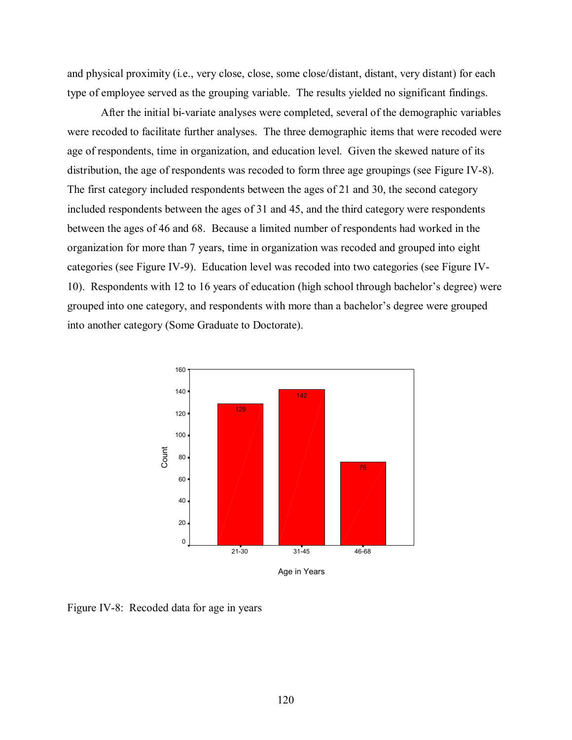and physical proximity (i.e., very close, close, some close/distant, distant, very distant) for each type of employee served as the grouping variable. The results yielded no significant findings.

After the initial bi-variate analyses were completed, several of the demographic variables were recoded to facilitate further analyses. The three demographic items that were recoded were age of respondents, time in organization, and education level. Given the skewed nature of its distribution, the age of respondents was recoded to form three age groupings (see Figure IV-8). The first category included respondents between the ages of 21 and 30, the second category included respondents between the ages of 31 and 45, and the third category were respondents between the ages of 46 and 68. Because a limited number of respondents had worked in the organization for more than 7 years, time in organization was recoded and grouped into eight categories (see Figure IV-9). Education level was recoded into two categories (see Figure IV-10). Respondents with 12 to 16 years of education (high school through bachelor's degree) were grouped into one category, and respondents with more than a bachelor's degree were grouped into another category (Some Graduate to Doctorate).

| Age in Years | Count |
|---|---|
| 21-30 | 129 |
| 31-45 | 142 |
| 46-68 | 76 |

Figure IV-8: Recoded data for age in years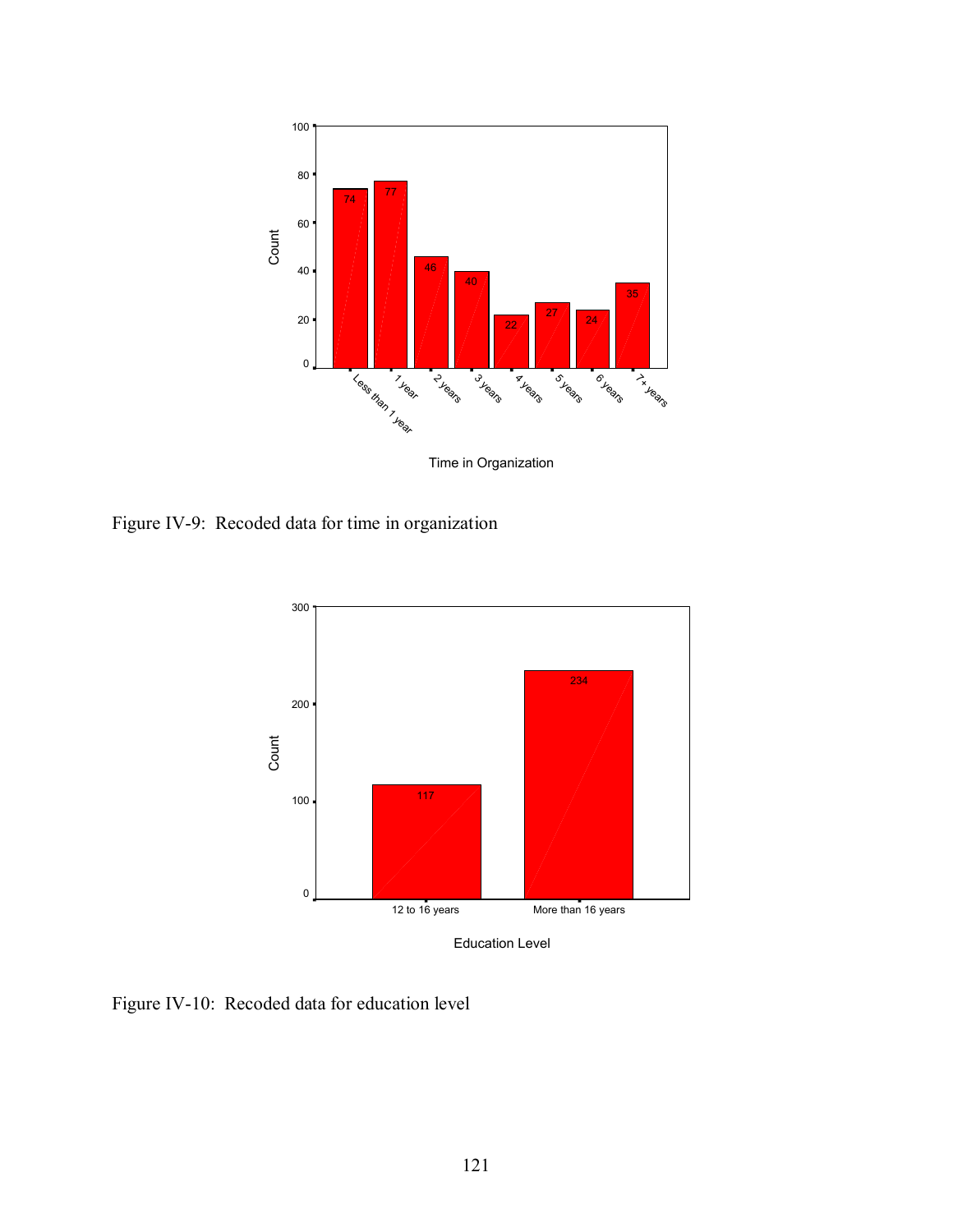Figure IV-9: Recoded data for time in organization

Figure IV-10: Recoded data for education level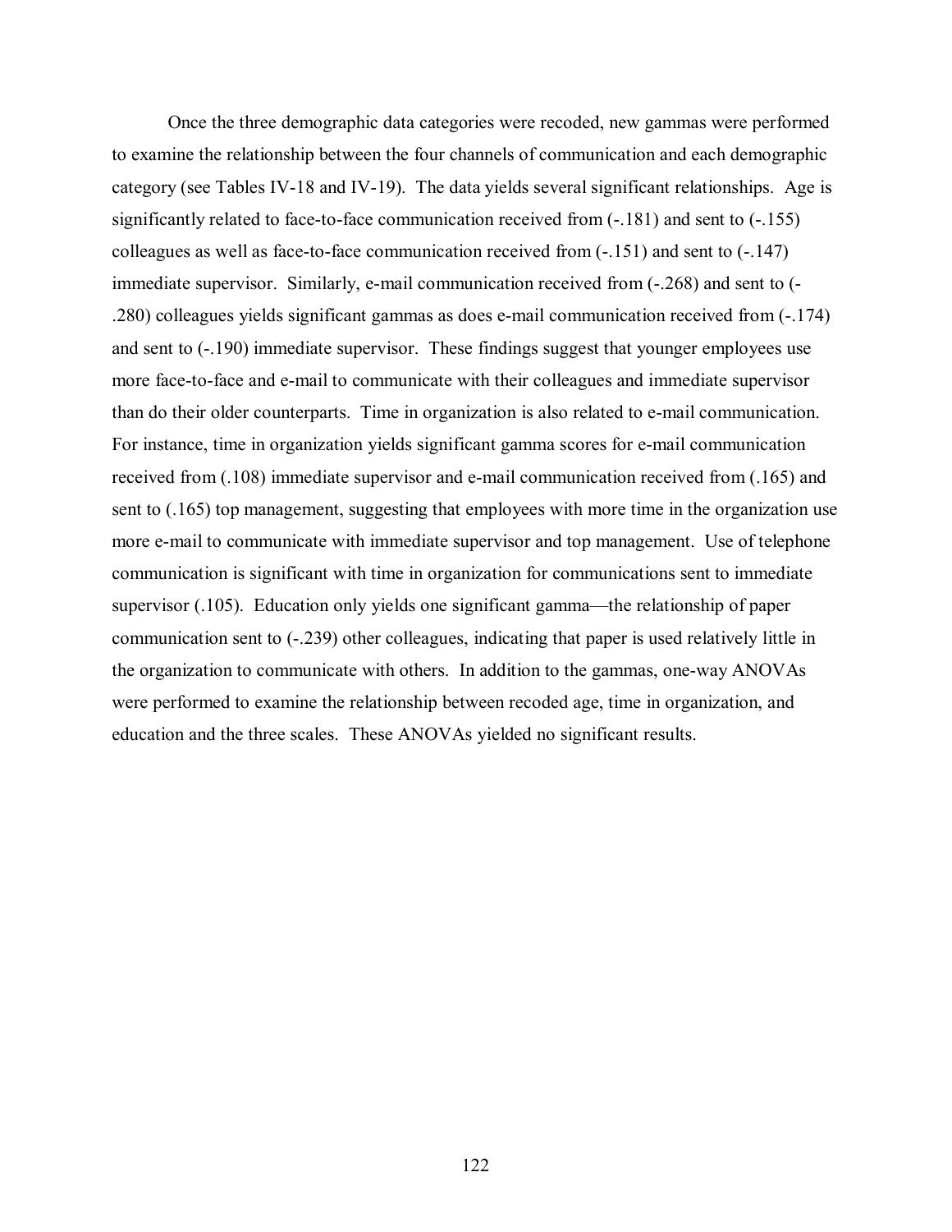Once the three demographic data categories were recoded, new gammas were performed to examine the relationship between the four channels of communication and each demographic category (see Tables IV-18 and IV-19). The data yields several significant relationships. Age is significantly related to face-to-face communication received from (-.181) and sent to (-.155) colleagues as well as face-to-face communication received from (-.151) and sent to (-.147) immediate supervisor. Similarly, e-mail communication received from (-.268) and sent to (-.280) colleagues yields significant gammas as does e-mail communication received from (-.174) and sent to (-.190) immediate supervisor. These findings suggest that younger employees use more face-to-face and e-mail to communicate with their colleagues and immediate supervisor than do their older counterparts. Time in organization is also related to e-mail communication. For instance, time in organization yields significant gamma scores for e-mail communication received from (.108) immediate supervisor and e-mail communication received from (.165) and sent to (.165) top management, suggesting that employees with more time in the organization use more e-mail to communicate with immediate supervisor and top management. Use of telephone communication is significant with time in organization for communications sent to immediate supervisor (.105). Education only yields one significant gamma—the relationship of paper communication sent to (-.239) other colleagues, indicating that paper is used relatively little in the organization to communicate with others. In addition to the gammas, one-way ANOVAs were performed to examine the relationship between recoded age, time in organization, and education and the three scales. These ANOVAs yielded no significant results.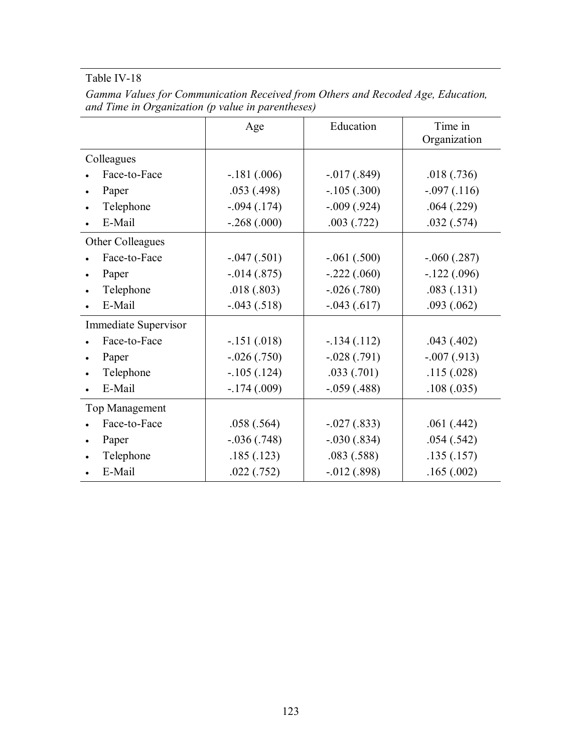Table IV-18

*Gamma Values for Communication Received from Others and Recoded Age, Education, and Time in Organization (p value in parentheses)*

| | Age | Education | Time in Organization |
|---|---|---|---|
| Colleagues | | | |
| • Face-to-Face | -.181 (.006) | -.017 (.849) | .018 (.736) |
| • Paper | .053 (.498) | -.105 (.300) | -.097 (.116) |
| • Telephone | -.094 (.174) | -.009 (.924) | .064 (.229) |
| • E-Mail | -.268 (.000) | .003 (.722) | .032 (.574) |
| Other Colleagues | | | |
| • Face-to-Face | -.047 (.501) | -.061 (.500) | -.060 (.287) |
| • Paper | -.014 (.875) | -.222 (.060) | -.122 (.096) |
| • Telephone | .018 (.803) | -.026 (.780) | .083 (.131) |
| • E-Mail | -.043 (.518) | -.043 (.617) | .093 (.062) |
| Immediate Supervisor | | | |
| • Face-to-Face | -.151 (.018) | -.134 (.112) | .043 (.402) |
| • Paper | -.026 (.750) | -.028 (.791) | -.007 (.913) |
| • Telephone | -.105 (.124) | .033 (.701) | .115 (.028) |
| • E-Mail | -.174 (.009) | -.059 (.488) | .108 (.035) |
| Top Management | | | |
| • Face-to-Face | .058 (.564) | -.027 (.833) | .061 (.442) |
| • Paper | -.036 (.748) | -.030 (.834) | .054 (.542) |
| • Telephone | .185 (.123) | .083 (.588) | .135 (.157) |
| • E-Mail | .022 (.752) | -.012 (.898) | .165 (.002) |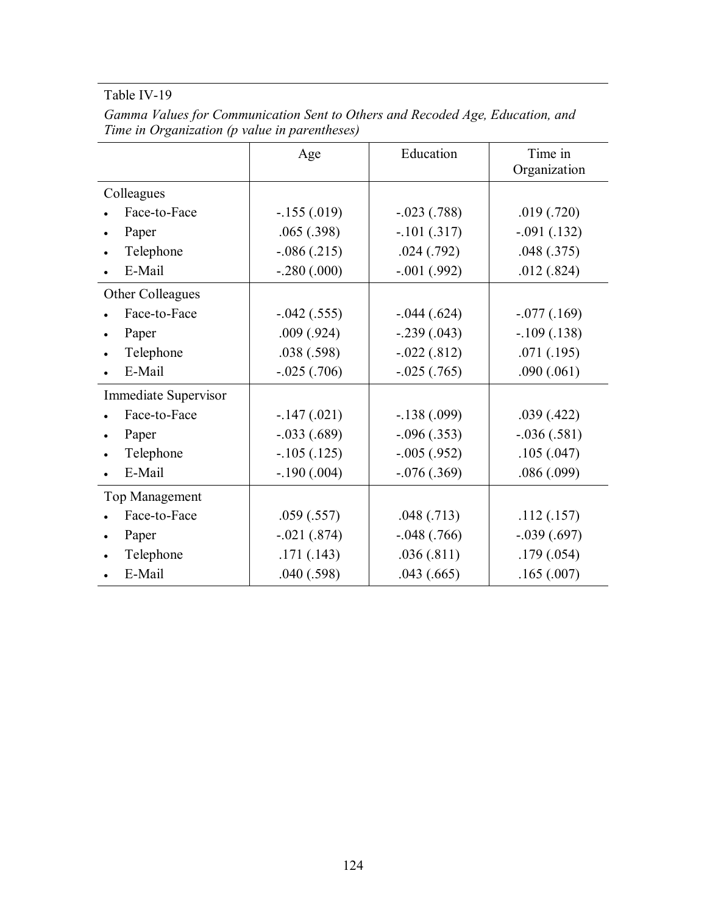Table IV-19

*Gamma Values for Communication Sent to Others and Recoded Age, Education, and Time in Organization (p value in parentheses)*

| | Age | Education | Time in Organization |
|---|---|---|---|
| Colleagues | | | |
| • Face-to-Face | -.155 (.019) | -.023 (.788) | .019 (.720) |
| • Paper | .065 (.398) | -.101 (.317) | -.091 (.132) |
| • Telephone | -.086 (.215) | .024 (.792) | .048 (.375) |
| • E-Mail | -.280 (.000) | -.001 (.992) | .012 (.824) |
| Other Colleagues | | | |
| • Face-to-Face | -.042 (.555) | -.044 (.624) | -.077 (.169) |
| • Paper | .009 (.924) | -.239 (.043) | -.109 (.138) |
| • Telephone | .038 (.598) | -.022 (.812) | .071 (.195) |
| • E-Mail | -.025 (.706) | -.025 (.765) | .090 (.061) |
| Immediate Supervisor | | | |
| • Face-to-Face | -.147 (.021) | -.138 (.099) | .039 (.422) |
| • Paper | -.033 (.689) | -.096 (.353) | -.036 (.581) |
| • Telephone | -.105 (.125) | -.005 (.952) | .105 (.047) |
| • E-Mail | -.190 (.004) | -.076 (.369) | .086 (.099) |
| Top Management | | | |
| • Face-to-Face | .059 (.557) | .048 (.713) | .112 (.157) |
| • Paper | -.021 (.874) | -.048 (.766) | -.039 (.697) |
| • Telephone | .171 (.143) | .036 (.811) | .179 (.054) |
| • E-Mail | .040 (.598) | .043 (.665) | .165 (.007) |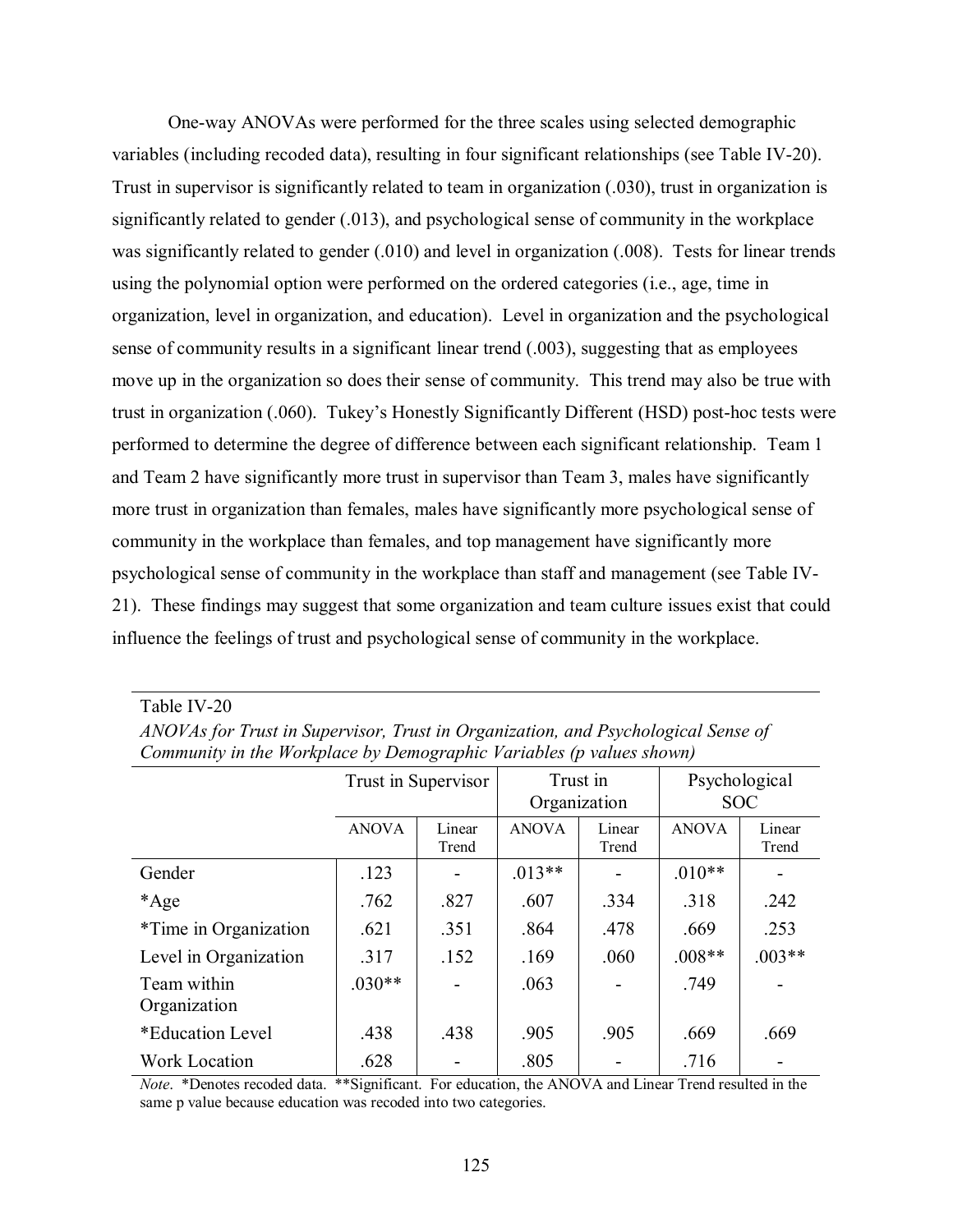One-way ANOVAs were performed for the three scales using selected demographic variables (including recoded data), resulting in four significant relationships (see Table IV-20). Trust in supervisor is significantly related to team in organization (.030), trust in organization is significantly related to gender (.013), and psychological sense of community in the workplace was significantly related to gender (.010) and level in organization (.008). Tests for linear trends using the polynomial option were performed on the ordered categories (i.e., age, time in organization, level in organization, and education). Level in organization and the psychological sense of community results in a significant linear trend (.003), suggesting that as employees move up in the organization so does their sense of community. This trend may also be true with trust in organization (.060). Tukey's Honestly Significantly Different (HSD) post-hoc tests were performed to determine the degree of difference between each significant relationship. Team 1 and Team 2 have significantly more trust in supervisor than Team 3, males have significantly more trust in organization than females, males have significantly more psychological sense of community in the workplace than females, and top management have significantly more psychological sense of community in the workplace than staff and management (see Table IV-21). These findings may suggest that some organization and team culture issues exist that could influence the feelings of trust and psychological sense of community in the workplace.

Table IV-20

*ANOVAs for Trust in Supervisor, Trust in Organization, and Psychological Sense of Community in the Workplace by Demographic Variables (p values shown)*

| | Trust in Supervisor | | Trust in Organization | | Psychological SOC | |
|---|---|---|---|---|---|---|
| | ANOVA | Linear Trend | ANOVA | Linear Trend | ANOVA | Linear Trend |
| Gender | .123 | - | .013** | - | .010** | - |
| *Age | .762 | .827 | .607 | .334 | .318 | .242 |
| *Time in Organization | .621 | .351 | .864 | .478 | .669 | .253 |
| Level in Organization | .317 | .152 | .169 | .060 | .008** | .003** |
| Team within Organization | .030** | - | .063 | - | .749 | - |
| *Education Level | .438 | .438 | .905 | .905 | .669 | .669 |
| Work Location | .628 | - | .805 | - | .716 | - |

*Note*. *Denotes recoded data. **Significant. For education, the ANOVA and Linear Trend resulted in the same p value because education was recoded into two categories.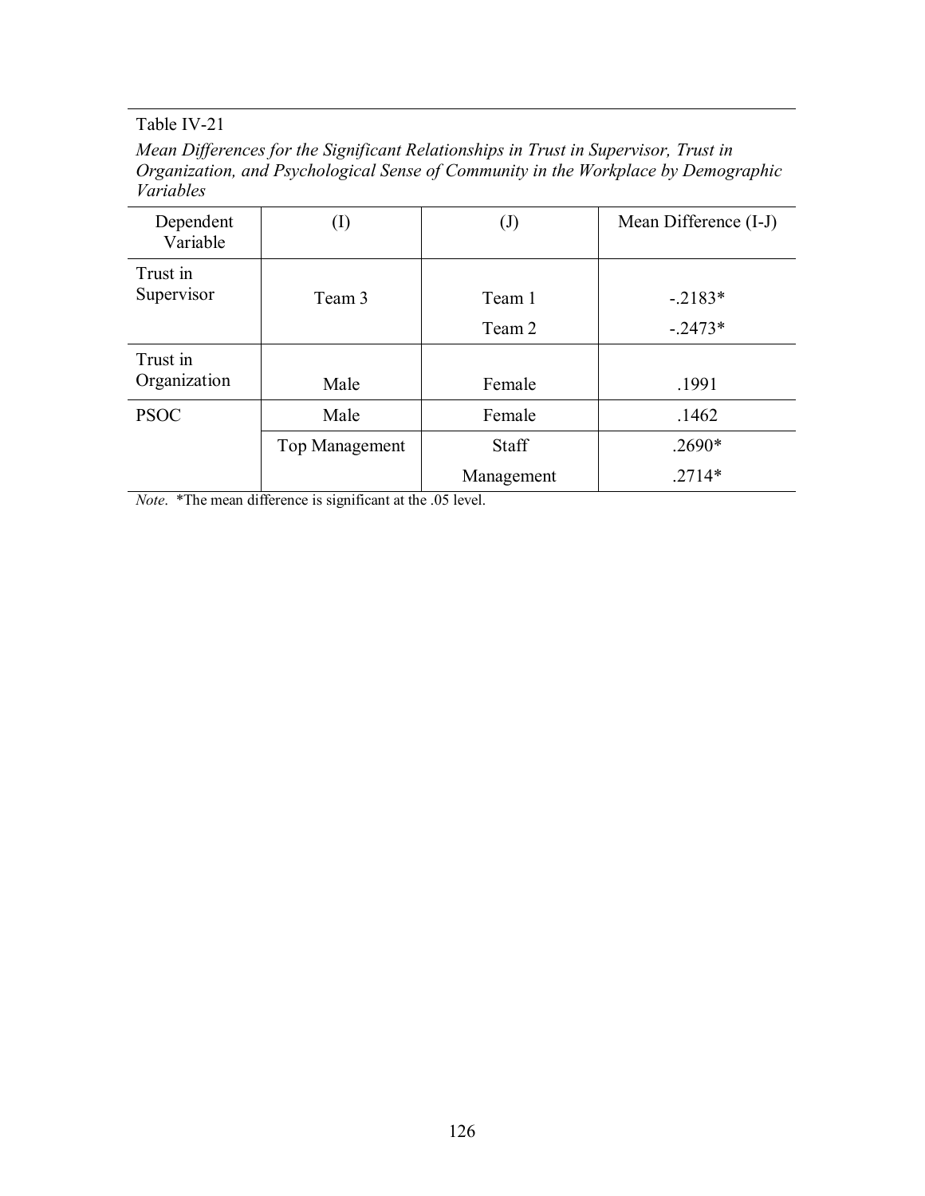Table IV-21

*Mean Differences for the Significant Relationships in Trust in Supervisor, Trust in Organization, and Psychological Sense of Community in the Workplace by Demographic Variables*

| Dependent Variable | (I) | (J) | Mean Difference (I-J) |
|---|---|---|---|
| Trust in Supervisor | Team 3 | Team 1 | -.2183* |
| | | Team 2 | -.2473* |
| Trust in Organization | Male | Female | .1991 |
| PSOC | Male | Female | .1462 |
| | Top Management | Staff | .2690* |
| | | Management | .2714* |

*Note*. *The mean difference is significant at the .05 level.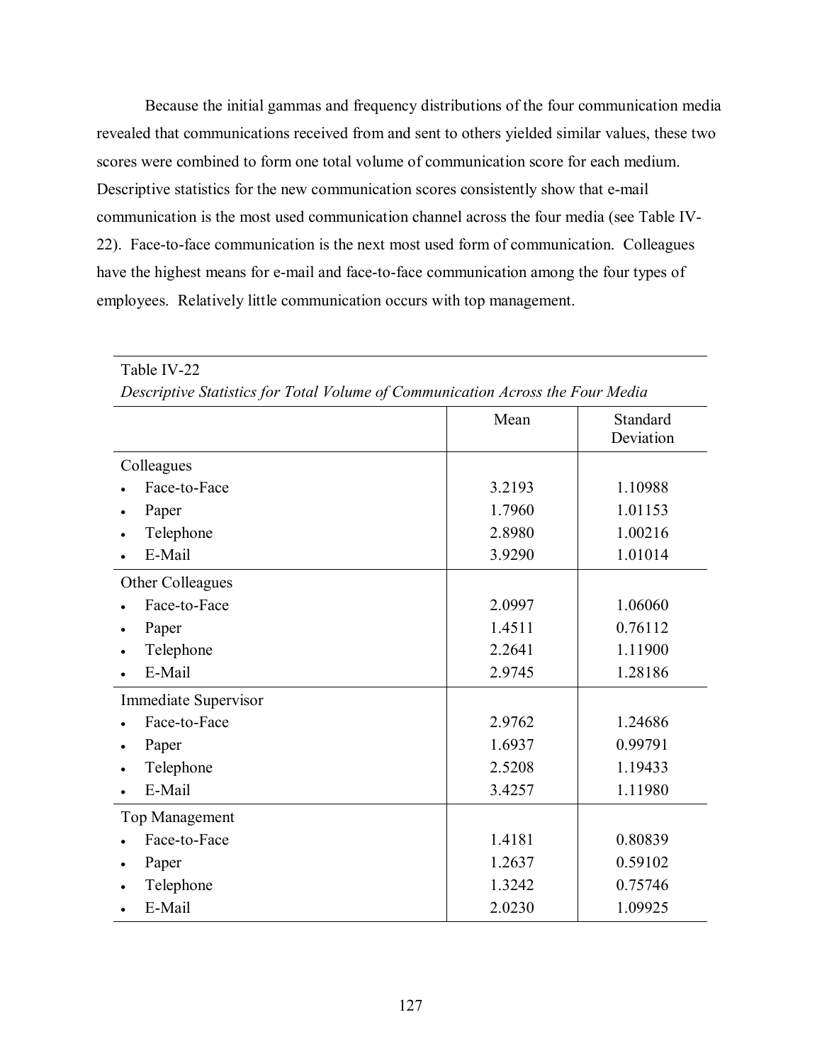Because the initial gammas and frequency distributions of the four communication media revealed that communications received from and sent to others yielded similar values, these two scores were combined to form one total volume of communication score for each medium. Descriptive statistics for the new communication scores consistently show that e-mail communication is the most used communication channel across the four media (see Table IV-22). Face-to-face communication is the next most used form of communication. Colleagues have the highest means for e-mail and face-to-face communication among the four types of employees. Relatively little communication occurs with top management.

Table IV-22

*Descriptive Statistics for Total Volume of Communication Across the Four Media*

| | Mean | Standard Deviation |
|---|---|---|
| Colleagues | | |
| • Face-to-Face | 3.2193 | 1.10988 |
| • Paper | 1.7960 | 1.01153 |
| • Telephone | 2.8980 | 1.00216 |
| • E-Mail | 3.9290 | 1.01014 |
| Other Colleagues | | |
| • Face-to-Face | 2.0997 | 1.06060 |
| • Paper | 1.4511 | 0.76112 |
| • Telephone | 2.2641 | 1.11900 |
| • E-Mail | 2.9745 | 1.28186 |
| Immediate Supervisor | | |
| • Face-to-Face | 2.9762 | 1.24686 |
| • Paper | 1.6937 | 0.99791 |
| • Telephone | 2.5208 | 1.19433 |
| • E-Mail | 3.4257 | 1.11980 |
| Top Management | | |
| • Face-to-Face | 1.4181 | 0.80839 |
| • Paper | 1.2637 | 0.59102 |
| • Telephone | 1.3242 | 0.75746 |
| • E-Mail | 2.0230 | 1.09925 |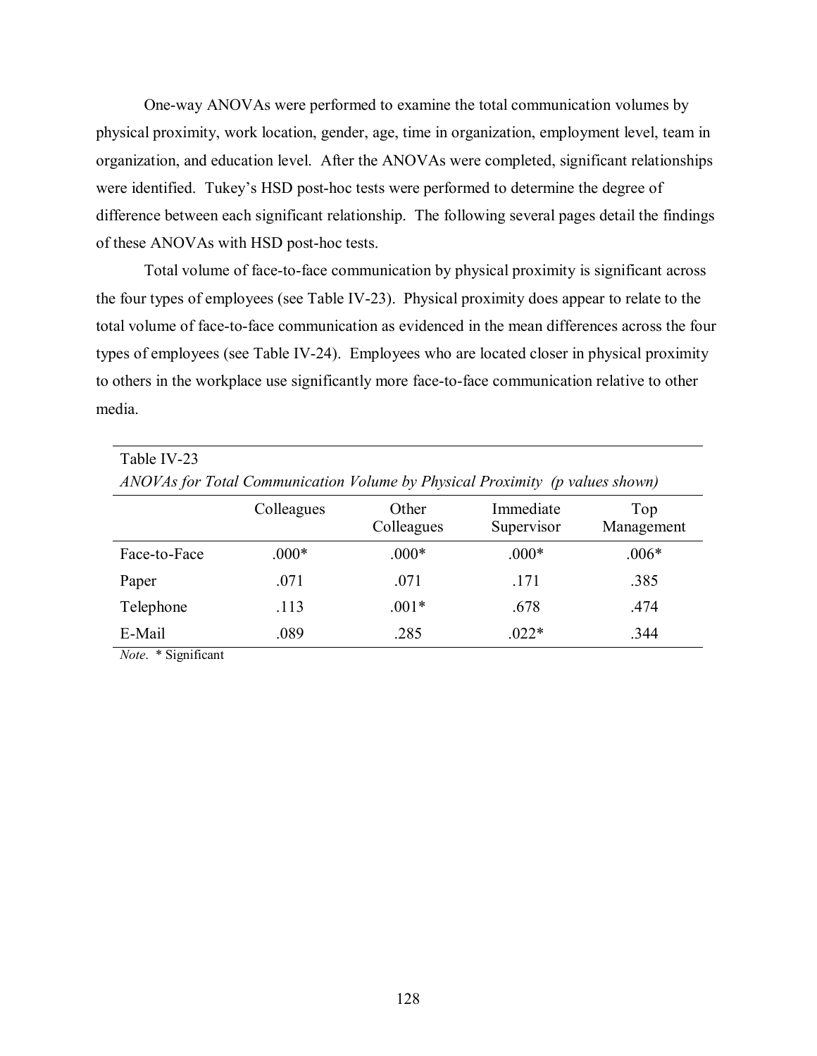One-way ANOVAs were performed to examine the total communication volumes by physical proximity, work location, gender, age, time in organization, employment level, team in organization, and education level. After the ANOVAs were completed, significant relationships were identified. Tukey's HSD post-hoc tests were performed to determine the degree of difference between each significant relationship. The following several pages detail the findings of these ANOVAs with HSD post-hoc tests.

Total volume of face-to-face communication by physical proximity is significant across the four types of employees (see Table IV-23). Physical proximity does appear to relate to the total volume of face-to-face communication as evidenced in the mean differences across the four types of employees (see Table IV-24). Employees who are located closer in physical proximity to others in the workplace use significantly more face-to-face communication relative to other media.

Table IV-23

*ANOVAs for Total Communication Volume by Physical Proximity (p values shown)*

| | Colleagues | Other Colleagues | Immediate Supervisor | Top Management |
|---|---|---|---|---|
| Face-to-Face | .000* | .000* | .000* | .006* |
| Paper | .071 | .071 | .171 | .385 |
| Telephone | .113 | .001* | .678 | .474 |
| E-Mail | .089 | .285 | .022* | .344 |

*Note*. * Significant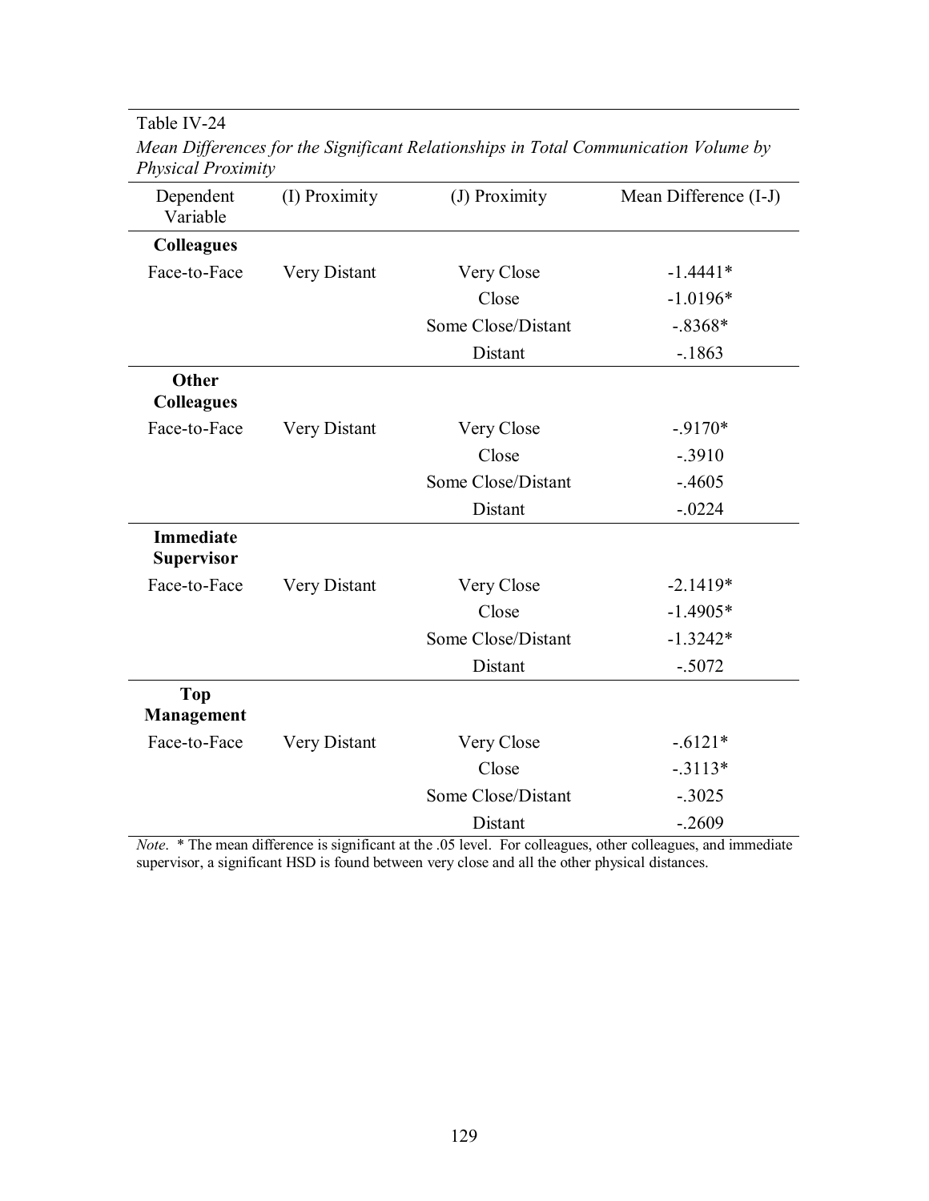Table IV-24

*Mean Differences for the Significant Relationships in Total Communication Volume by Physical Proximity*

| Dependent Variable | (I) Proximity | (J) Proximity | Mean Difference (I-J) |
|---|---|---|---|
| **Colleagues** | | | |
| Face-to-Face | Very Distant | Very Close | -1.4441* |
| | | Close | -1.0196* |
| | | Some Close/Distant | -.8368* |
| | | Distant | -.1863 |
| **Other Colleagues** | | | |
| Face-to-Face | Very Distant | Very Close | -.9170* |
| | | Close | -.3910 |
| | | Some Close/Distant | -.4605 |
| | | Distant | -.0224 |
| **Immediate Supervisor** | | | |
| Face-to-Face | Very Distant | Very Close | -2.1419* |
| | | Close | -1.4905* |
| | | Some Close/Distant | -1.3242* |
| | | Distant | -.5072 |
| **Top Management** | | | |
| Face-to-Face | Very Distant | Very Close | -.6121* |
| | | Close | -.3113* |
| | | Some Close/Distant | -.3025 |
| | | Distant | -.2609 |

*Note*. * The mean difference is significant at the .05 level. For colleagues, other colleagues, and immediate supervisor, a significant HSD is found between very close and all the other physical distances.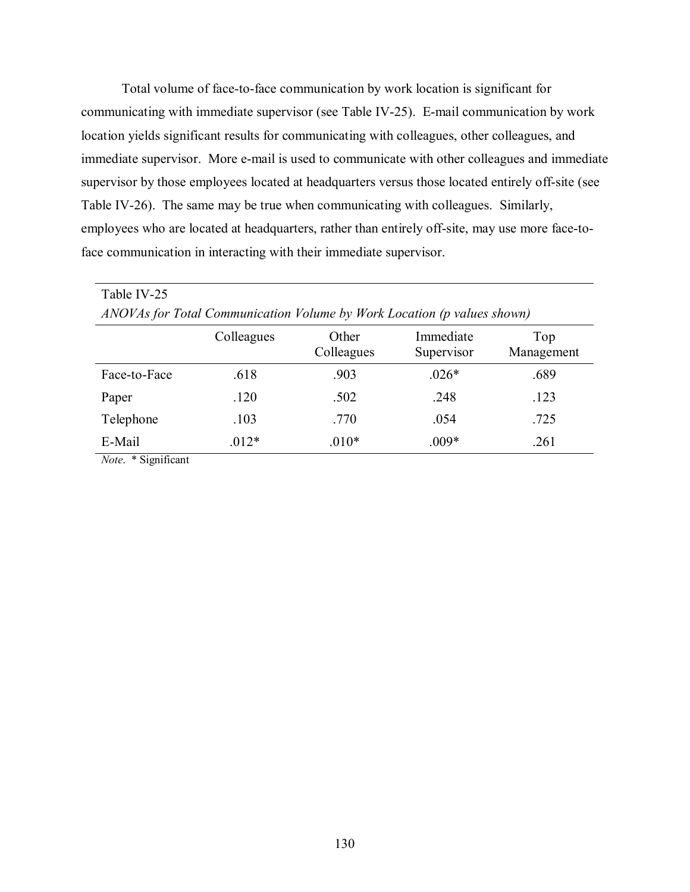Total volume of face-to-face communication by work location is significant for communicating with immediate supervisor (see Table IV-25). E-mail communication by work location yields significant results for communicating with colleagues, other colleagues, and immediate supervisor. More e-mail is used to communicate with other colleagues and immediate supervisor by those employees located at headquarters versus those located entirely off-site (see Table IV-26). The same may be true when communicating with colleagues. Similarly, employees who are located at headquarters, rather than entirely off-site, may use more face-to-face communication in interacting with their immediate supervisor.

Table IV-25

*ANOVAs for Total Communication Volume by Work Location (p values shown)*

| | Colleagues | Other Colleagues | Immediate Supervisor | Top Management |
|---|---|---|---|---|
| Face-to-Face | .618 | .903 | .026* | .689 |
| Paper | .120 | .502 | .248 | .123 |
| Telephone | .103 | .770 | .054 | .725 |
| E-Mail | .012* | .010* | .009* | .261 |

*Note*. * Significant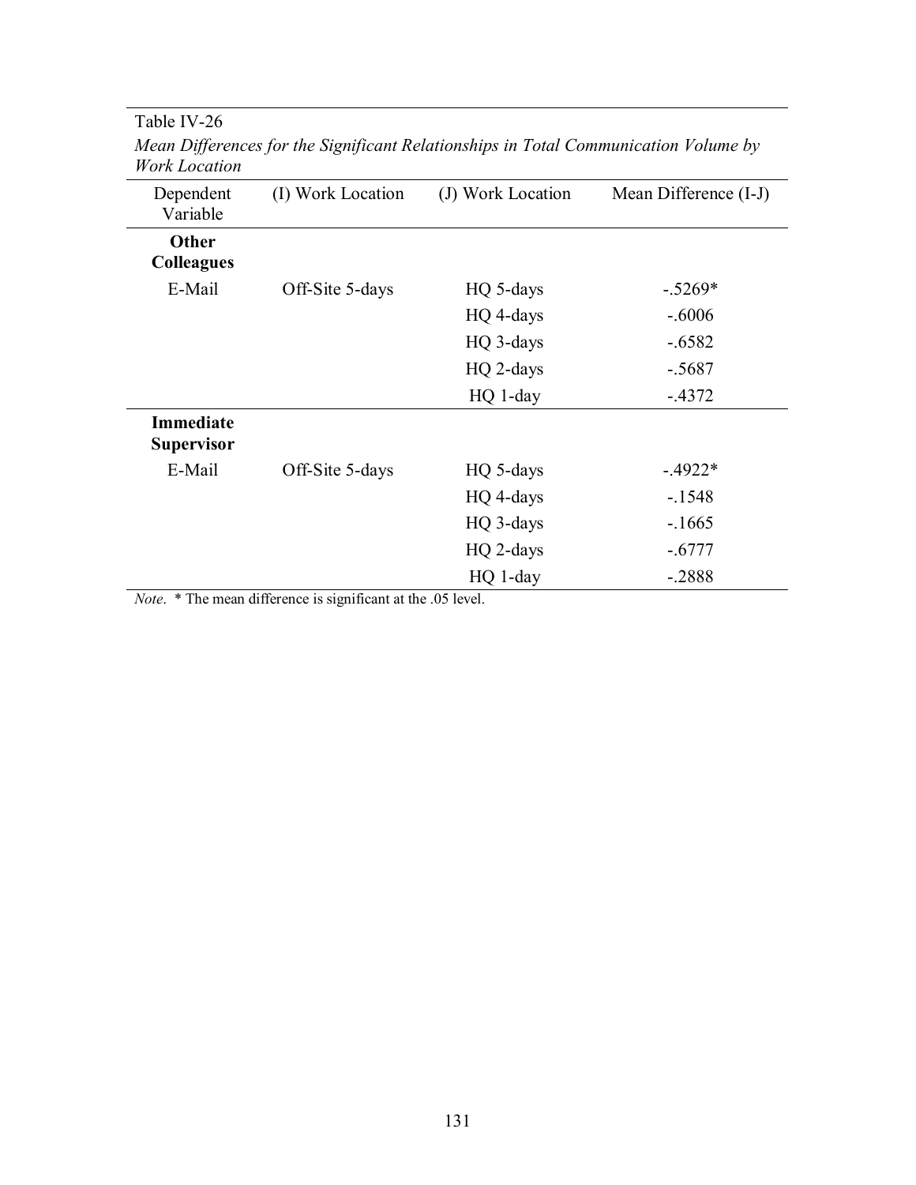Table IV-26

*Mean Differences for the Significant Relationships in Total Communication Volume by Work Location*

| Dependent Variable | (I) Work Location | (J) Work Location | Mean Difference (I-J) |
|---|---|---|---|
| **Other Colleagues** | | | |
| E-Mail | Off-Site 5-days | HQ 5-days | -.5269* |
| | | HQ 4-days | -.6006 |
| | | HQ 3-days | -.6582 |
| | | HQ 2-days | -.5687 |
| | | HQ 1-day | -.4372 |
| **Immediate Supervisor** | | | |
| E-Mail | Off-Site 5-days | HQ 5-days | -.4922* |
| | | HQ 4-days | -.1548 |
| | | HQ 3-days | -.1665 |
| | | HQ 2-days | -.6777 |
| | | HQ 1-day | -.2888 |

*Note*. * The mean difference is significant at the .05 level.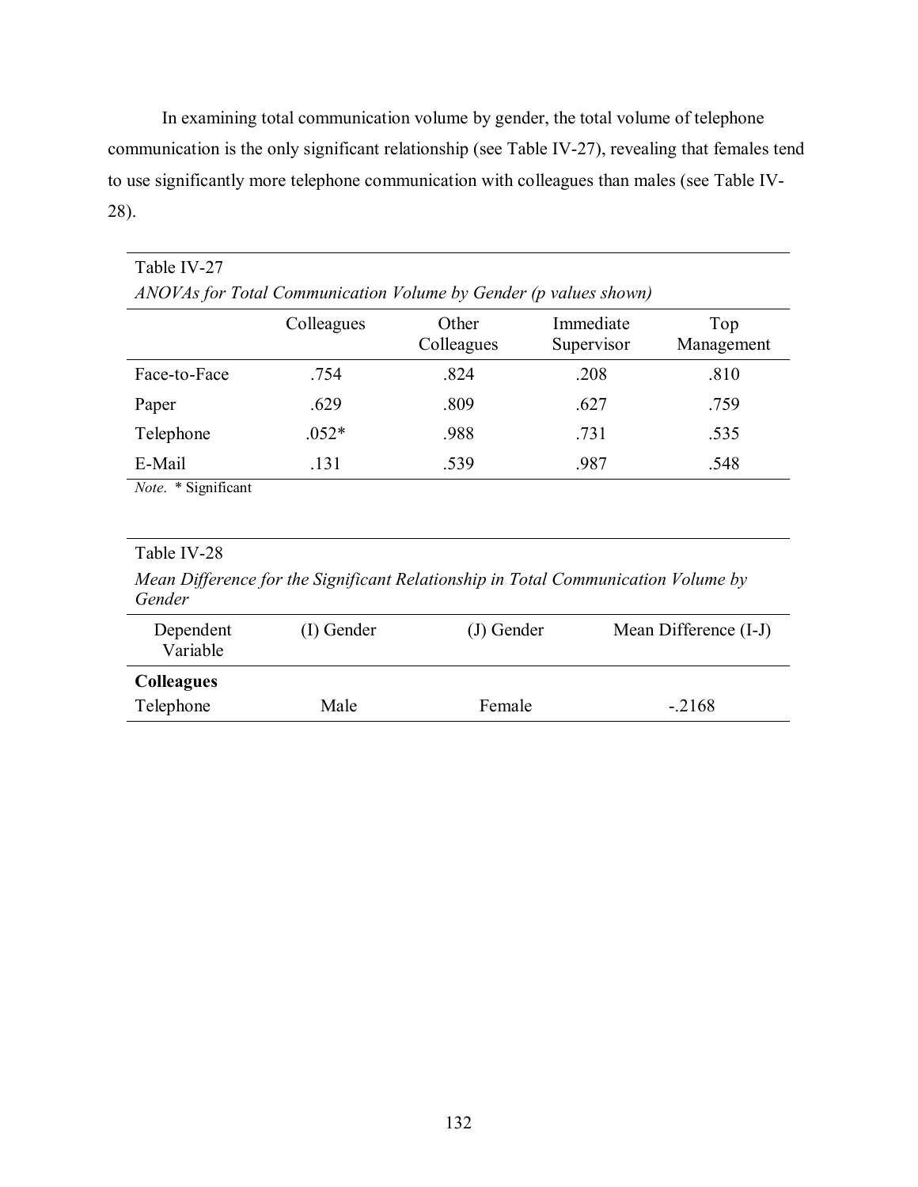In examining total communication volume by gender, the total volume of telephone communication is the only significant relationship (see Table IV-27), revealing that females tend to use significantly more telephone communication with colleagues than males (see Table IV-28).

Table IV-27

*ANOVAs for Total Communication Volume by Gender (p values shown)*

| | Colleagues | Other Colleagues | Immediate Supervisor | Top Management |
|---|---|---|---|---|
| Face-to-Face | .754 | .824 | .208 | .810 |
| Paper | .629 | .809 | .627 | .759 |
| Telephone | .052* | .988 | .731 | .535 |
| E-Mail | .131 | .539 | .987 | .548 |

*Note*. * Significant

Table IV-28

*Mean Difference for the Significant Relationship in Total Communication Volume by Gender*

| Dependent Variable | (I) Gender | (J) Gender | Mean Difference (I-J) |
|---|---|---|---|
| **Colleagues** | | | |
| Telephone | Male | Female | -.2168 |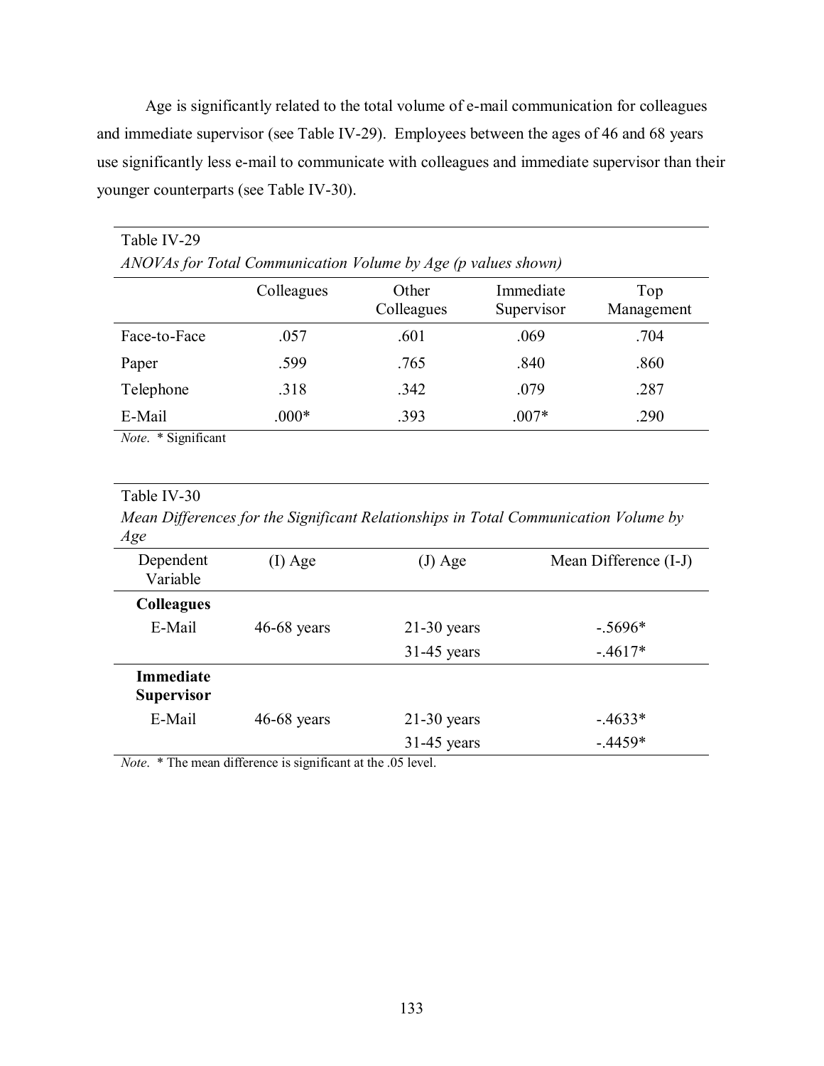Age is significantly related to the total volume of e-mail communication for colleagues and immediate supervisor (see Table IV-29). Employees between the ages of 46 and 68 years use significantly less e-mail to communicate with colleagues and immediate supervisor than their younger counterparts (see Table IV-30).

Table IV-29
*ANOVAs for Total Communication Volume by Age (p values shown)*

| | Colleagues | Other Colleagues | Immediate Supervisor | Top Management |
|---|---|---|---|---|
| Face-to-Face | .057 | .601 | .069 | .704 |
| Paper | .599 | .765 | .840 | .860 |
| Telephone | .318 | .342 | .079 | .287 |
| E-Mail | .000* | .393 | .007* | .290 |

*Note*. * Significant

Table IV-30
*Mean Differences for the Significant Relationships in Total Communication Volume by Age*

| Dependent Variable | (I) Age | (J) Age | Mean Difference (I-J) |
|---|---|---|---|
| **Colleagues** | | | |
| E-Mail | 46-68 years | 21-30 years | -.5696* |
| | | 31-45 years | -.4617* |
| **Immediate Supervisor** | | | |
| E-Mail | 46-68 years | 21-30 years | -.4633* |
| | | 31-45 years | -.4459* |

*Note*. * The mean difference is significant at the .05 level.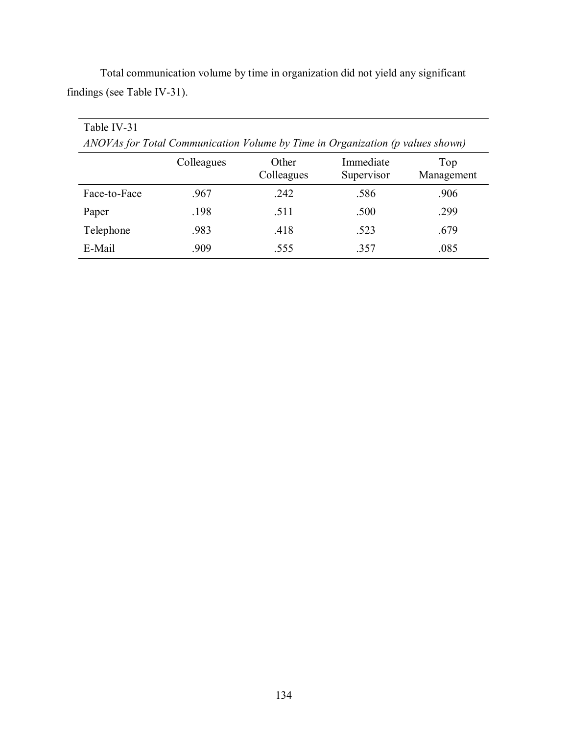Total communication volume by time in organization did not yield any significant findings (see Table IV-31).

Table IV-31

*ANOVAs for Total Communication Volume by Time in Organization (p values shown)*

| | Colleagues | Other Colleagues | Immediate Supervisor | Top Management |
|---|---|---|---|---|
| Face-to-Face | .967 | .242 | .586 | .906 |
| Paper | .198 | .511 | .500 | .299 |
| Telephone | .983 | .418 | .523 | .679 |
| E-Mail | .909 | .555 | .357 | .085 |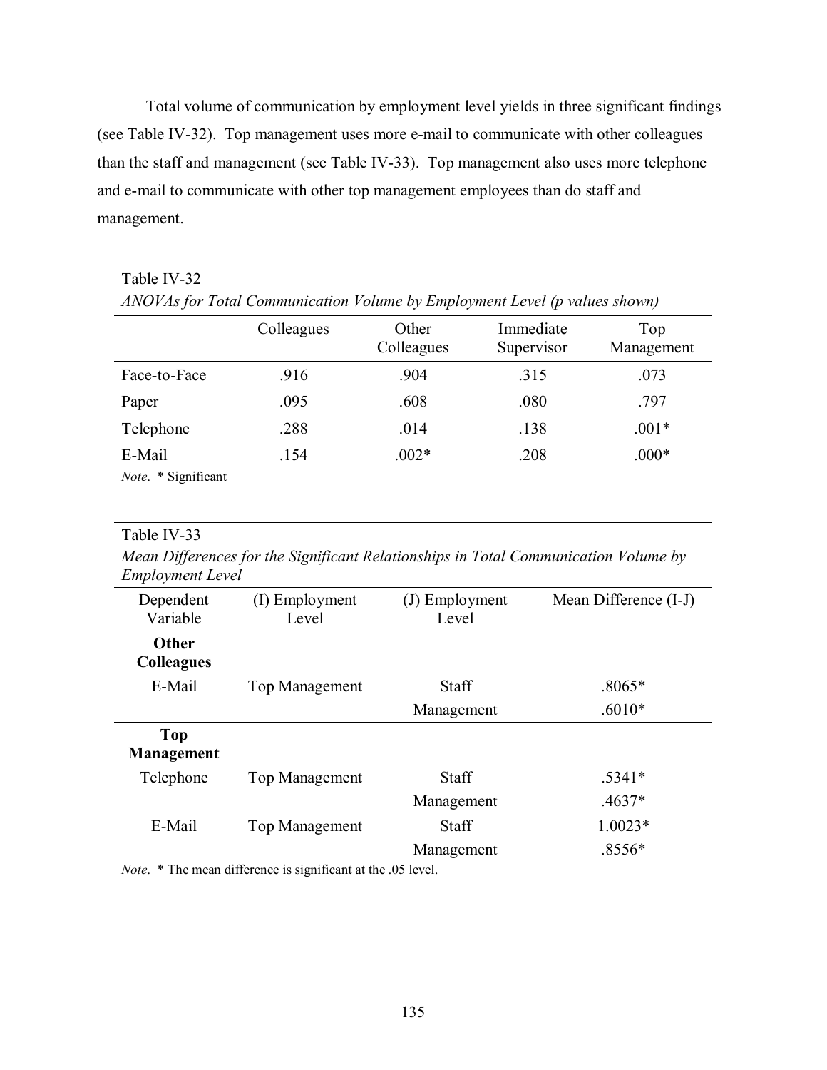Total volume of communication by employment level yields in three significant findings (see Table IV-32). Top management uses more e-mail to communicate with other colleagues than the staff and management (see Table IV-33). Top management also uses more telephone and e-mail to communicate with other top management employees than do staff and management.

Table IV-32

*ANOVAs for Total Communication Volume by Employment Level (p values shown)*

| | Colleagues | Other Colleagues | Immediate Supervisor | Top Management |
|---|---|---|---|---|
| Face-to-Face | .916 | .904 | .315 | .073 |
| Paper | .095 | .608 | .080 | .797 |
| Telephone | .288 | .014 | .138 | .001* |
| E-Mail | .154 | .002* | .208 | .000* |

*Note*. * Significant

Table IV-33

*Mean Differences for the Significant Relationships in Total Communication Volume by Employment Level*

| Dependent Variable | (I) Employment Level | (J) Employment Level | Mean Difference (I-J) |
|---|---|---|---|
| **Other Colleagues** | | | |
| E-Mail | Top Management | Staff | .8065* |
| | | Management | .6010* |
| **Top Management** | | | |
| Telephone | Top Management | Staff | .5341* |
| | | Management | .4637* |
| E-Mail | Top Management | Staff | 1.0023* |
| | | Management | .8556* |

*Note*. * The mean difference is significant at the .05 level.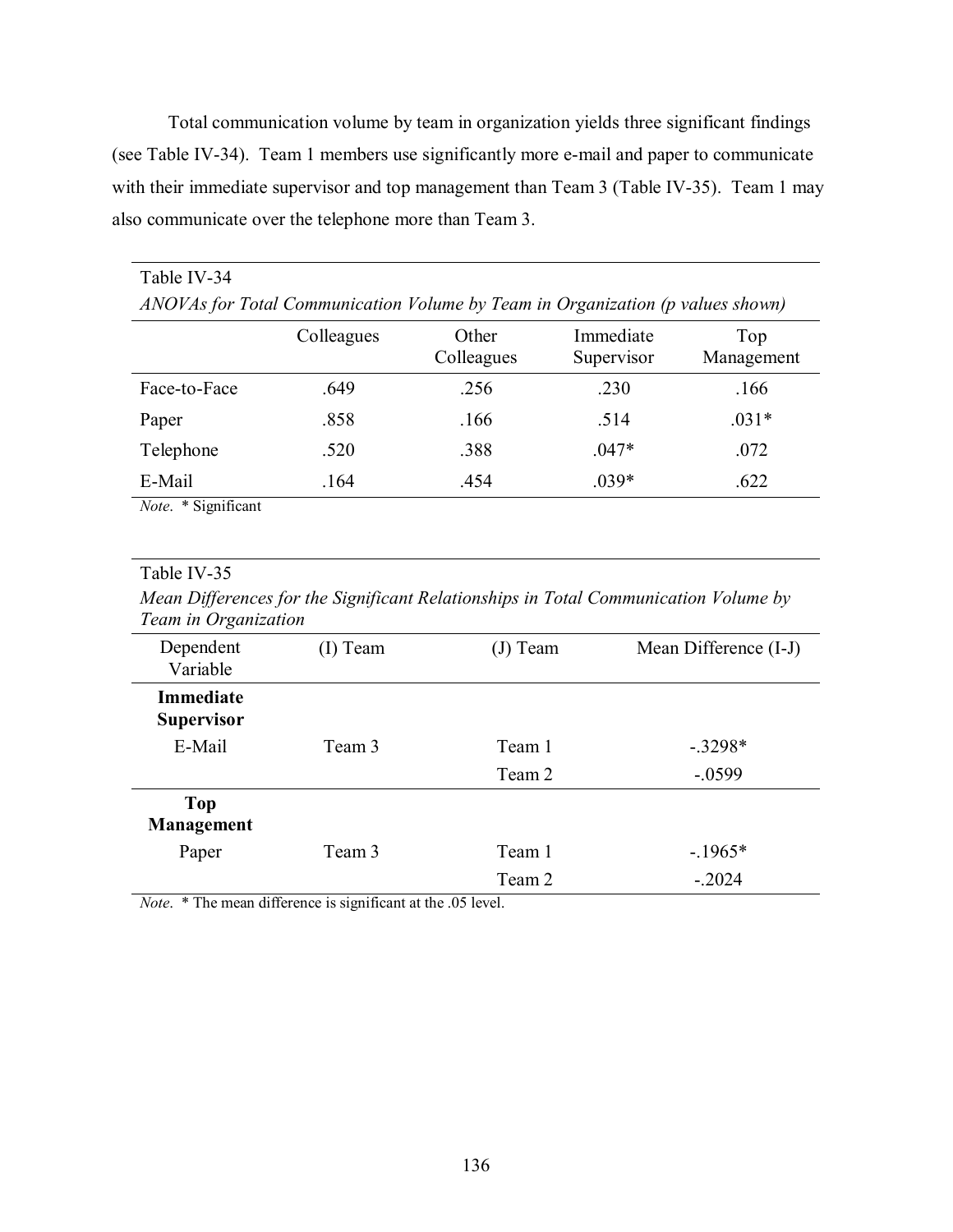Total communication volume by team in organization yields three significant findings (see Table IV-34). Team 1 members use significantly more e-mail and paper to communicate with their immediate supervisor and top management than Team 3 (Table IV-35). Team 1 may also communicate over the telephone more than Team 3.

Table IV-34

*ANOVAs for Total Communication Volume by Team in Organization (p values shown)*

| | Colleagues | Other Colleagues | Immediate Supervisor | Top Management |
|---|---|---|---|---|
| Face-to-Face | .649 | .256 | .230 | .166 |
| Paper | .858 | .166 | .514 | .031* |
| Telephone | .520 | .388 | .047* | .072 |
| E-Mail | .164 | .454 | .039* | .622 |

*Note*. * Significant

Table IV-35

*Mean Differences for the Significant Relationships in Total Communication Volume by Team in Organization*

| Dependent Variable | (I) Team | (J) Team | Mean Difference (I-J) |
|---|---|---|---|
| **Immediate Supervisor** | | | |
| E-Mail | Team 3 | Team 1 | -.3298* |
| | | Team 2 | -.0599 |
| **Top Management** | | | |
| Paper | Team 3 | Team 1 | -.1965* |
| | | Team 2 | -.2024 |

*Note*. * The mean difference is significant at the .05 level.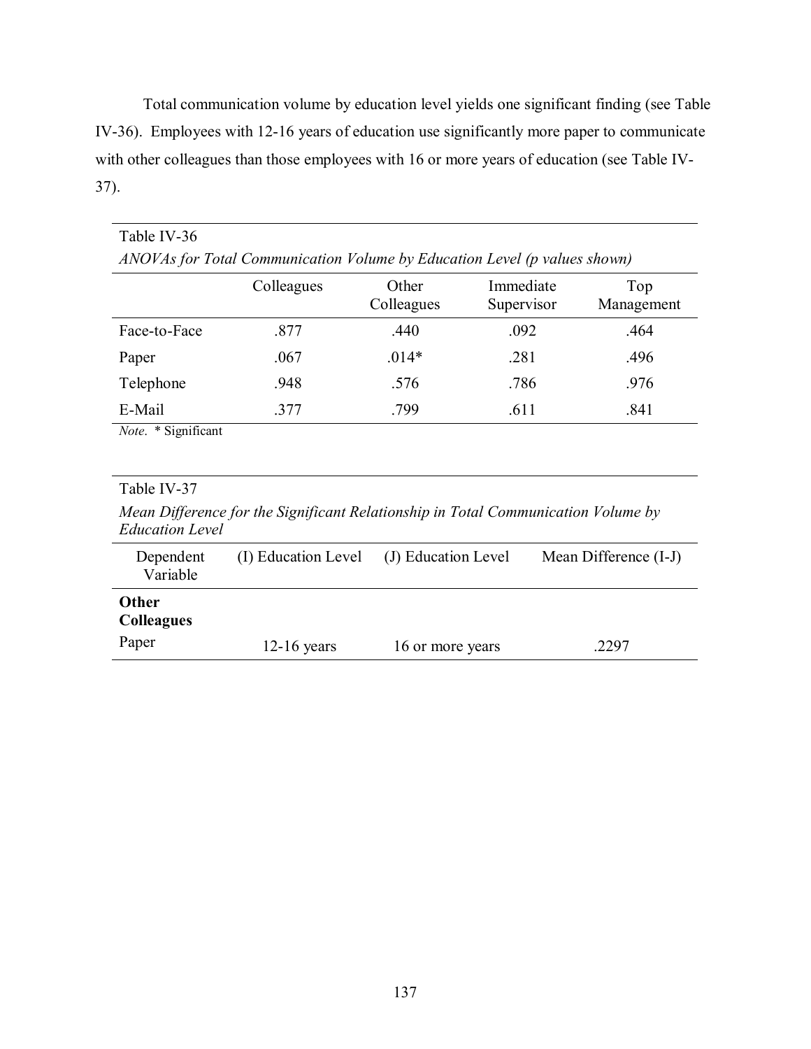Total communication volume by education level yields one significant finding (see Table IV-36). Employees with 12-16 years of education use significantly more paper to communicate with other colleagues than those employees with 16 or more years of education (see Table IV-37).

Table IV-36

*ANOVAs for Total Communication Volume by Education Level (p values shown)*

| | Colleagues | Other Colleagues | Immediate Supervisor | Top Management |
|---|---|---|---|---|
| Face-to-Face | .877 | .440 | .092 | .464 |
| Paper | .067 | .014* | .281 | .496 |
| Telephone | .948 | .576 | .786 | .976 |
| E-Mail | .377 | .799 | .611 | .841 |

*Note*. * Significant

Table IV-37

*Mean Difference for the Significant Relationship in Total Communication Volume by Education Level*

| Dependent Variable | (I) Education Level | (J) Education Level | Mean Difference (I-J) |
|---|---|---|---|
| **Other Colleagues** | | | |
| Paper | 12-16 years | 16 or more years | .2297 |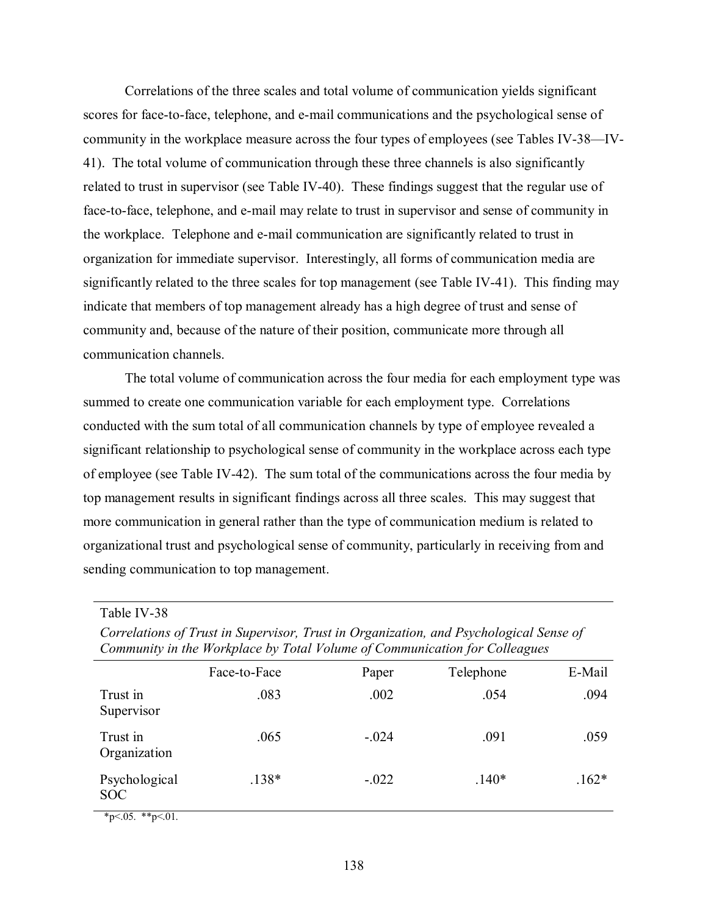Correlations of the three scales and total volume of communication yields significant scores for face-to-face, telephone, and e-mail communications and the psychological sense of community in the workplace measure across the four types of employees (see Tables IV-38—IV-41). The total volume of communication through these three channels is also significantly related to trust in supervisor (see Table IV-40). These findings suggest that the regular use of face-to-face, telephone, and e-mail may relate to trust in supervisor and sense of community in the workplace. Telephone and e-mail communication are significantly related to trust in organization for immediate supervisor. Interestingly, all forms of communication media are significantly related to the three scales for top management (see Table IV-41). This finding may indicate that members of top management already has a high degree of trust and sense of community and, because of the nature of their position, communicate more through all communication channels.

The total volume of communication across the four media for each employment type was summed to create one communication variable for each employment type. Correlations conducted with the sum total of all communication channels by type of employee revealed a significant relationship to psychological sense of community in the workplace across each type of employee (see Table IV-42). The sum total of the communications across the four media by top management results in significant findings across all three scales. This may suggest that more communication in general rather than the type of communication medium is related to organizational trust and psychological sense of community, particularly in receiving from and sending communication to top management.

Table IV-38

*Correlations of Trust in Supervisor, Trust in Organization, and Psychological Sense of Community in the Workplace by Total Volume of Communication for Colleagues*

| | Face-to-Face | Paper | Telephone | E-Mail |
|---|---|---|---|---|
| Trust in Supervisor | .083 | .002 | .054 | .094 |
| Trust in Organization | .065 | -.024 | .091 | .059 |
| Psychological SOC | .138* | -.022 | .140* | .162* |

*p<.05. **p<.01.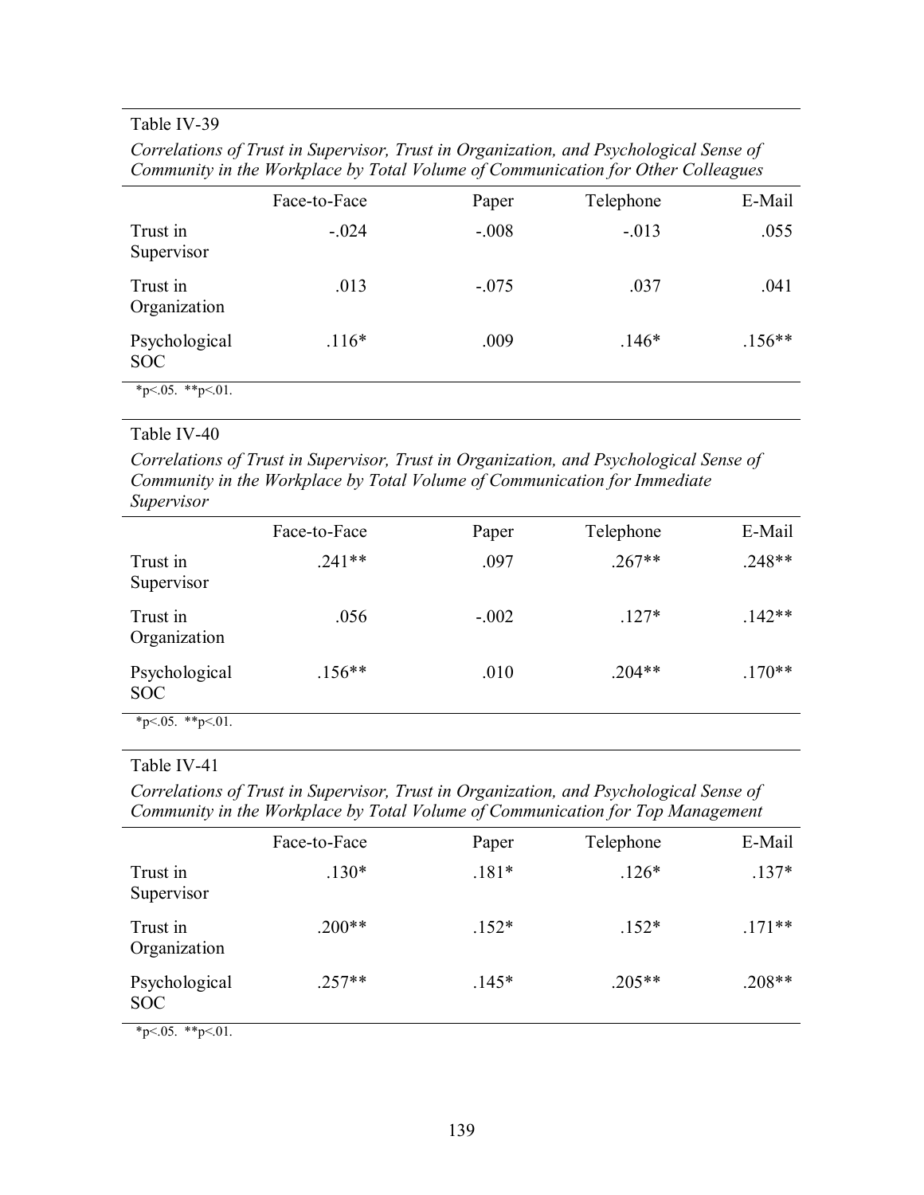Table IV-39

*Correlations of Trust in Supervisor, Trust in Organization, and Psychological Sense of Community in the Workplace by Total Volume of Communication for Other Colleagues*

| | Face-to-Face | Paper | Telephone | E-Mail |
|---|---|---|---|---|
| Trust in Supervisor | -.024 | -.008 | -.013 | .055 |
| Trust in Organization | .013 | -.075 | .037 | .041 |
| Psychological SOC | .116* | .009 | .146* | .156** |

*p<.05. **p<.01.

Table IV-40

*Correlations of Trust in Supervisor, Trust in Organization, and Psychological Sense of Community in the Workplace by Total Volume of Communication for Immediate Supervisor*

| | Face-to-Face | Paper | Telephone | E-Mail |
|---|---|---|---|---|
| Trust in Supervisor | .241** | .097 | .267** | .248** |
| Trust in Organization | .056 | -.002 | .127* | .142** |
| Psychological SOC | .156** | .010 | .204** | .170** |

*p<.05. **p<.01.

Table IV-41

*Correlations of Trust in Supervisor, Trust in Organization, and Psychological Sense of Community in the Workplace by Total Volume of Communication for Top Management*

| | Face-to-Face | Paper | Telephone | E-Mail |
|---|---|---|---|---|
| Trust in Supervisor | .130* | .181* | .126* | .137* |
| Trust in Organization | .200** | .152* | .152* | .171** |
| Psychological SOC | .257** | .145* | .205** | .208** |

*p<.05. **p<.01.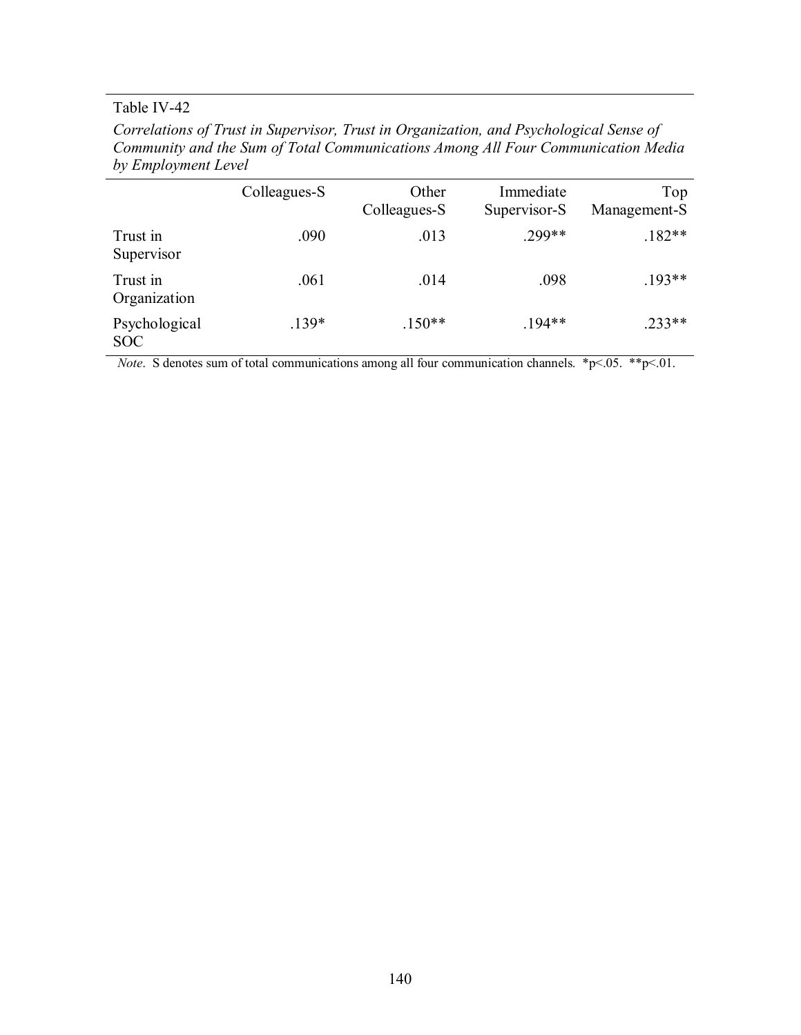Table IV-42

*Correlations of Trust in Supervisor, Trust in Organization, and Psychological Sense of Community and the Sum of Total Communications Among All Four Communication Media by Employment Level*

| | Colleagues-S | Other Colleagues-S | Immediate Supervisor-S | Top Management-S |
|---|---|---|---|---|
| Trust in Supervisor | .090 | .013 | .299** | .182** |
| Trust in Organization | .061 | .014 | .098 | .193** |
| Psychological SOC | .139* | .150** | .194** | .233** |

*Note*. S denotes sum of total communications among all four communication channels. *$p<.05$. **$p<.01$.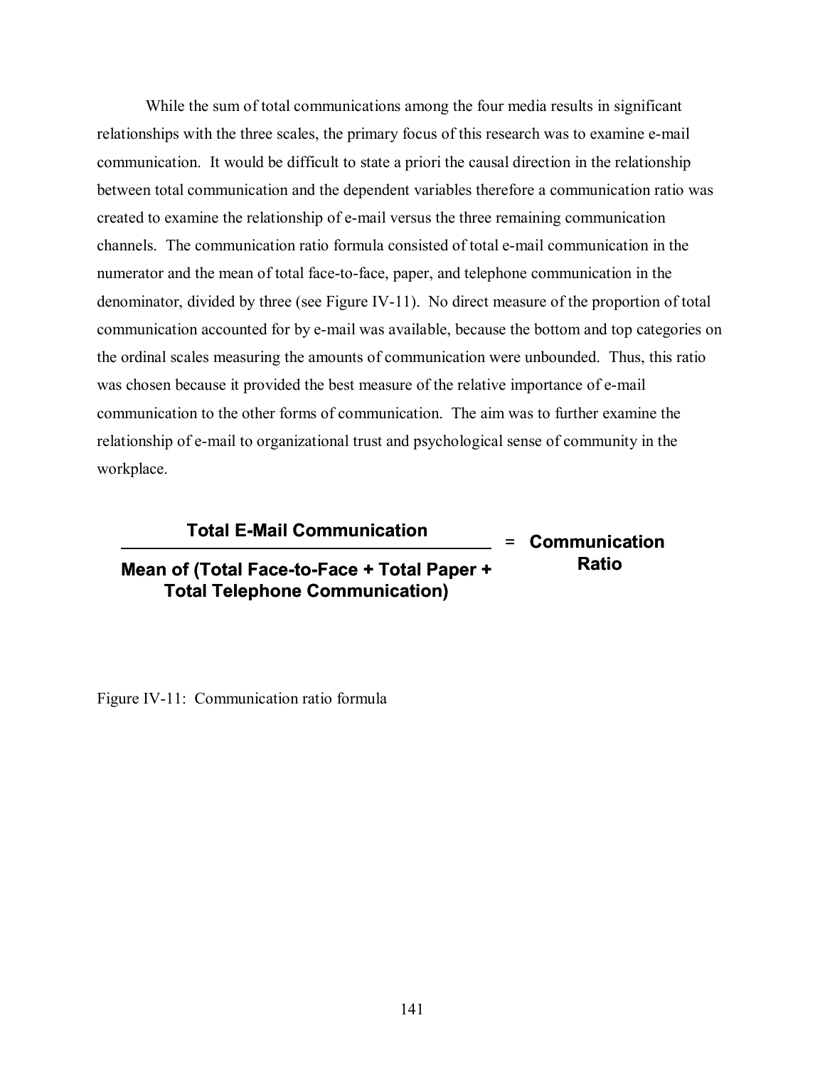While the sum of total communications among the four media results in significant relationships with the three scales, the primary focus of this research was to examine e-mail communication. It would be difficult to state a priori the causal direction in the relationship between total communication and the dependent variables therefore a communication ratio was created to examine the relationship of e-mail versus the three remaining communication channels. The communication ratio formula consisted of total e-mail communication in the numerator and the mean of total face-to-face, paper, and telephone communication in the denominator, divided by three (see Figure IV-11). No direct measure of the proportion of total communication accounted for by e-mail was available, because the bottom and top categories on the ordinal scales measuring the amounts of communication were unbounded. Thus, this ratio was chosen because it provided the best measure of the relative importance of e-mail communication to the other forms of communication. The aim was to further examine the relationship of e-mail to organizational trust and psychological sense of community in the workplace.

$$\frac{\textbf{Total E-Mail Communication}}{\textbf{Mean of (Total Face-to-Face + Total Paper + Total Telephone Communication)}} = \textbf{Communication Ratio}$$

Figure IV-11: Communication ratio formula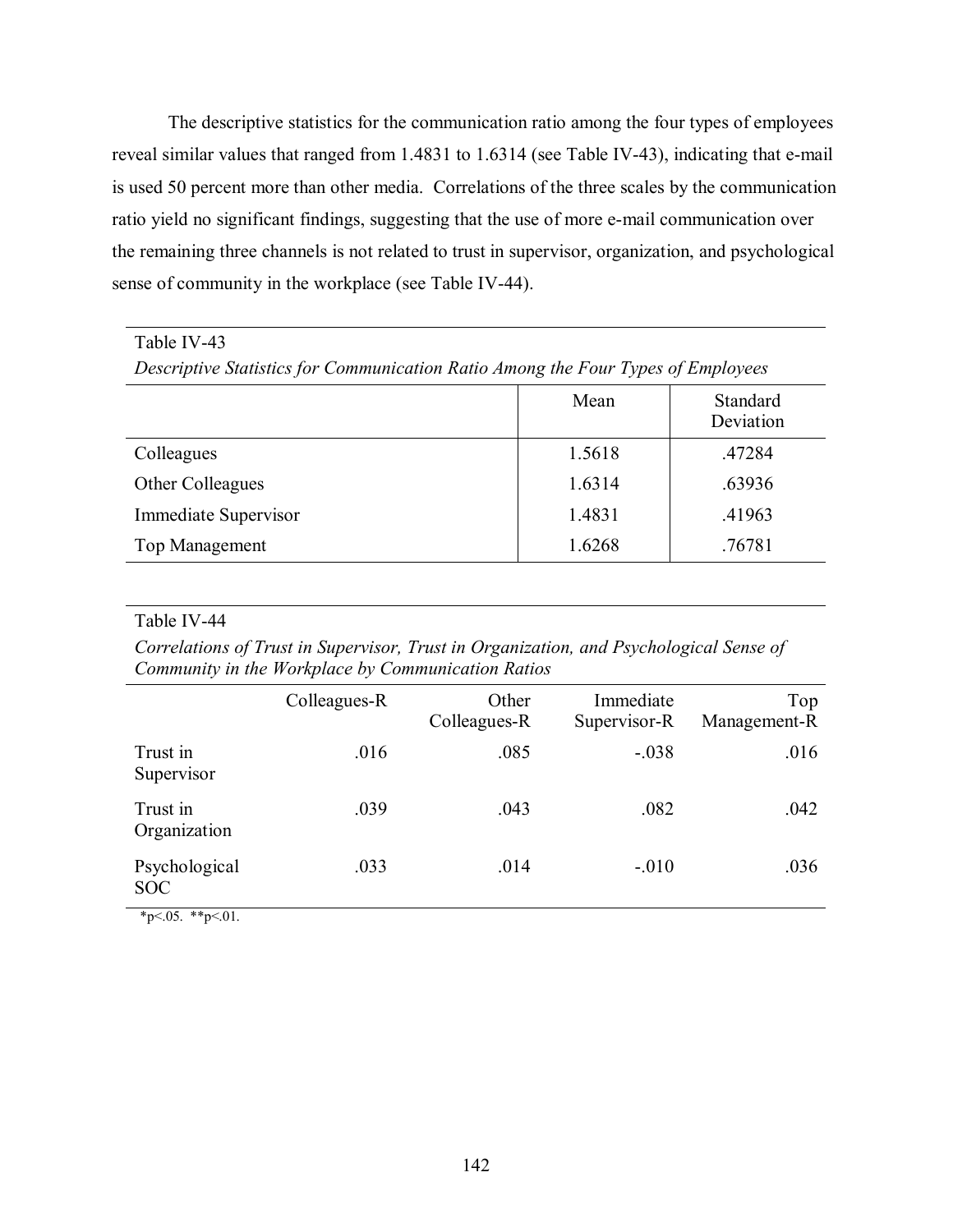The descriptive statistics for the communication ratio among the four types of employees reveal similar values that ranged from 1.4831 to 1.6314 (see Table IV-43), indicating that e-mail is used 50 percent more than other media. Correlations of the three scales by the communication ratio yield no significant findings, suggesting that the use of more e-mail communication over the remaining three channels is not related to trust in supervisor, organization, and psychological sense of community in the workplace (see Table IV-44).

Table IV-43

*Descriptive Statistics for Communication Ratio Among the Four Types of Employees*

| | Mean | Standard Deviation |
|---|---|---|
| Colleagues | 1.5618 | .47284 |
| Other Colleagues | 1.6314 | .63936 |
| Immediate Supervisor | 1.4831 | .41963 |
| Top Management | 1.6268 | .76781 |

Table IV-44

*Correlations of Trust in Supervisor, Trust in Organization, and Psychological Sense of Community in the Workplace by Communication Ratios*

| | Colleagues-R | Other Colleagues-R | Immediate Supervisor-R | Top Management-R |
|---|---|---|---|---|
| Trust in Supervisor | .016 | .085 | -.038 | .016 |
| Trust in Organization | .039 | .043 | .082 | .042 |
| Psychological SOC | .033 | .014 | -.010 | .036 |

*p<.05. **p<.01.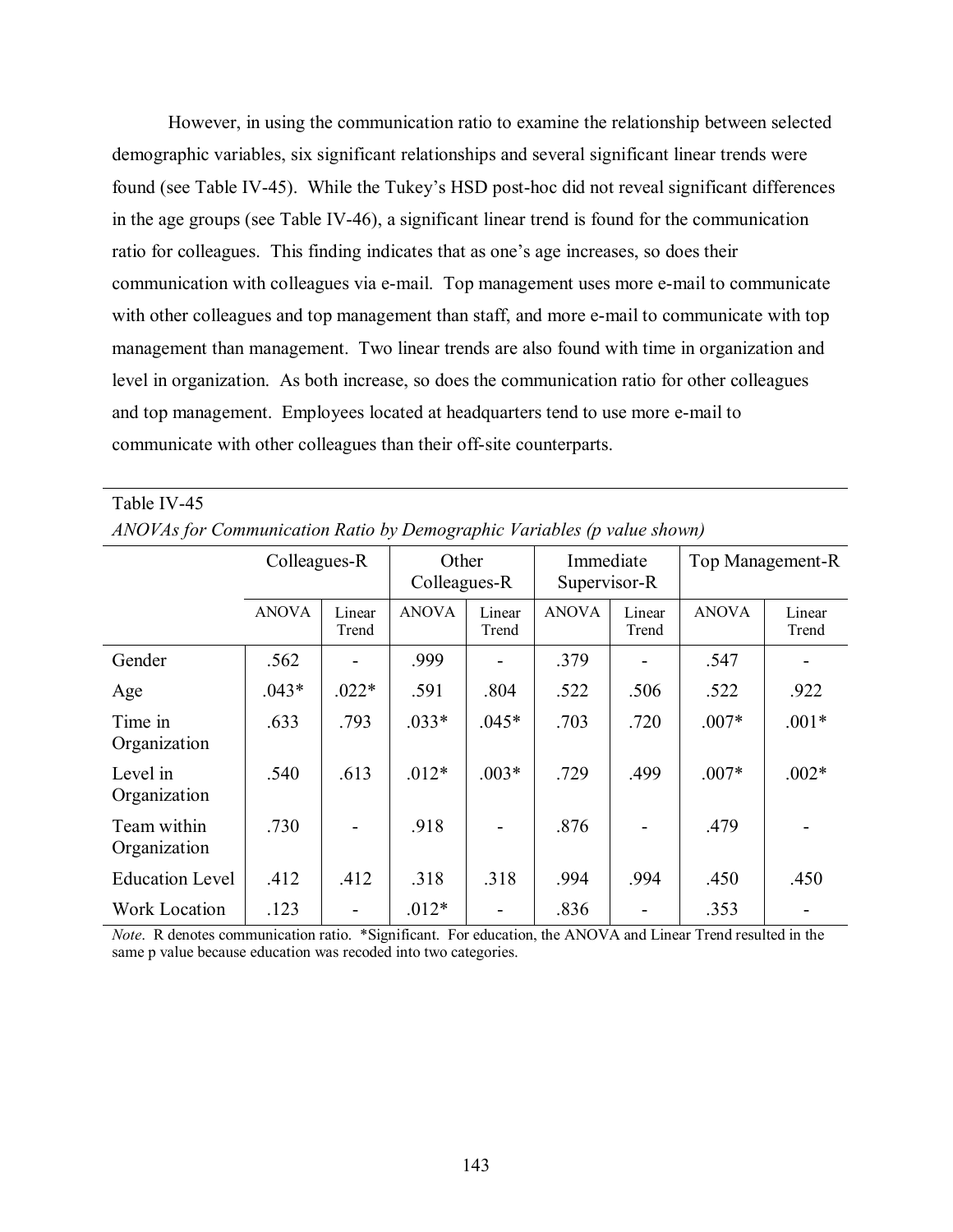However, in using the communication ratio to examine the relationship between selected demographic variables, six significant relationships and several significant linear trends were found (see Table IV-45). While the Tukey's HSD post-hoc did not reveal significant differences in the age groups (see Table IV-46), a significant linear trend is found for the communication ratio for colleagues. This finding indicates that as one's age increases, so does their communication with colleagues via e-mail. Top management uses more e-mail to communicate with other colleagues and top management than staff, and more e-mail to communicate with top management than management. Two linear trends are also found with time in organization and level in organization. As both increase, so does the communication ratio for other colleagues and top management. Employees located at headquarters tend to use more e-mail to communicate with other colleagues than their off-site counterparts.

Table IV-45

*ANOVAs for Communication Ratio by Demographic Variables (p value shown)*

| | Colleagues-R | | Other Colleagues-R | | Immediate Supervisor-R | | Top Management-R | |
|---|---|---|---|---|---|---|---|---|
| | ANOVA | Linear Trend | ANOVA | Linear Trend | ANOVA | Linear Trend | ANOVA | Linear Trend |
| Gender | .562 | - | .999 | - | .379 | - | .547 | - |
| Age | .043* | .022* | .591 | .804 | .522 | .506 | .522 | .922 |
| Time in Organization | .633 | .793 | .033* | .045* | .703 | .720 | .007* | .001* |
| Level in Organization | .540 | .613 | .012* | .003* | .729 | .499 | .007* | .002* |
| Team within Organization | .730 | - | .918 | - | .876 | - | .479 | - |
| Education Level | .412 | .412 | .318 | .318 | .994 | .994 | .450 | .450 |
| Work Location | .123 | - | .012* | - | .836 | - | .353 | - |

*Note*. R denotes communication ratio. *Significant. For education, the ANOVA and Linear Trend resulted in the same p value because education was recoded into two categories.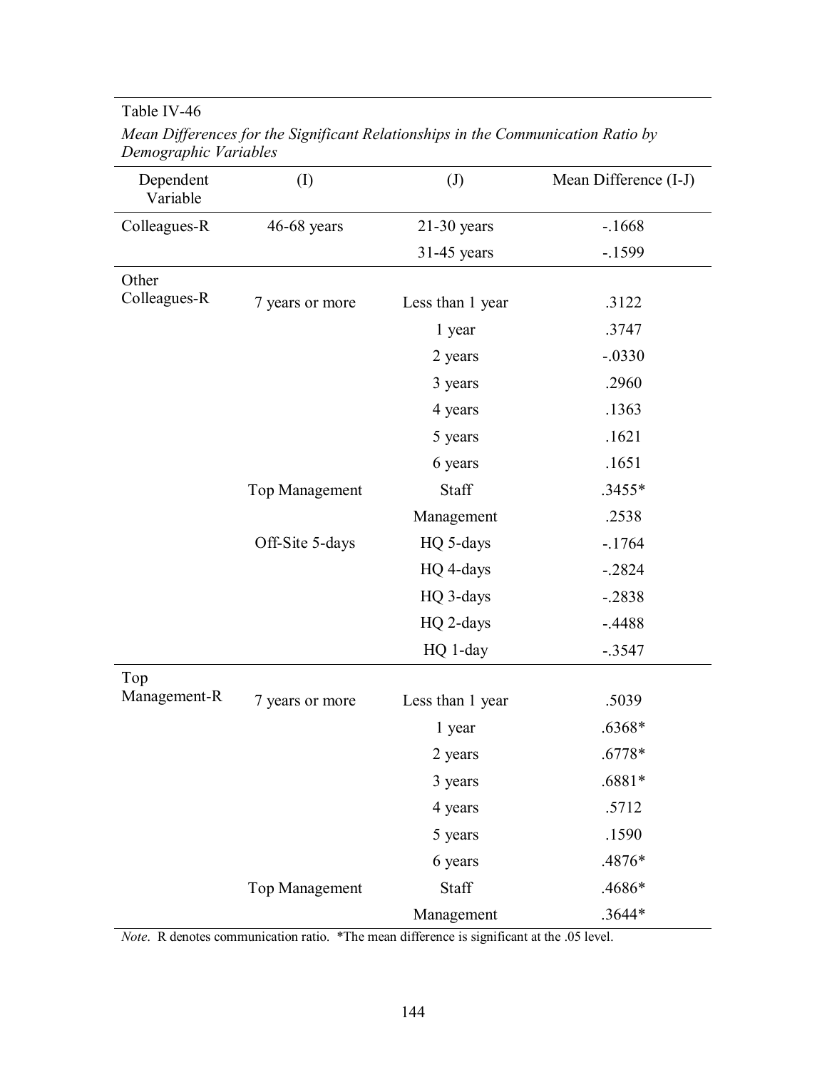Table IV-46

*Mean Differences for the Significant Relationships in the Communication Ratio by Demographic Variables*

| Dependent Variable | (I) | (J) | Mean Difference (I-J) |
|---|---|---|---|
| Colleagues-R | 46-68 years | 21-30 years | -.1668 |
| | | 31-45 years | -.1599 |
| Other Colleagues-R | 7 years or more | Less than 1 year | .3122 |
| | | 1 year | .3747 |
| | | 2 years | -.0330 |
| | | 3 years | .2960 |
| | | 4 years | .1363 |
| | | 5 years | .1621 |
| | | 6 years | .1651 |
| | Top Management | Staff | .3455* |
| | | Management | .2538 |
| | Off-Site 5-days | HQ 5-days | -.1764 |
| | | HQ 4-days | -.2824 |
| | | HQ 3-days | -.2838 |
| | | HQ 2-days | -.4488 |
| | | HQ 1-day | -.3547 |
| Top Management-R | 7 years or more | Less than 1 year | .5039 |
| | | 1 year | .6368* |
| | | 2 years | .6778* |
| | | 3 years | .6881* |
| | | 4 years | .5712 |
| | | 5 years | .1590 |
| | | 6 years | .4876* |
| | Top Management | Staff | .4686* |
| | | Management | .3644* |

*Note*. R denotes communication ratio. *The mean difference is significant at the .05 level.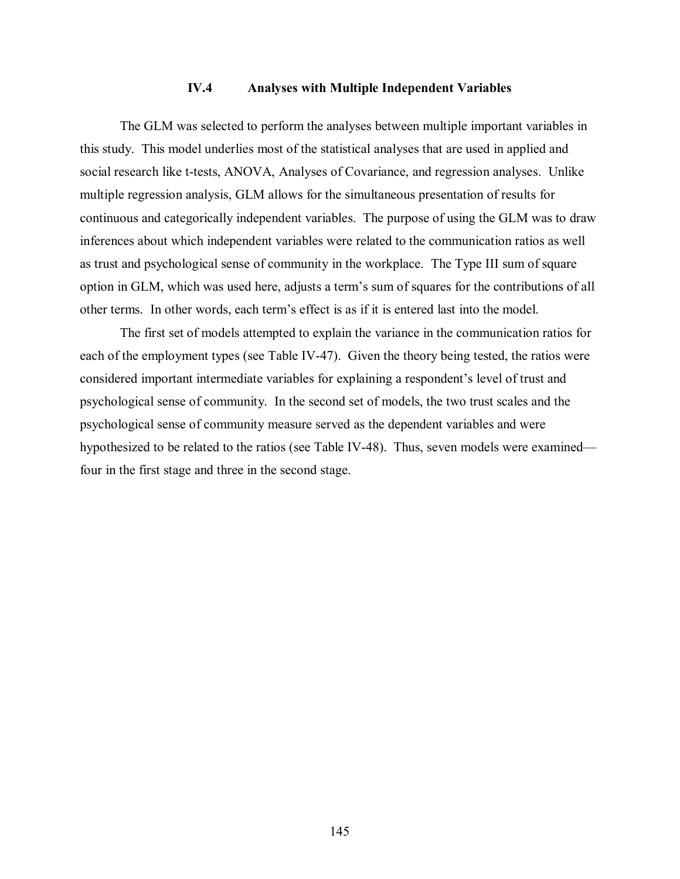### IV.4 Analyses with Multiple Independent Variables

The GLM was selected to perform the analyses between multiple important variables in this study. This model underlies most of the statistical analyses that are used in applied and social research like t-tests, ANOVA, Analyses of Covariance, and regression analyses. Unlike multiple regression analysis, GLM allows for the simultaneous presentation of results for continuous and categorically independent variables. The purpose of using the GLM was to draw inferences about which independent variables were related to the communication ratios as well as trust and psychological sense of community in the workplace. The Type III sum of square option in GLM, which was used here, adjusts a term's sum of squares for the contributions of all other terms. In other words, each term's effect is as if it is entered last into the model.

The first set of models attempted to explain the variance in the communication ratios for each of the employment types (see Table IV-47). Given the theory being tested, the ratios were considered important intermediate variables for explaining a respondent's level of trust and psychological sense of community. In the second set of models, the two trust scales and the psychological sense of community measure served as the dependent variables and were hypothesized to be related to the ratios (see Table IV-48). Thus, seven models were examined—four in the first stage and three in the second stage.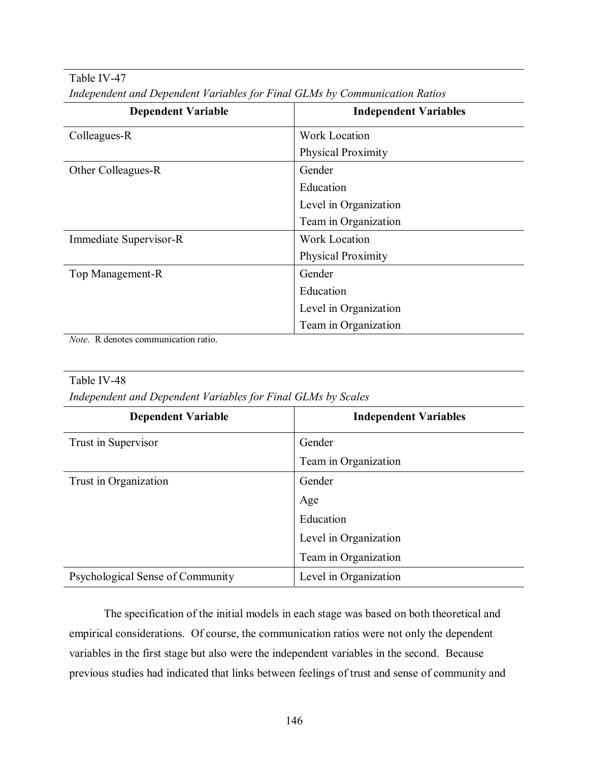Table IV-47

*Independent and Dependent Variables for Final GLMs by Communication Ratios*

| Dependent Variable | Independent Variables |
|---|---|
| Colleagues-R | Work Location |
| | Physical Proximity |
| Other Colleagues-R | Gender |
| | Education |
| | Level in Organization |
| | Team in Organization |
| Immediate Supervisor-R | Work Location |
| | Physical Proximity |
| Top Management-R | Gender |
| | Education |
| | Level in Organization |
| | Team in Organization |

*Note*. R denotes communication ratio.

Table IV-48

*Independent and Dependent Variables for Final GLMs by Scales*

| Dependent Variable | Independent Variables |
|---|---|
| Trust in Supervisor | Gender |
| | Team in Organization |
| Trust in Organization | Gender |
| | Age |
| | Education |
| | Level in Organization |
| | Team in Organization |
| Psychological Sense of Community | Level in Organization |

The specification of the initial models in each stage was based on both theoretical and empirical considerations. Of course, the communication ratios were not only the dependent variables in the first stage but also were the independent variables in the second. Because previous studies had indicated that links between feelings of trust and sense of community and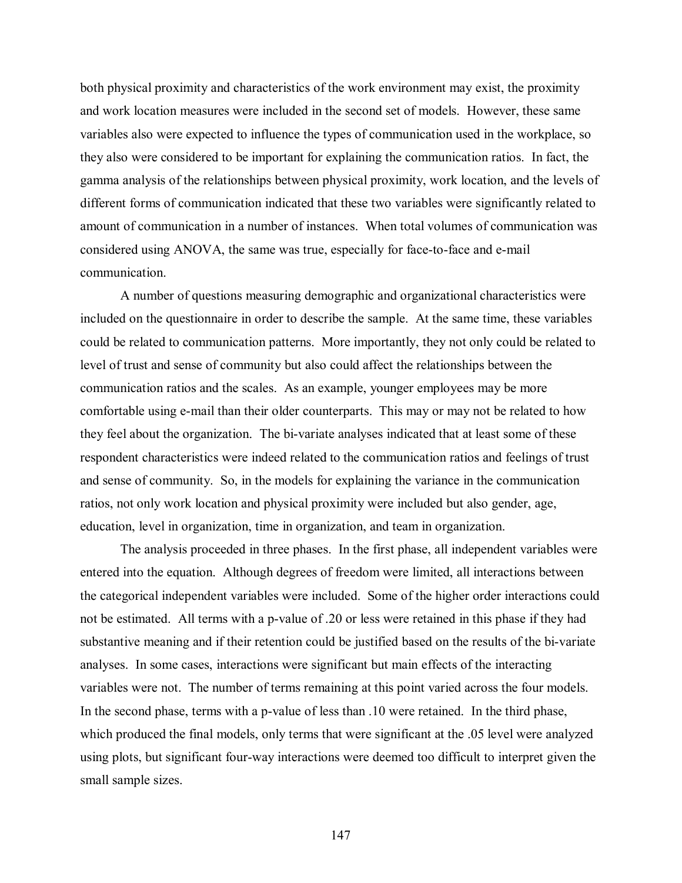both physical proximity and characteristics of the work environment may exist, the proximity and work location measures were included in the second set of models. However, these same variables also were expected to influence the types of communication used in the workplace, so they also were considered to be important for explaining the communication ratios. In fact, the gamma analysis of the relationships between physical proximity, work location, and the levels of different forms of communication indicated that these two variables were significantly related to amount of communication in a number of instances. When total volumes of communication was considered using ANOVA, the same was true, especially for face-to-face and e-mail communication.

A number of questions measuring demographic and organizational characteristics were included on the questionnaire in order to describe the sample. At the same time, these variables could be related to communication patterns. More importantly, they not only could be related to level of trust and sense of community but also could affect the relationships between the communication ratios and the scales. As an example, younger employees may be more comfortable using e-mail than their older counterparts. This may or may not be related to how they feel about the organization. The bi-variate analyses indicated that at least some of these respondent characteristics were indeed related to the communication ratios and feelings of trust and sense of community. So, in the models for explaining the variance in the communication ratios, not only work location and physical proximity were included but also gender, age, education, level in organization, time in organization, and team in organization.

The analysis proceeded in three phases. In the first phase, all independent variables were entered into the equation. Although degrees of freedom were limited, all interactions between the categorical independent variables were included. Some of the higher order interactions could not be estimated. All terms with a p-value of .20 or less were retained in this phase if they had substantive meaning and if their retention could be justified based on the results of the bi-variate analyses. In some cases, interactions were significant but main effects of the interacting variables were not. The number of terms remaining at this point varied across the four models. In the second phase, terms with a p-value of less than .10 were retained. In the third phase, which produced the final models, only terms that were significant at the .05 level were analyzed using plots, but significant four-way interactions were deemed too difficult to interpret given the small sample sizes.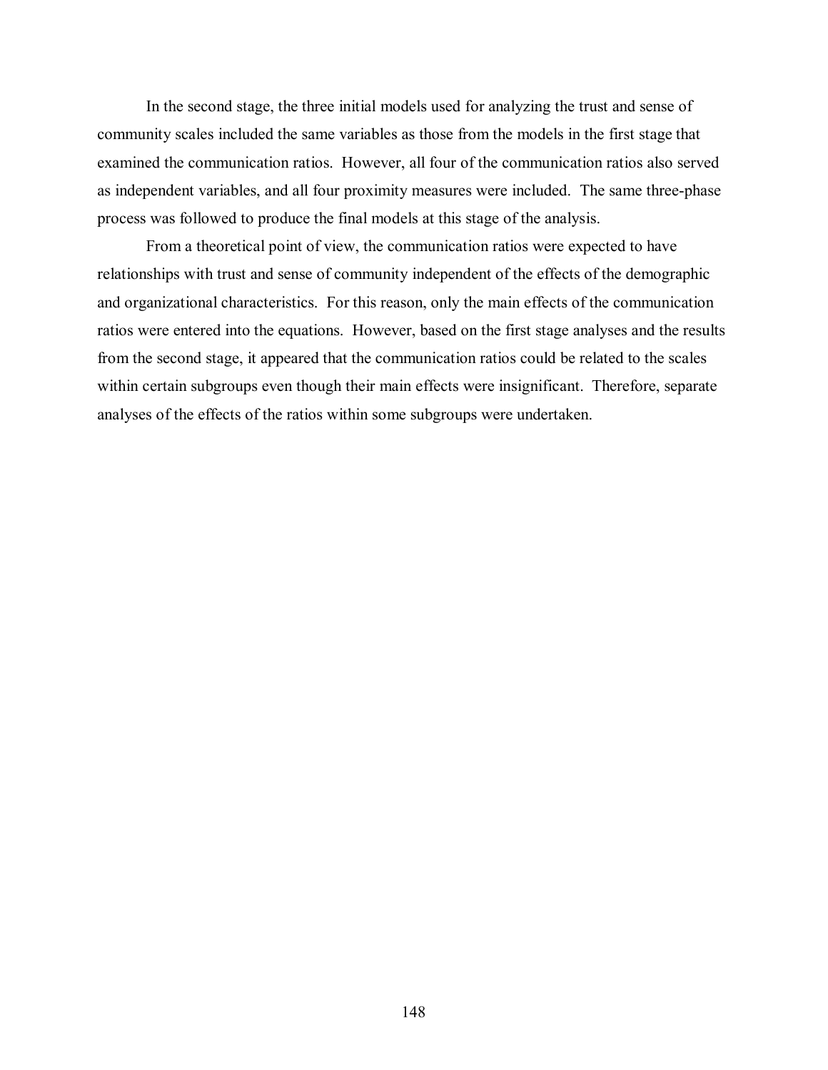In the second stage, the three initial models used for analyzing the trust and sense of community scales included the same variables as those from the models in the first stage that examined the communication ratios. However, all four of the communication ratios also served as independent variables, and all four proximity measures were included. The same three-phase process was followed to produce the final models at this stage of the analysis.

From a theoretical point of view, the communication ratios were expected to have relationships with trust and sense of community independent of the effects of the demographic and organizational characteristics. For this reason, only the main effects of the communication ratios were entered into the equations. However, based on the first stage analyses and the results from the second stage, it appeared that the communication ratios could be related to the scales within certain subgroups even though their main effects were insignificant. Therefore, separate analyses of the effects of the ratios within some subgroups were undertaken.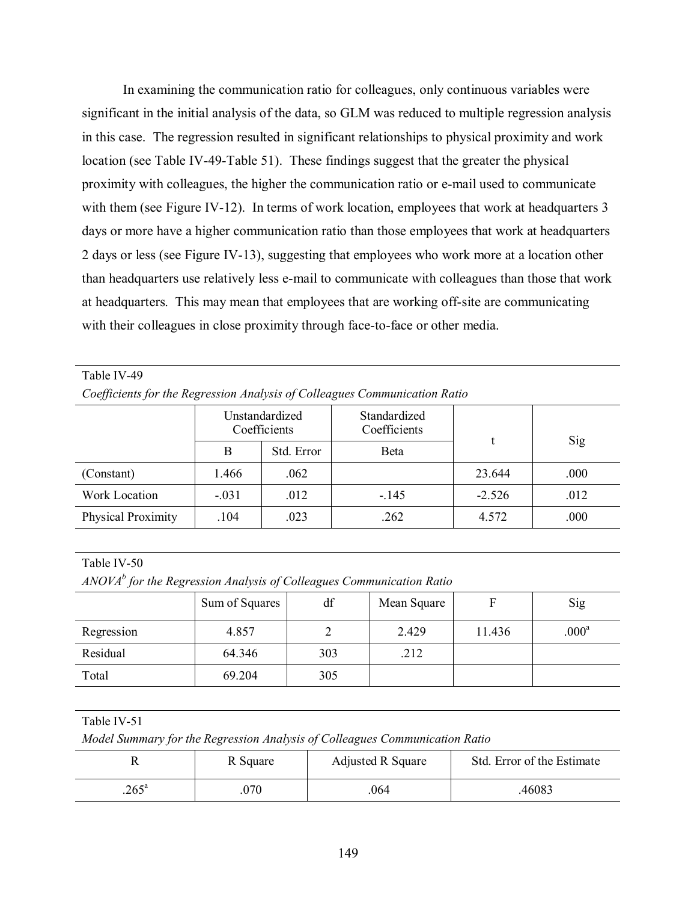In examining the communication ratio for colleagues, only continuous variables were significant in the initial analysis of the data, so GLM was reduced to multiple regression analysis in this case. The regression resulted in significant relationships to physical proximity and work location (see Table IV-49-Table 51). These findings suggest that the greater the physical proximity with colleagues, the higher the communication ratio or e-mail used to communicate with them (see Figure IV-12). In terms of work location, employees that work at headquarters 3 days or more have a higher communication ratio than those employees that work at headquarters 2 days or less (see Figure IV-13), suggesting that employees who work more at a location other than headquarters use relatively less e-mail to communicate with colleagues than those that work at headquarters. This may mean that employees that are working off-site are communicating with their colleagues in close proximity through face-to-face or other media.

Table IV-49

*Coefficients for the Regression Analysis of Colleagues Communication Ratio*

| | Unstandardized Coefficients | | Standardized Coefficients | t | Sig |
|---|---|---|---|---|---|
| | B | Std. Error | Beta | | |
| (Constant) | 1.466 | .062 | | 23.644 | .000 |
| Work Location | -.031 | .012 | -.145 | -2.526 | .012 |
| Physical Proximity | .104 | .023 | .262 | 4.572 | .000 |

Table IV-50

*ANOVA[b] for the Regression Analysis of Colleagues Communication Ratio*

| | Sum of Squares | df | Mean Square | F | Sig |
|---|---|---|---|---|---|
| Regression | 4.857 | 2 | 2.429 | 11.436 | .000[a] |
| Residual | 64.346 | 303 | .212 | | |
| Total | 69.204 | 305 | | | |

Table IV-51

*Model Summary for the Regression Analysis of Colleagues Communication Ratio*

| R | R Square | Adjusted R Square | Std. Error of the Estimate |
|---|---|---|---|
| .265[a] | .070 | .064 | .46083 |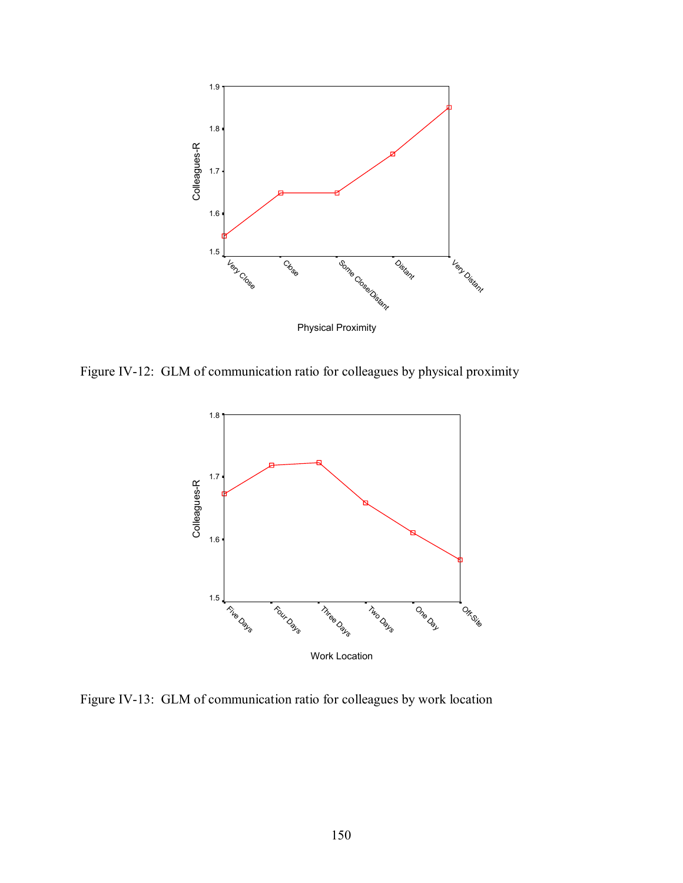Figure IV-12: GLM of communication ratio for colleagues by physical proximity

Figure IV-13: GLM of communication ratio for colleagues by work location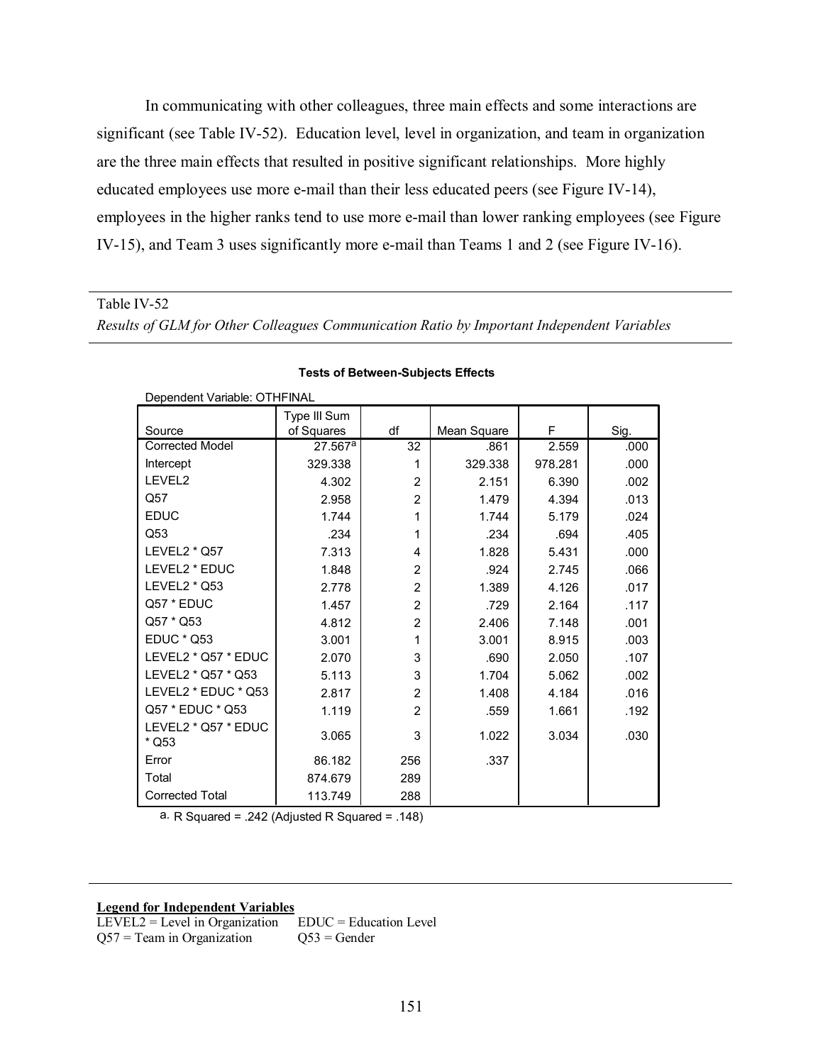In communicating with other colleagues, three main effects and some interactions are significant (see Table IV-52). Education level, level in organization, and team in organization are the three main effects that resulted in positive significant relationships. More highly educated employees use more e-mail than their less educated peers (see Figure IV-14), employees in the higher ranks tend to use more e-mail than lower ranking employees (see Figure IV-15), and Team 3 uses significantly more e-mail than Teams 1 and 2 (see Figure IV-16).

Table IV-52

*Results of GLM for Other Colleagues Communication Ratio by Important Independent Variables*

**Tests of Between-Subjects Effects**

Dependent Variable: OTHFINAL

| Source | Type III Sum of Squares | df | Mean Square | F | Sig. |
|---|---|---|---|---|---|
| Corrected Model | 27.567[a] | 32 | .861 | 2.559 | .000 |
| Intercept | 329.338 | 1 | 329.338 | 978.281 | .000 |
| LEVEL2 | 4.302 | 2 | 2.151 | 6.390 | .002 |
| Q57 | 2.958 | 2 | 1.479 | 4.394 | .013 |
| EDUC | 1.744 | 1 | 1.744 | 5.179 | .024 |
| Q53 | .234 | 1 | .234 | .694 | .405 |
| LEVEL2 * Q57 | 7.313 | 4 | 1.828 | 5.431 | .000 |
| LEVEL2 * EDUC | 1.848 | 2 | .924 | 2.745 | .066 |
| LEVEL2 * Q53 | 2.778 | 2 | 1.389 | 4.126 | .017 |
| Q57 * EDUC | 1.457 | 2 | .729 | 2.164 | .117 |
| Q57 * Q53 | 4.812 | 2 | 2.406 | 7.148 | .001 |
| EDUC * Q53 | 3.001 | 1 | 3.001 | 8.915 | .003 |
| LEVEL2 * Q57 * EDUC | 2.070 | 3 | .690 | 2.050 | .107 |
| LEVEL2 * Q57 * Q53 | 5.113 | 3 | 1.704 | 5.062 | .002 |
| LEVEL2 * EDUC * Q53 | 2.817 | 2 | 1.408 | 4.184 | .016 |
| Q57 * EDUC * Q53 | 1.119 | 2 | .559 | 1.661 | .192 |
| LEVEL2 * Q57 * EDUC * Q53 | 3.065 | 3 | 1.022 | 3.034 | .030 |
| Error | 86.182 | 256 | .337 | | |
| Total | 874.679 | 289 | | | |
| Corrected Total | 113.749 | 288 | | | |

a. R Squared = .242 (Adjusted R Squared = .148)

**Legend for Independent Variables**

LEVEL2 = Level in Organization EDUC = Education Level

Q57 = Team in Organization Q53 = Gender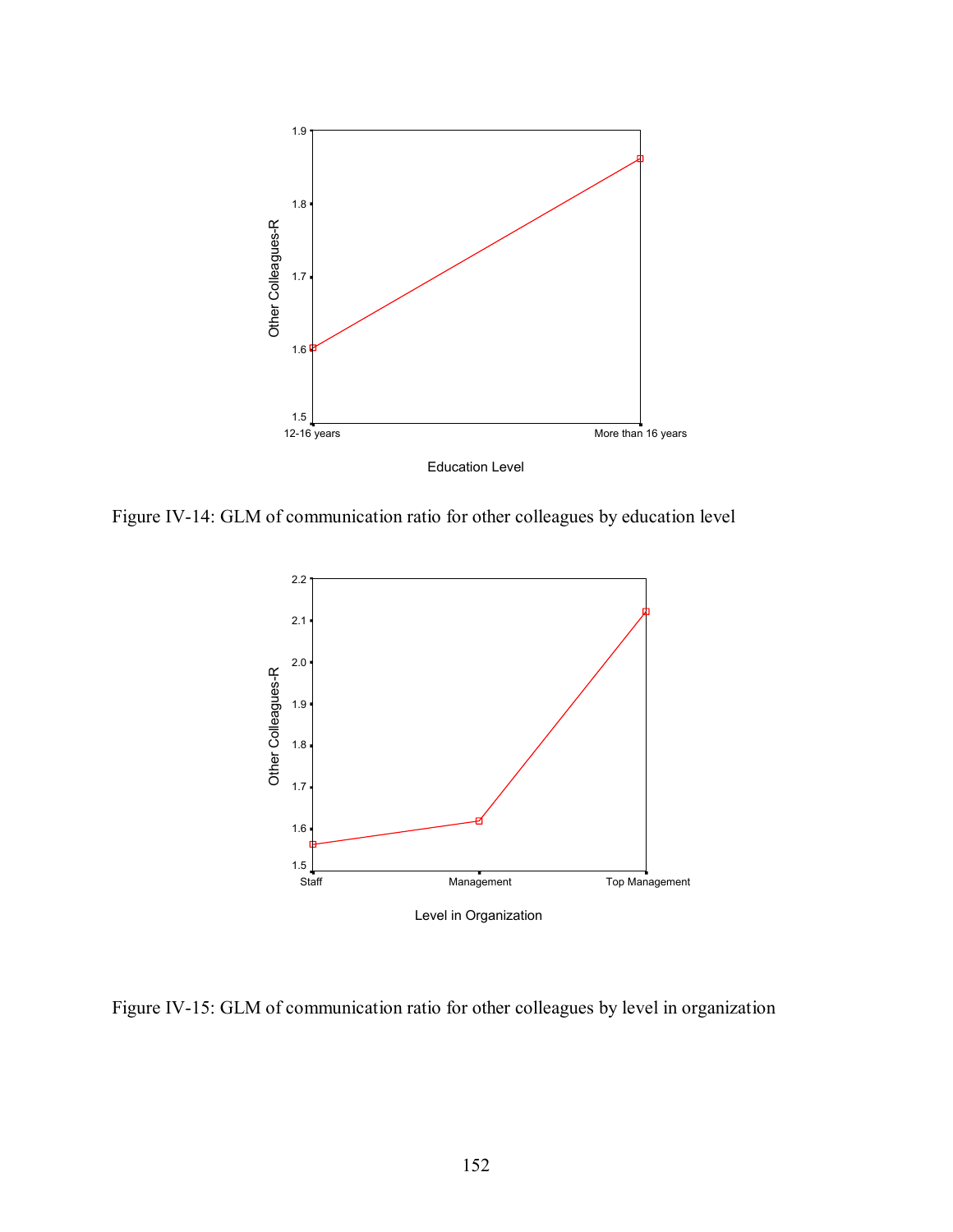Figure IV-14: GLM of communication ratio for other colleagues by education level

Figure IV-15: GLM of communication ratio for other colleagues by level in organization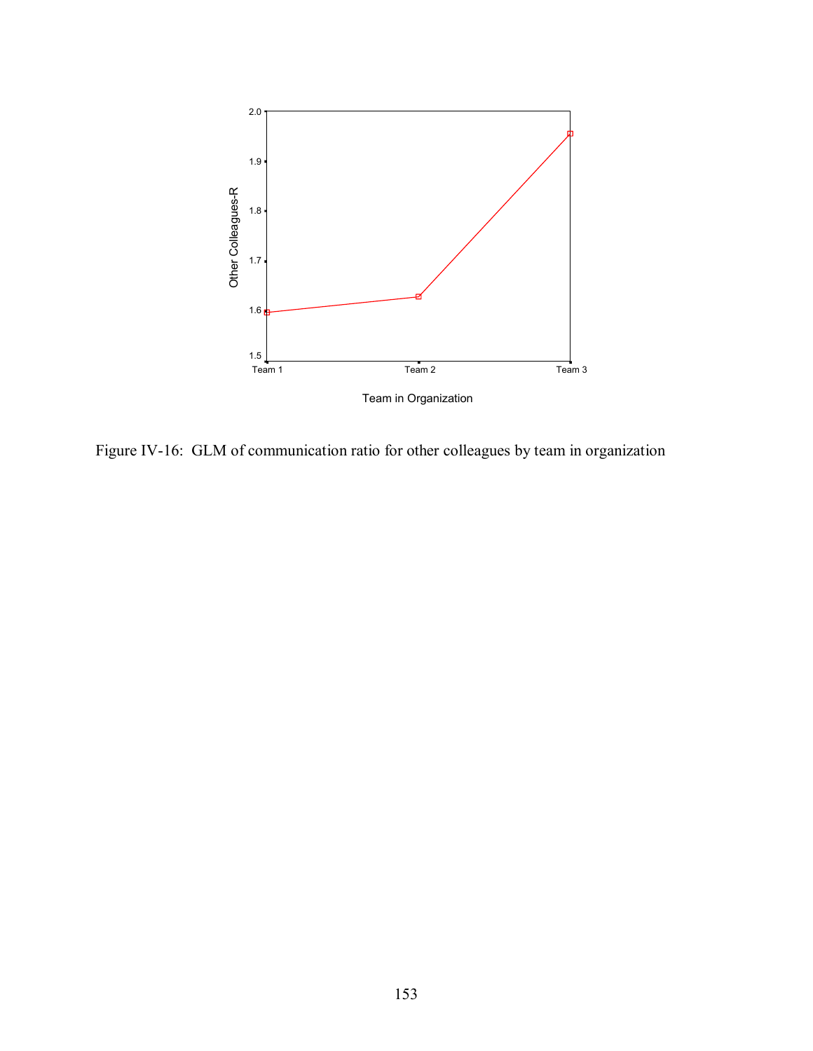Figure IV-16: GLM of communication ratio for other colleagues by team in organization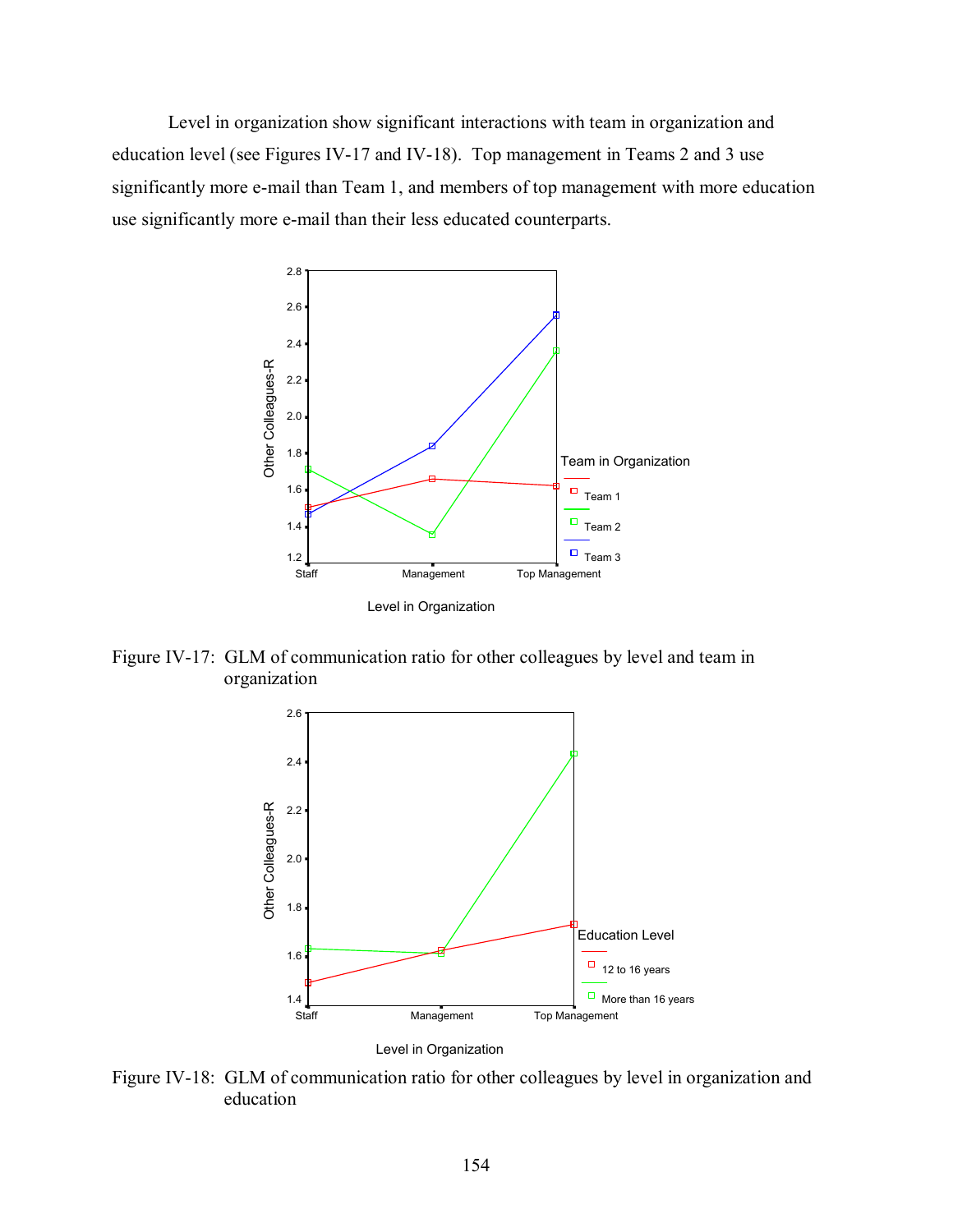Level in organization show significant interactions with team in organization and education level (see Figures IV-17 and IV-18). Top management in Teams 2 and 3 use significantly more e-mail than Team 1, and members of top management with more education use significantly more e-mail than their less educated counterparts.

Figure IV-17: GLM of communication ratio for other colleagues by level and team in organization

Figure IV-18: GLM of communication ratio for other colleagues by level in organization and education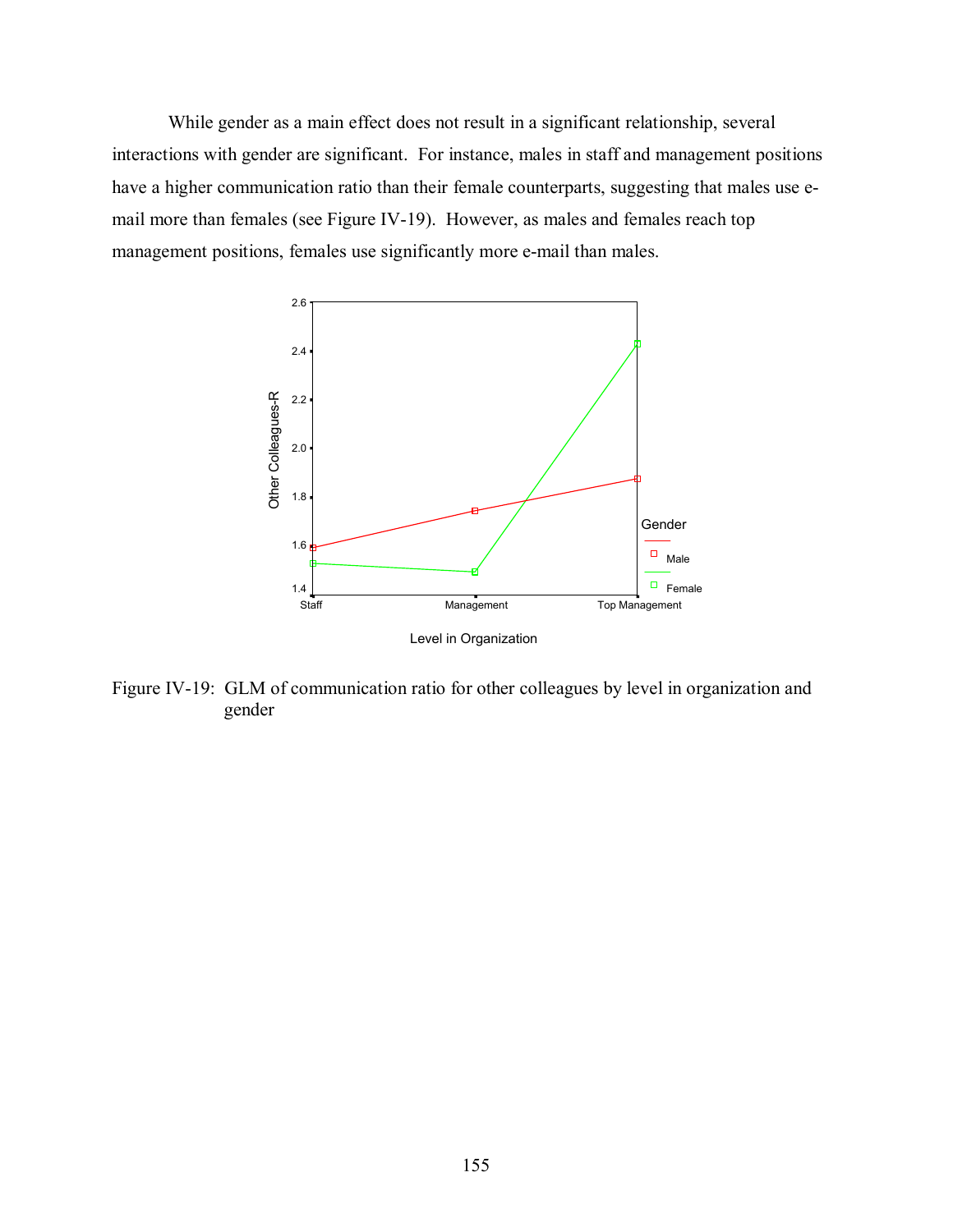While gender as a main effect does not result in a significant relationship, several interactions with gender are significant. For instance, males in staff and management positions have a higher communication ratio than their female counterparts, suggesting that males use e-mail more than females (see Figure IV-19). However, as males and females reach top management positions, females use significantly more e-mail than males.

Figure IV-19: GLM of communication ratio for other colleagues by level in organization and gender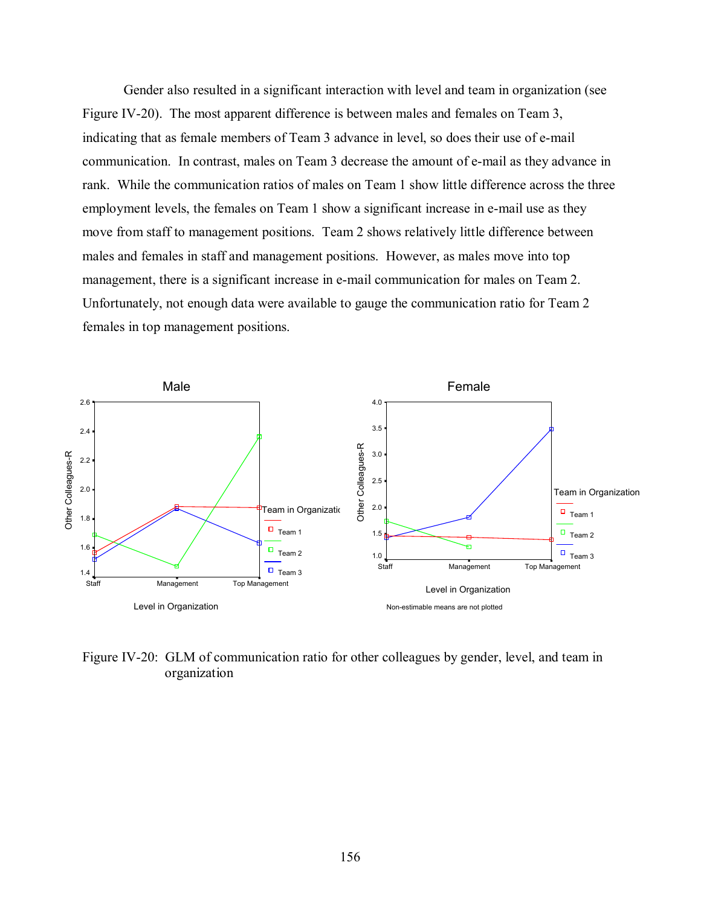Gender also resulted in a significant interaction with level and team in organization (see Figure IV-20). The most apparent difference is between males and females on Team 3, indicating that as female members of Team 3 advance in level, so does their use of e-mail communication. In contrast, males on Team 3 decrease the amount of e-mail as they advance in rank. While the communication ratios of males on Team 1 show little difference across the three employment levels, the females on Team 1 show a significant increase in e-mail use as they move from staff to management positions. Team 2 shows relatively little difference between males and females in staff and management positions. However, as males move into top management, there is a significant increase in e-mail communication for males on Team 2. Unfortunately, not enough data were available to gauge the communication ratio for Team 2 females in top management positions.

Figure IV-20: GLM of communication ratio for other colleagues by gender, level, and team in organization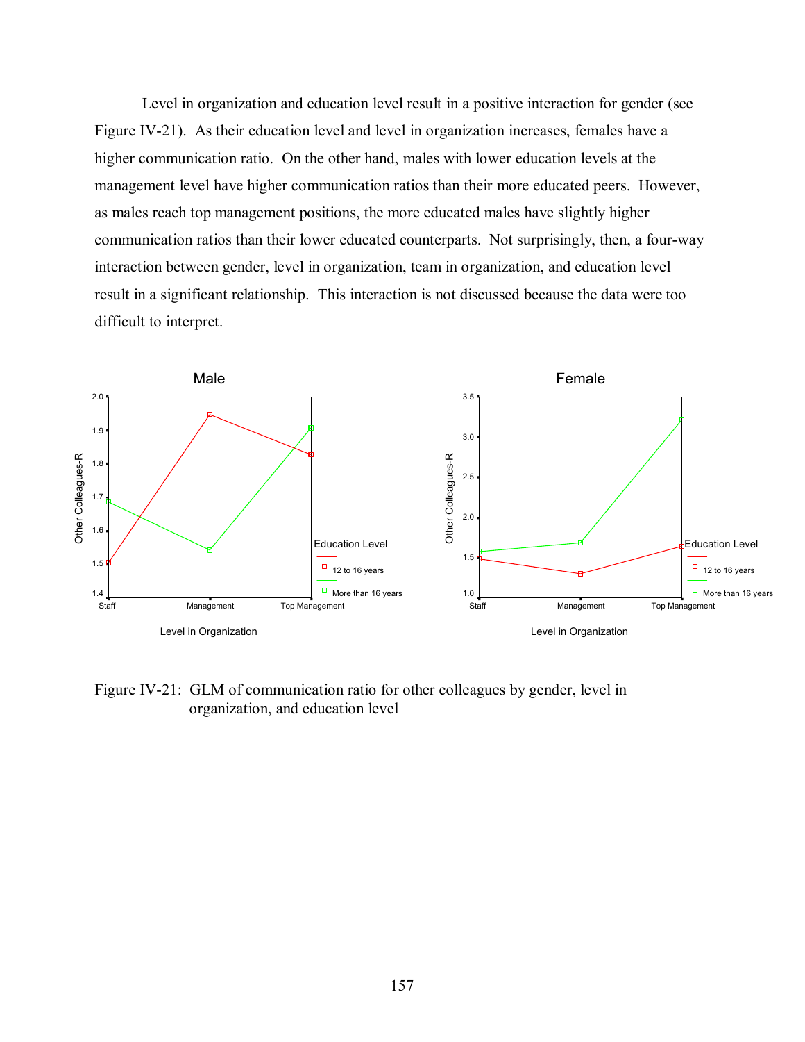Level in organization and education level result in a positive interaction for gender (see Figure IV-21). As their education level and level in organization increases, females have a higher communication ratio. On the other hand, males with lower education levels at the management level have higher communication ratios than their more educated peers. However, as males reach top management positions, the more educated males have slightly higher communication ratios than their lower educated counterparts. Not surprisingly, then, a four-way interaction between gender, level in organization, team in organization, and education level result in a significant relationship. This interaction is not discussed because the data were too difficult to interpret.

Figure IV-21: GLM of communication ratio for other colleagues by gender, level in organization, and education level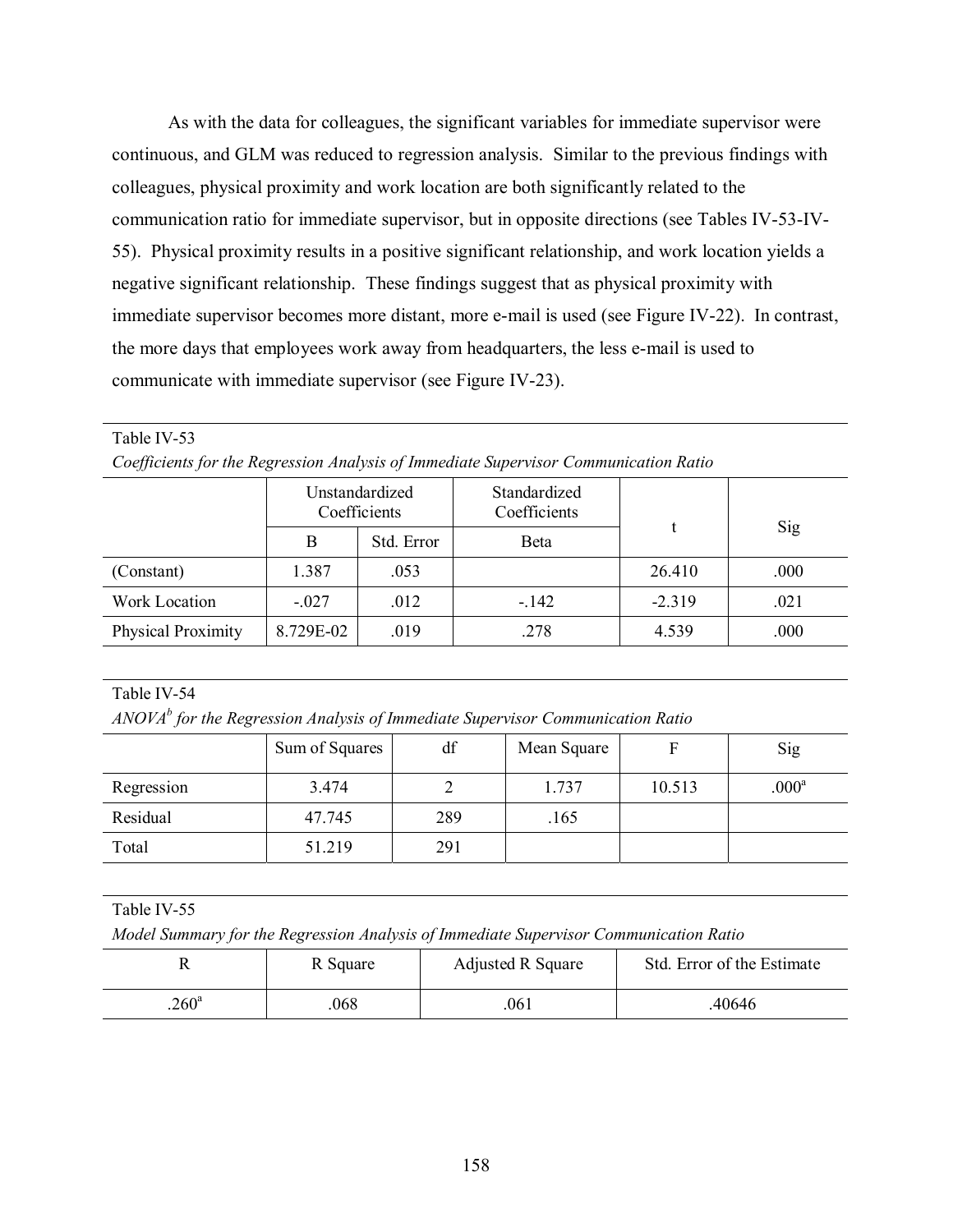As with the data for colleagues, the significant variables for immediate supervisor were continuous, and GLM was reduced to regression analysis. Similar to the previous findings with colleagues, physical proximity and work location are both significantly related to the communication ratio for immediate supervisor, but in opposite directions (see Tables IV-53-IV-55). Physical proximity results in a positive significant relationship, and work location yields a negative significant relationship. These findings suggest that as physical proximity with immediate supervisor becomes more distant, more e-mail is used (see Figure IV-22). In contrast, the more days that employees work away from headquarters, the less e-mail is used to communicate with immediate supervisor (see Figure IV-23).

Table IV-53

*Coefficients for the Regression Analysis of Immediate Supervisor Communication Ratio*

| | Unstandardized Coefficients | | Standardized Coefficients | t | Sig |
|---|---|---|---|---|---|
| | B | Std. Error | Beta | | |
| (Constant) | 1.387 | .053 | | 26.410 | .000 |
| Work Location | -.027 | .012 | -.142 | -2.319 | .021 |
| Physical Proximity | 8.729E-02 | .019 | .278 | 4.539 | .000 |

Table IV-54

*ANOVA[b] for the Regression Analysis of Immediate Supervisor Communication Ratio*

| | Sum of Squares | df | Mean Square | F | Sig |
|---|---|---|---|---|---|
| Regression | 3.474 | 2 | 1.737 | 10.513 | .000[a] |
| Residual | 47.745 | 289 | .165 | | |
| Total | 51.219 | 291 | | | |

Table IV-55

*Model Summary for the Regression Analysis of Immediate Supervisor Communication Ratio*

| R | R Square | Adjusted R Square | Std. Error of the Estimate |
|---|---|---|---|
| .260[a] | .068 | .061 | .40646 |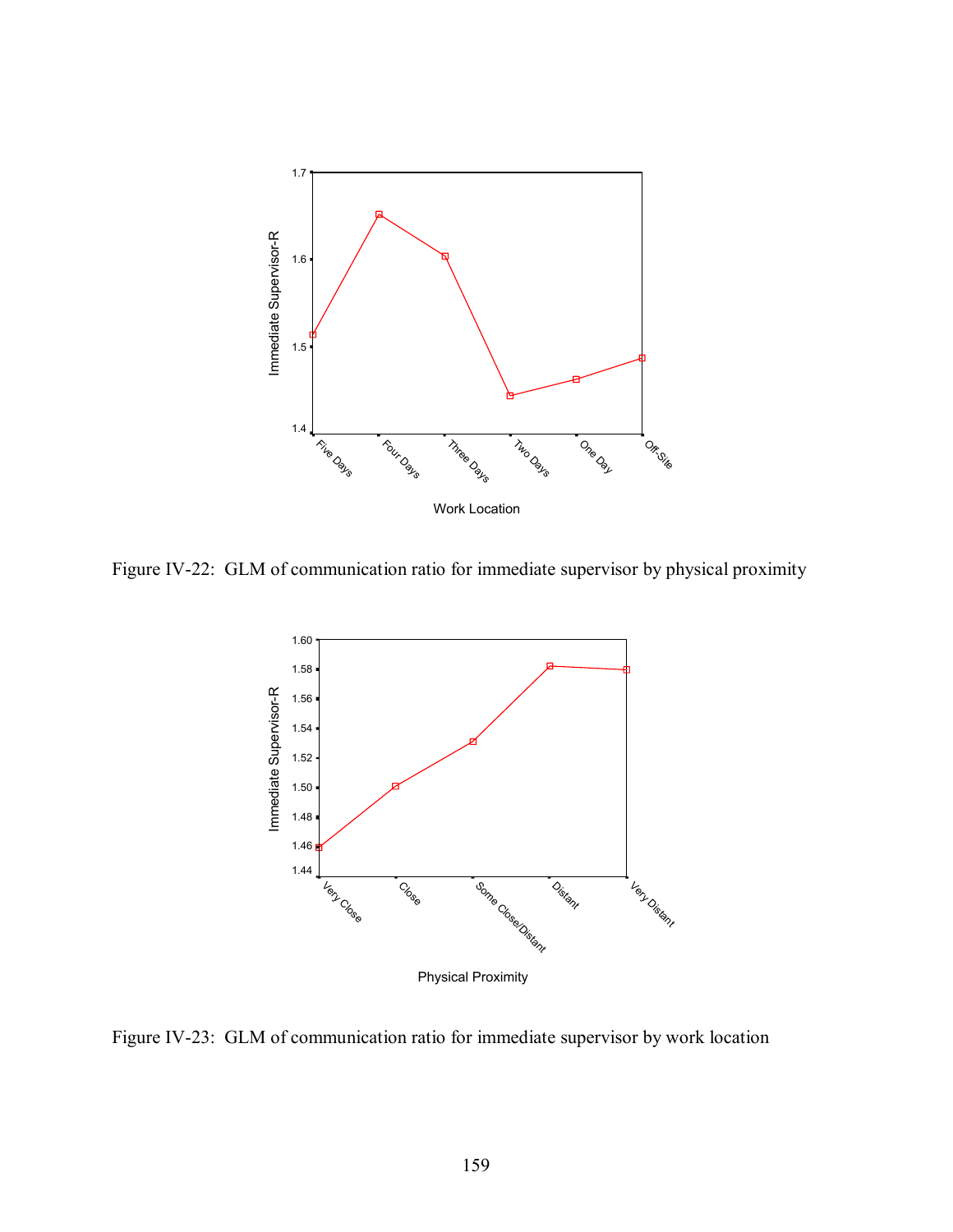Figure IV-22: GLM of communication ratio for immediate supervisor by physical proximity

Figure IV-23: GLM of communication ratio for immediate supervisor by work location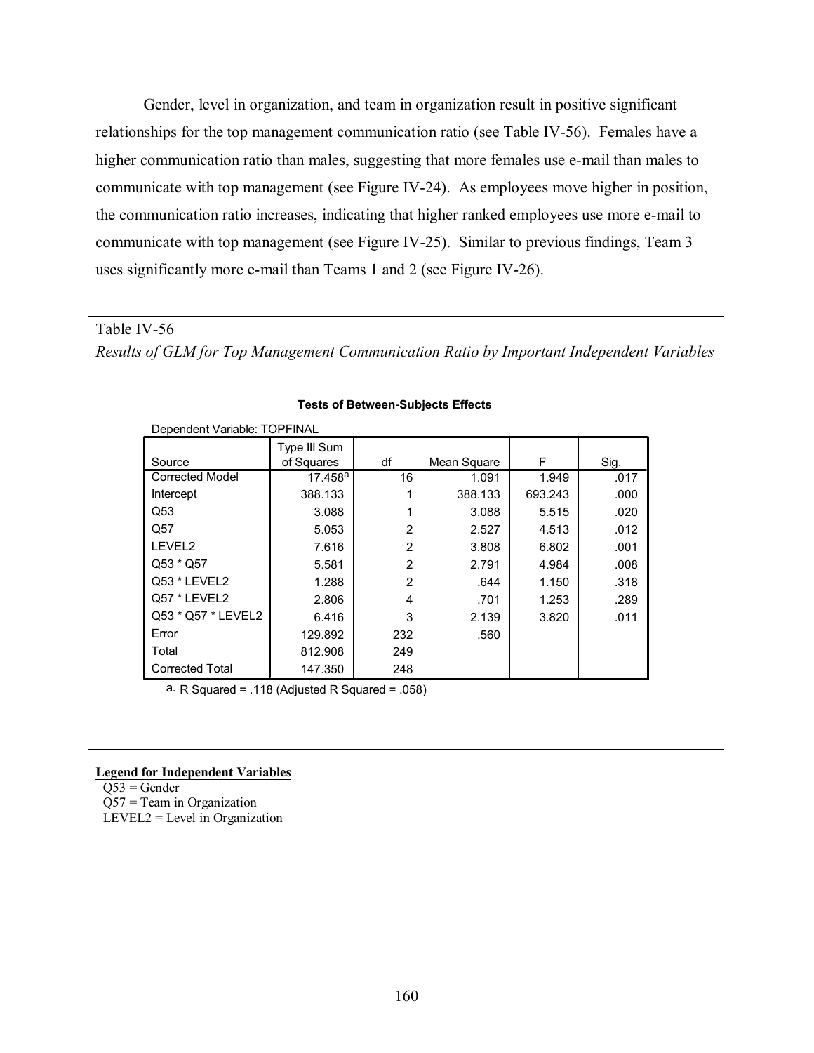Gender, level in organization, and team in organization result in positive significant relationships for the top management communication ratio (see Table IV-56). Females have a higher communication ratio than males, suggesting that more females use e-mail than males to communicate with top management (see Figure IV-24). As employees move higher in position, the communication ratio increases, indicating that higher ranked employees use more e-mail to communicate with top management (see Figure IV-25). Similar to previous findings, Team 3 uses significantly more e-mail than Teams 1 and 2 (see Figure IV-26).

Table IV-56

*Results of GLM for Top Management Communication Ratio by Important Independent Variables*

**Tests of Between-Subjects Effects**

Dependent Variable: TOPFINAL

| Source | Type III Sum of Squares | df | Mean Square | F | Sig. |
|---|---|---|---|---|---|
| Corrected Model | 17.458[a] | 16 | 1.091 | 1.949 | .017 |
| Intercept | 388.133 | 1 | 388.133 | 693.243 | .000 |
| Q53 | 3.088 | 1 | 3.088 | 5.515 | .020 |
| Q57 | 5.053 | 2 | 2.527 | 4.513 | .012 |
| LEVEL2 | 7.616 | 2 | 3.808 | 6.802 | .001 |
| Q53 * Q57 | 5.581 | 2 | 2.791 | 4.984 | .008 |
| Q53 * LEVEL2 | 1.288 | 2 | .644 | 1.150 | .318 |
| Q57 * LEVEL2 | 2.806 | 4 | .701 | 1.253 | .289 |
| Q53 * Q57 * LEVEL2 | 6.416 | 3 | 2.139 | 3.820 | .011 |
| Error | 129.892 | 232 | .560 | | |
| Total | 812.908 | 249 | | | |
| Corrected Total | 147.350 | 248 | | | |

a. R Squared = .118 (Adjusted R Squared = .058)

**Legend for Independent Variables**

Q53 = Gender
Q57 = Team in Organization
LEVEL2 = Level in Organization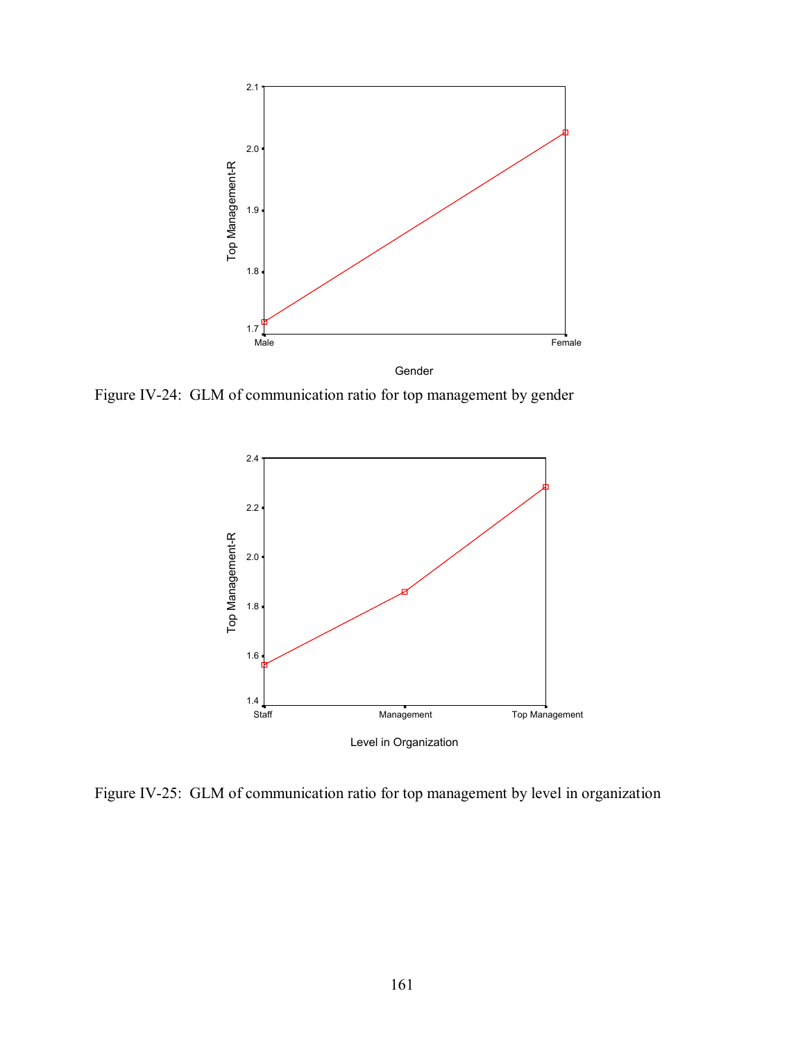Figure IV-24: GLM of communication ratio for top management by gender

Figure IV-25: GLM of communication ratio for top management by level in organization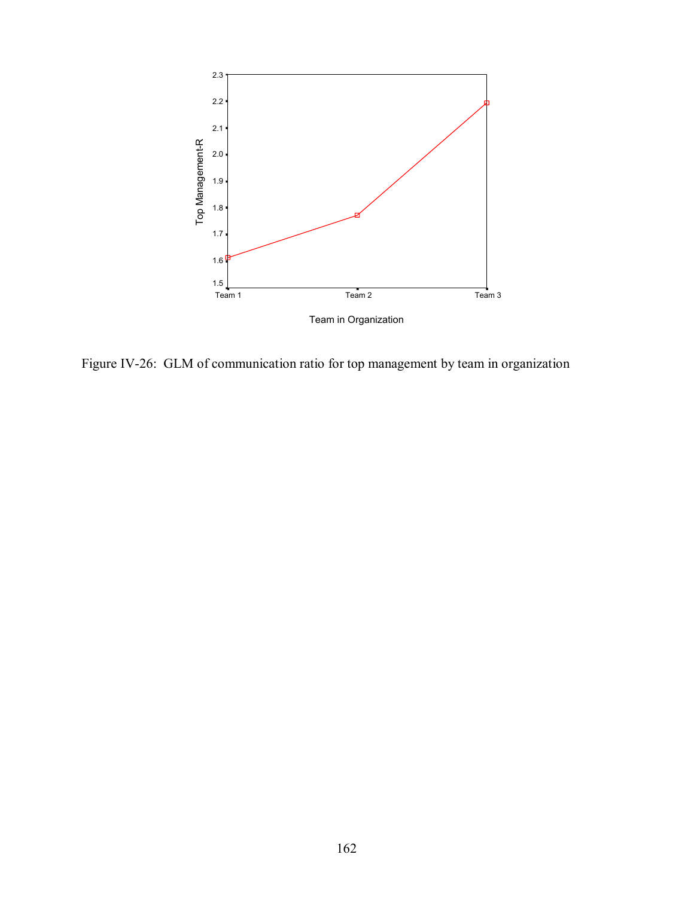Figure IV-26: GLM of communication ratio for top management by team in organization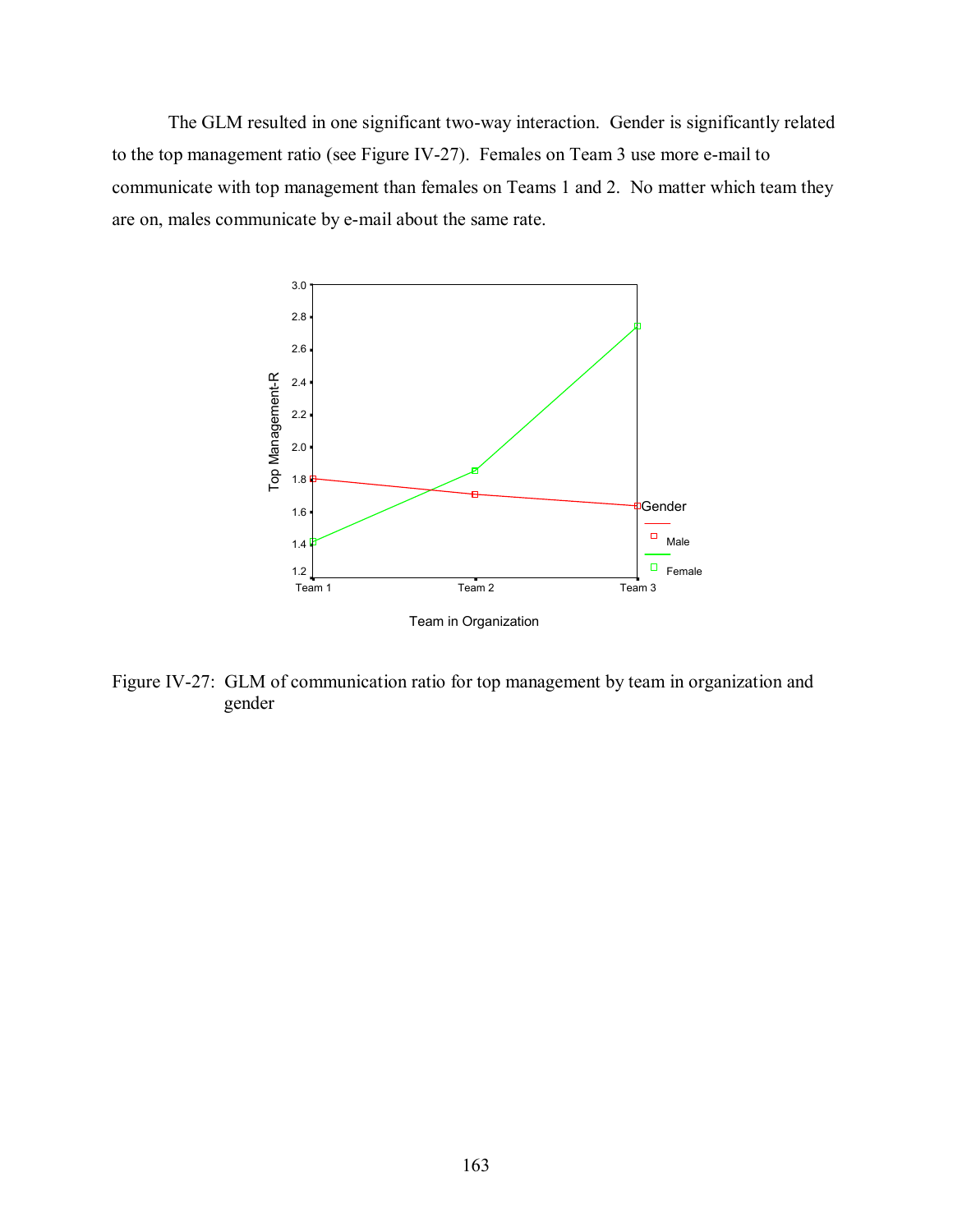The GLM resulted in one significant two-way interaction. Gender is significantly related to the top management ratio (see Figure IV-27). Females on Team 3 use more e-mail to communicate with top management than females on Teams 1 and 2. No matter which team they are on, males communicate by e-mail about the same rate.

Figure IV-27: GLM of communication ratio for top management by team in organization and gender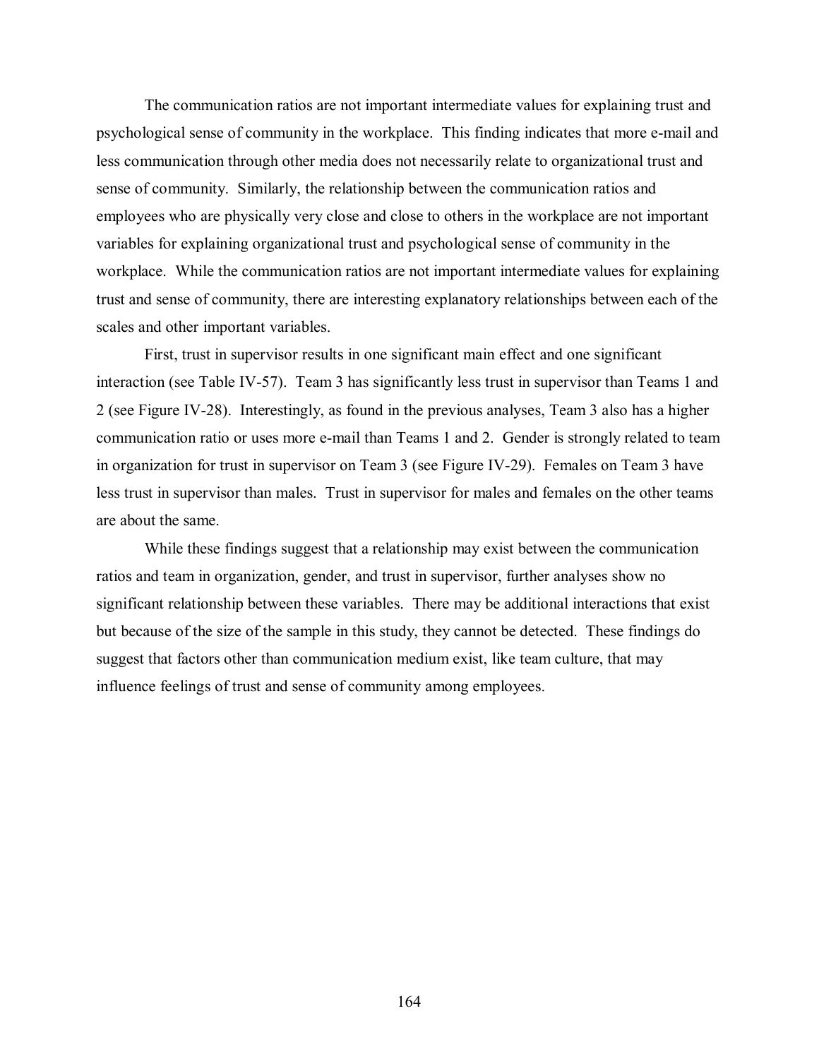The communication ratios are not important intermediate values for explaining trust and psychological sense of community in the workplace. This finding indicates that more e-mail and less communication through other media does not necessarily relate to organizational trust and sense of community. Similarly, the relationship between the communication ratios and employees who are physically very close and close to others in the workplace are not important variables for explaining organizational trust and psychological sense of community in the workplace. While the communication ratios are not important intermediate values for explaining trust and sense of community, there are interesting explanatory relationships between each of the scales and other important variables.

First, trust in supervisor results in one significant main effect and one significant interaction (see Table IV-57). Team 3 has significantly less trust in supervisor than Teams 1 and 2 (see Figure IV-28). Interestingly, as found in the previous analyses, Team 3 also has a higher communication ratio or uses more e-mail than Teams 1 and 2. Gender is strongly related to team in organization for trust in supervisor on Team 3 (see Figure IV-29). Females on Team 3 have less trust in supervisor than males. Trust in supervisor for males and females on the other teams are about the same.

While these findings suggest that a relationship may exist between the communication ratios and team in organization, gender, and trust in supervisor, further analyses show no significant relationship between these variables. There may be additional interactions that exist but because of the size of the sample in this study, they cannot be detected. These findings do suggest that factors other than communication medium exist, like team culture, that may influence feelings of trust and sense of community among employees.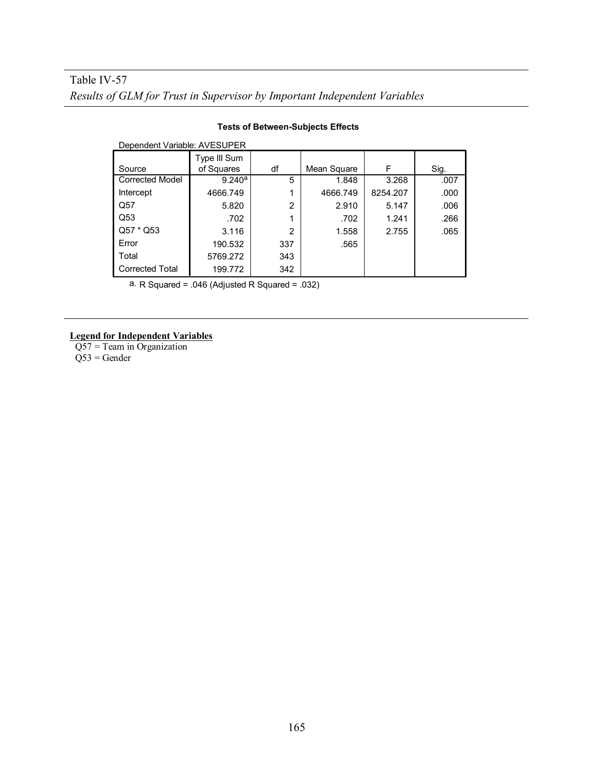Table IV-57

*Results of GLM for Trust in Supervisor by Important Independent Variables*

**Tests of Between-Subjects Effects**

Dependent Variable: AVESUPER

| Source | Type III Sum of Squares | df | Mean Square | F | Sig. |
|---|---|---|---|---|---|
| Corrected Model | 9.240[a] | 5 | 1.848 | 3.268 | .007 |
| Intercept | 4666.749 | 1 | 4666.749 | 8254.207 | .000 |
| Q57 | 5.820 | 2 | 2.910 | 5.147 | .006 |
| Q53 | .702 | 1 | .702 | 1.241 | .266 |
| Q57 * Q53 | 3.116 | 2 | 1.558 | 2.755 | .065 |
| Error | 190.532 | 337 | .565 | | |
| Total | 5769.272 | 343 | | | |
| Corrected Total | 199.772 | 342 | | | |

a. R Squared = .046 (Adjusted R Squared = .032)

**Legend for Independent Variables**

Q57 = Team in Organization

Q53 = Gender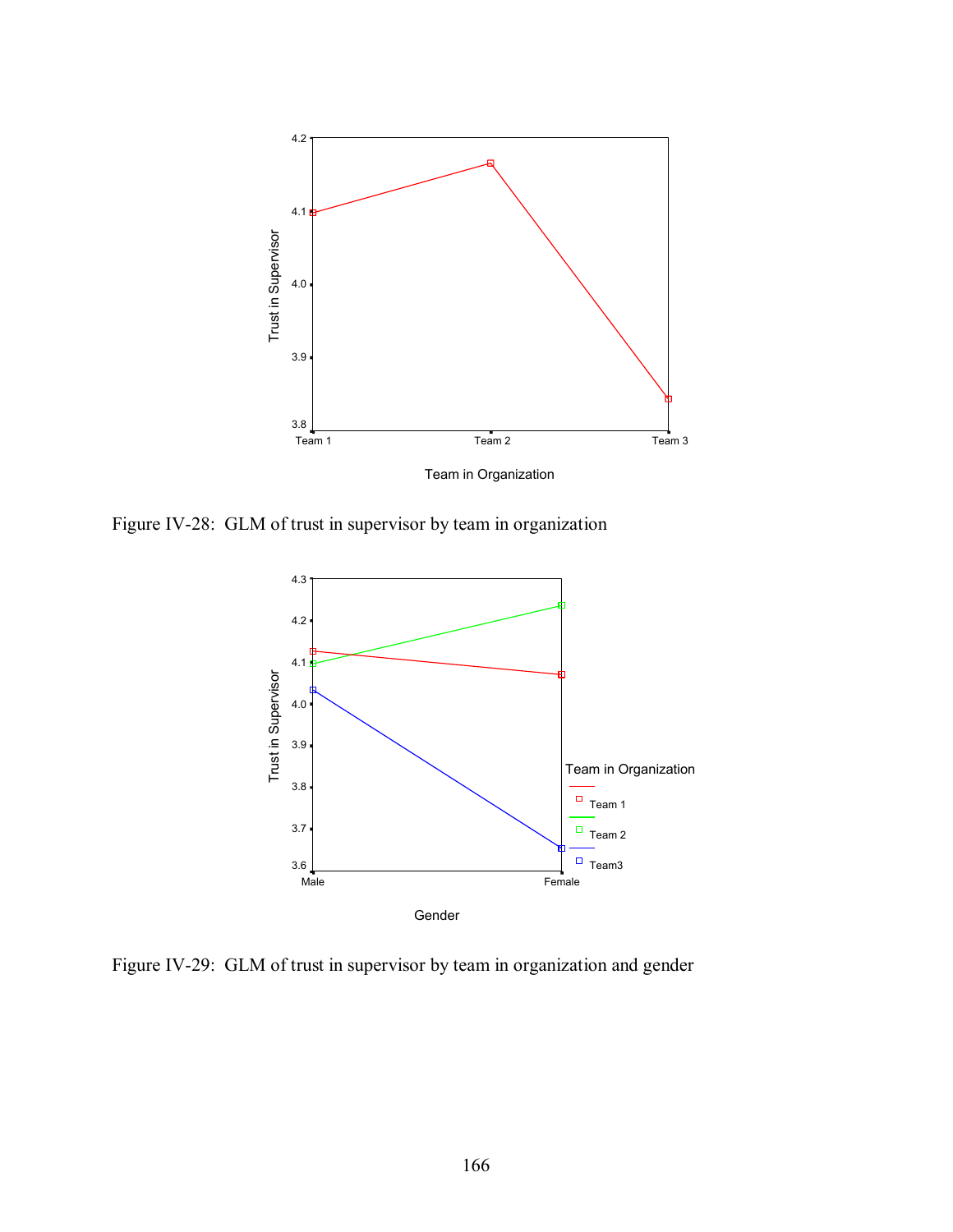Figure IV-28: GLM of trust in supervisor by team in organization

Figure IV-29: GLM of trust in supervisor by team in organization and gender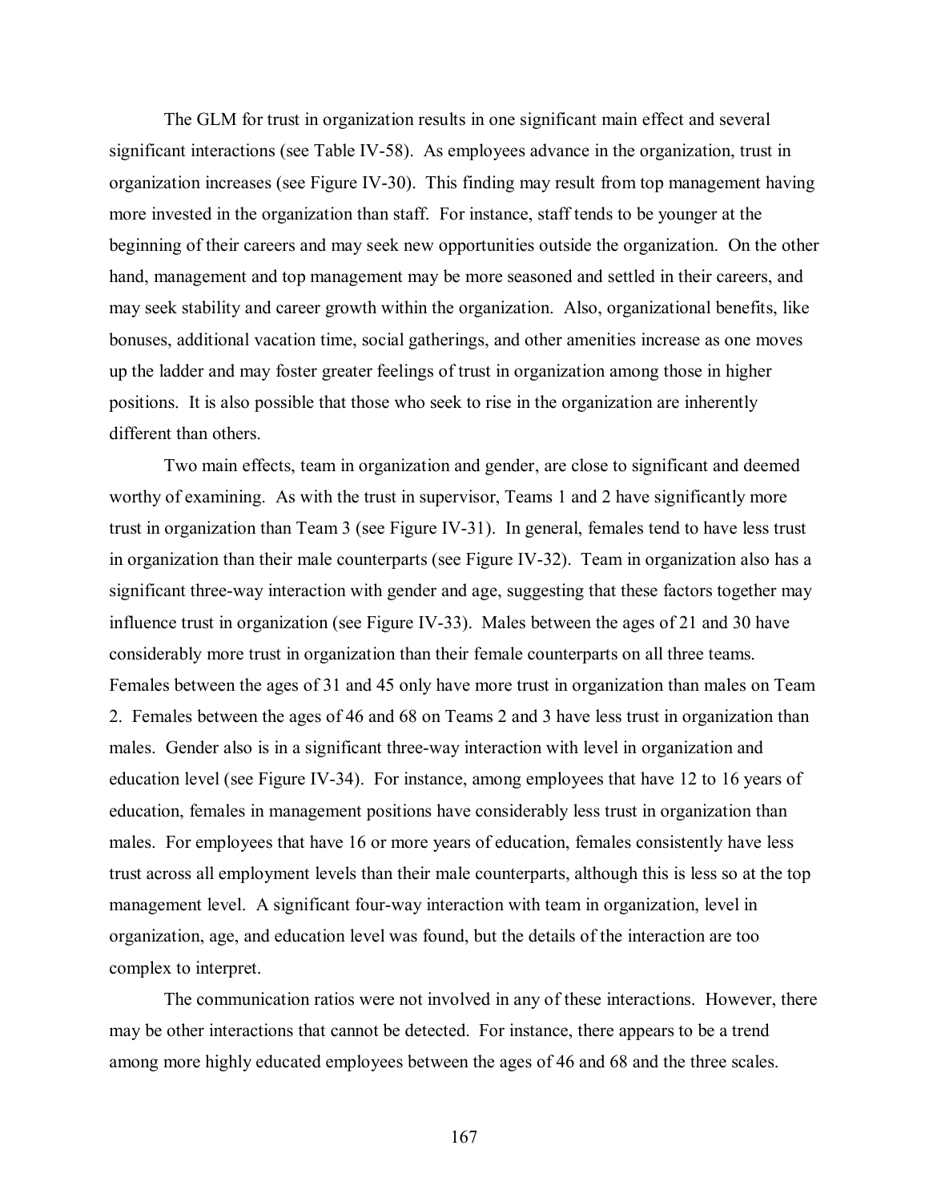The GLM for trust in organization results in one significant main effect and several significant interactions (see Table IV-58). As employees advance in the organization, trust in organization increases (see Figure IV-30). This finding may result from top management having more invested in the organization than staff. For instance, staff tends to be younger at the beginning of their careers and may seek new opportunities outside the organization. On the other hand, management and top management may be more seasoned and settled in their careers, and may seek stability and career growth within the organization. Also, organizational benefits, like bonuses, additional vacation time, social gatherings, and other amenities increase as one moves up the ladder and may foster greater feelings of trust in organization among those in higher positions. It is also possible that those who seek to rise in the organization are inherently different than others.

Two main effects, team in organization and gender, are close to significant and deemed worthy of examining. As with the trust in supervisor, Teams 1 and 2 have significantly more trust in organization than Team 3 (see Figure IV-31). In general, females tend to have less trust in organization than their male counterparts (see Figure IV-32). Team in organization also has a significant three-way interaction with gender and age, suggesting that these factors together may influence trust in organization (see Figure IV-33). Males between the ages of 21 and 30 have considerably more trust in organization than their female counterparts on all three teams. Females between the ages of 31 and 45 only have more trust in organization than males on Team 2. Females between the ages of 46 and 68 on Teams 2 and 3 have less trust in organization than males. Gender also is in a significant three-way interaction with level in organization and education level (see Figure IV-34). For instance, among employees that have 12 to 16 years of education, females in management positions have considerably less trust in organization than males. For employees that have 16 or more years of education, females consistently have less trust across all employment levels than their male counterparts, although this is less so at the top management level. A significant four-way interaction with team in organization, level in organization, age, and education level was found, but the details of the interaction are too complex to interpret.

The communication ratios were not involved in any of these interactions. However, there may be other interactions that cannot be detected. For instance, there appears to be a trend among more highly educated employees between the ages of 46 and 68 and the three scales.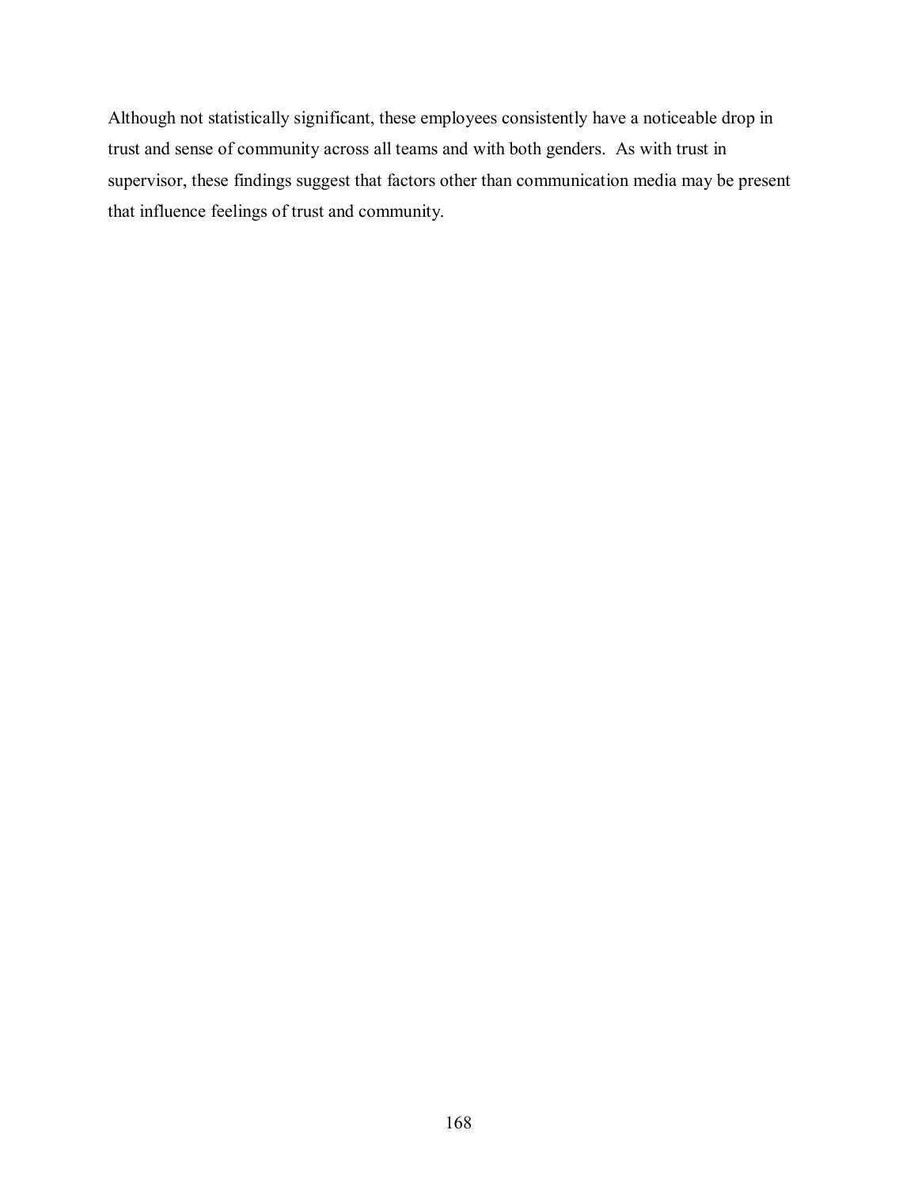Although not statistically significant, these employees consistently have a noticeable drop in trust and sense of community across all teams and with both genders.  As with trust in supervisor, these findings suggest that factors other than communication media may be present that influence feelings of trust and community.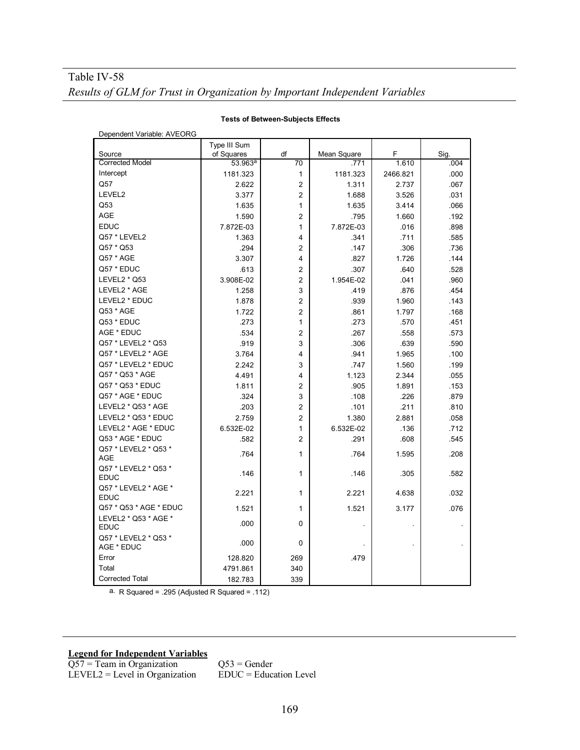Table IV-58

*Results of GLM for Trust in Organization by Important Independent Variables*

**Tests of Between-Subjects Effects**

Dependent Variable: AVEORG

| Source | Type III Sum of Squares | df | Mean Square | F | Sig. |
|---|---|---|---|---|---|
| Corrected Model | 53.963[a] | 70 | .771 | 1.610 | .004 |
| Intercept | 1181.323 | 1 | 1181.323 | 2466.821 | .000 |
| Q57 | 2.622 | 2 | 1.311 | 2.737 | .067 |
| LEVEL2 | 3.377 | 2 | 1.688 | 3.526 | .031 |
| Q53 | 1.635 | 1 | 1.635 | 3.414 | .066 |
| AGE | 1.590 | 2 | .795 | 1.660 | .192 |
| EDUC | 7.872E-03 | 1 | 7.872E-03 | .016 | .898 |
| Q57 * LEVEL2 | 1.363 | 4 | .341 | .711 | .585 |
| Q57 * Q53 | .294 | 2 | .147 | .306 | .736 |
| Q57 * AGE | 3.307 | 4 | .827 | 1.726 | .144 |
| Q57 * EDUC | .613 | 2 | .307 | .640 | .528 |
| LEVEL2 * Q53 | 3.908E-02 | 2 | 1.954E-02 | .041 | .960 |
| LEVEL2 * AGE | 1.258 | 3 | .419 | .876 | .454 |
| LEVEL2 * EDUC | 1.878 | 2 | .939 | 1.960 | .143 |
| Q53 * AGE | 1.722 | 2 | .861 | 1.797 | .168 |
| Q53 * EDUC | .273 | 1 | .273 | .570 | .451 |
| AGE * EDUC | .534 | 2 | .267 | .558 | .573 |
| Q57 * LEVEL2 * Q53 | .919 | 3 | .306 | .639 | .590 |
| Q57 * LEVEL2 * AGE | 3.764 | 4 | .941 | 1.965 | .100 |
| Q57 * LEVEL2 * EDUC | 2.242 | 3 | .747 | 1.560 | .199 |
| Q57 * Q53 * AGE | 4.491 | 4 | 1.123 | 2.344 | .055 |
| Q57 * Q53 * EDUC | 1.811 | 2 | .905 | 1.891 | .153 |
| Q57 * AGE * EDUC | .324 | 3 | .108 | .226 | .879 |
| LEVEL2 * Q53 * AGE | .203 | 2 | .101 | .211 | .810 |
| LEVEL2 * Q53 * EDUC | 2.759 | 2 | 1.380 | 2.881 | .058 |
| LEVEL2 * AGE * EDUC | 6.532E-02 | 1 | 6.532E-02 | .136 | .712 |
| Q53 * AGE * EDUC | .582 | 2 | .291 | .608 | .545 |
| Q57 * LEVEL2 * Q53 * AGE | .764 | 1 | .764 | 1.595 | .208 |
| Q57 * LEVEL2 * Q53 * EDUC | .146 | 1 | .146 | .305 | .582 |
| Q57 * LEVEL2 * AGE * EDUC | 2.221 | 1 | 2.221 | 4.638 | .032 |
| Q57 * Q53 * AGE * EDUC | 1.521 | 1 | 1.521 | 3.177 | .076 |
| LEVEL2 * Q53 * AGE * EDUC | .000 | 0 | . | . | . |
| Q57 * LEVEL2 * Q53 * AGE * EDUC | .000 | 0 | . | . | . |
| Error | 128.820 | 269 | .479 | | |
| Total | 4791.861 | 340 | | | |
| Corrected Total | 182.783 | 339 | | | |

a. R Squared = .295 (Adjusted R Squared = .112)

**Legend for Independent Variables**

Q57 = Team in Organization    Q53 = Gender

LEVEL2 = Level in Organization    EDUC = Education Level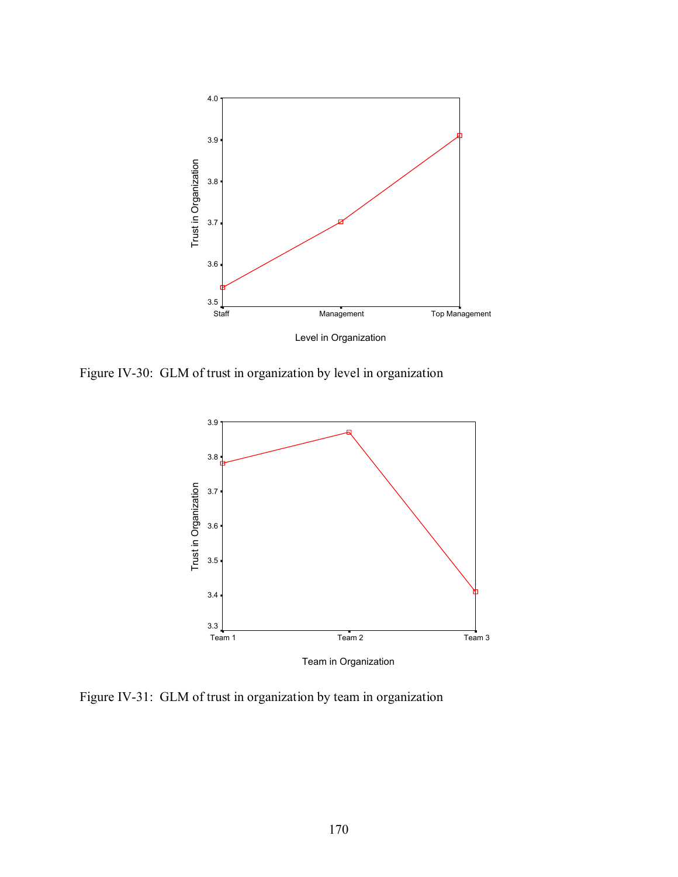Figure IV-30: GLM of trust in organization by level in organization

Figure IV-31: GLM of trust in organization by team in organization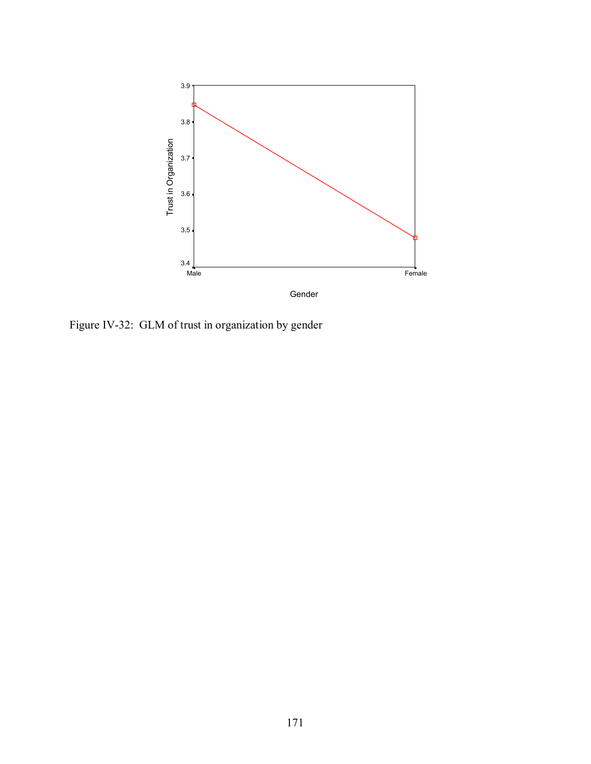Figure IV-32: GLM of trust in organization by gender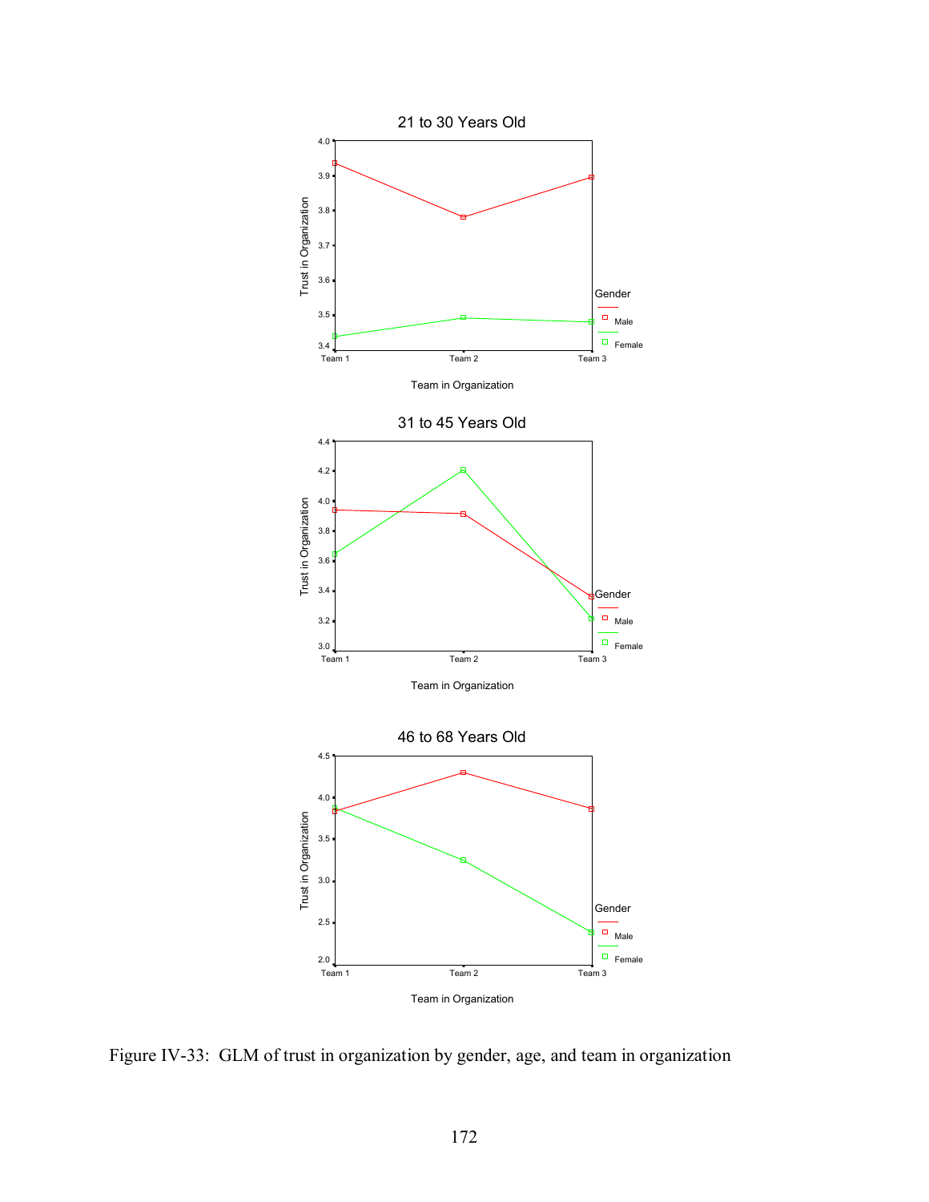Figure IV-33: GLM of trust in organization by gender, age, and team in organization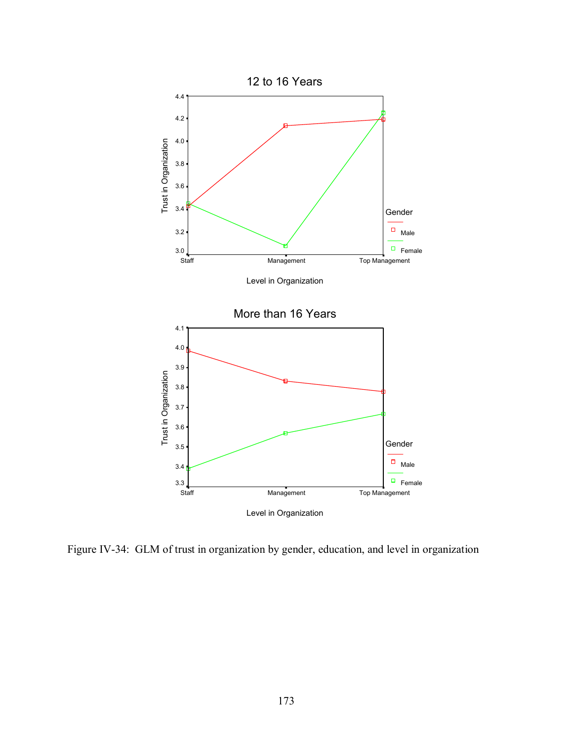12 to 16 Years

More than 16 Years

Figure IV-34: GLM of trust in organization by gender, education, and level in organization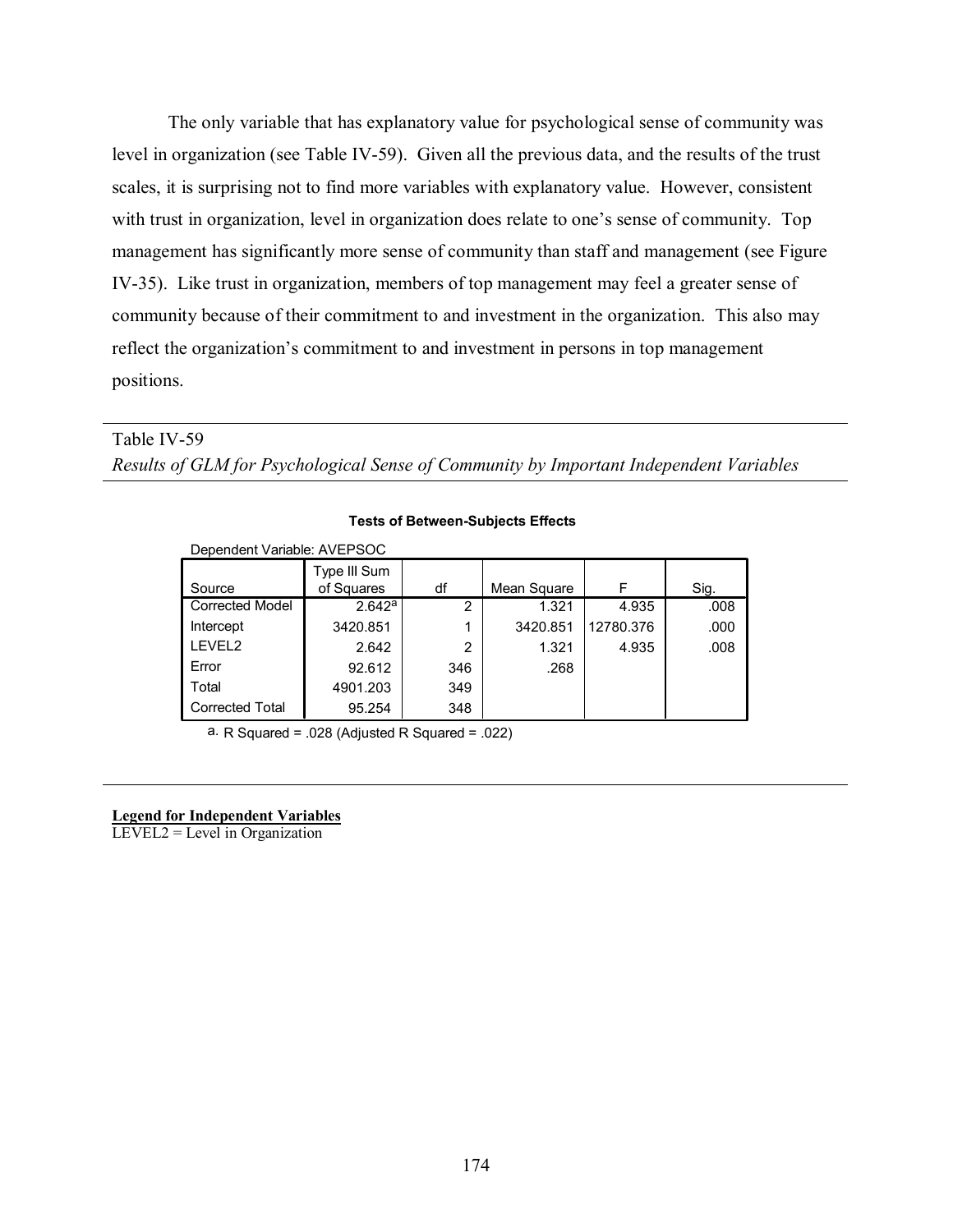The only variable that has explanatory value for psychological sense of community was level in organization (see Table IV-59). Given all the previous data, and the results of the trust scales, it is surprising not to find more variables with explanatory value. However, consistent with trust in organization, level in organization does relate to one's sense of community. Top management has significantly more sense of community than staff and management (see Figure IV-35). Like trust in organization, members of top management may feel a greater sense of community because of their commitment to and investment in the organization. This also may reflect the organization's commitment to and investment in persons in top management positions.

Table IV-59

*Results of GLM for Psychological Sense of Community by Important Independent Variables*

**Tests of Between-Subjects Effects**

Dependent Variable: AVEPSOC

| Source | Type III Sum of Squares | df | Mean Square | F | Sig. |
|---|---|---|---|---|---|
| Corrected Model | 2.642[a] | 2 | 1.321 | 4.935 | .008 |
| Intercept | 3420.851 | 1 | 3420.851 | 12780.376 | .000 |
| LEVEL2 | 2.642 | 2 | 1.321 | 4.935 | .008 |
| Error | 92.612 | 346 | .268 | | |
| Total | 4901.203 | 349 | | | |
| Corrected Total | 95.254 | 348 | | | |

a. R Squared = .028 (Adjusted R Squared = .022)

**Legend for Independent Variables**

LEVEL2 = Level in Organization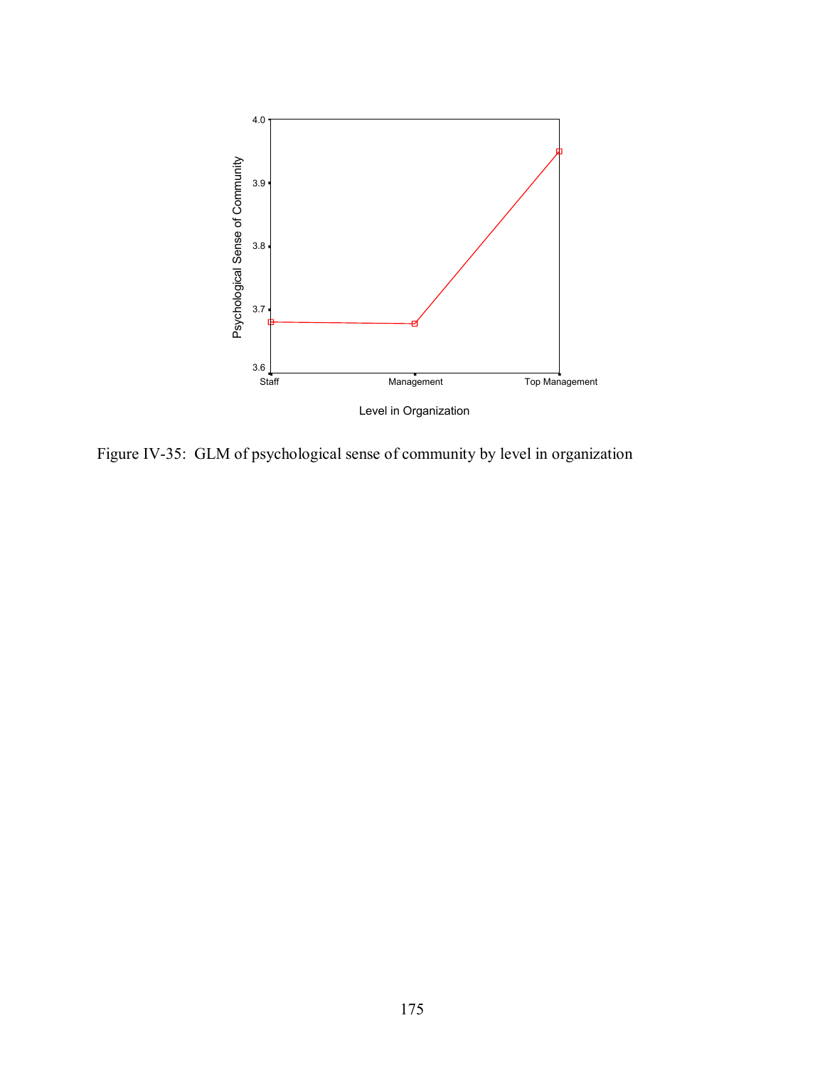Figure IV-35: GLM of psychological sense of community by level in organization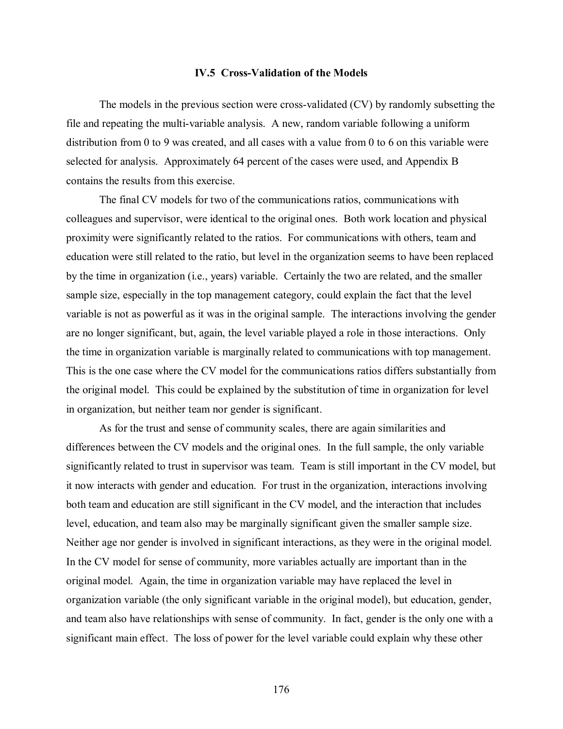### IV.5 Cross-Validation of the Models

The models in the previous section were cross-validated (CV) by randomly subsetting the file and repeating the multi-variable analysis. A new, random variable following a uniform distribution from 0 to 9 was created, and all cases with a value from 0 to 6 on this variable were selected for analysis. Approximately 64 percent of the cases were used, and Appendix B contains the results from this exercise.

The final CV models for two of the communications ratios, communications with colleagues and supervisor, were identical to the original ones. Both work location and physical proximity were significantly related to the ratios. For communications with others, team and education were still related to the ratio, but level in the organization seems to have been replaced by the time in organization (i.e., years) variable. Certainly the two are related, and the smaller sample size, especially in the top management category, could explain the fact that the level variable is not as powerful as it was in the original sample. The interactions involving the gender are no longer significant, but, again, the level variable played a role in those interactions. Only the time in organization variable is marginally related to communications with top management. This is the one case where the CV model for the communications ratios differs substantially from the original model. This could be explained by the substitution of time in organization for level in organization, but neither team nor gender is significant.

As for the trust and sense of community scales, there are again similarities and differences between the CV models and the original ones. In the full sample, the only variable significantly related to trust in supervisor was team. Team is still important in the CV model, but it now interacts with gender and education. For trust in the organization, interactions involving both team and education are still significant in the CV model, and the interaction that includes level, education, and team also may be marginally significant given the smaller sample size. Neither age nor gender is involved in significant interactions, as they were in the original model. In the CV model for sense of community, more variables actually are important than in the original model. Again, the time in organization variable may have replaced the level in organization variable (the only significant variable in the original model), but education, gender, and team also have relationships with sense of community. In fact, gender is the only one with a significant main effect. The loss of power for the level variable could explain why these other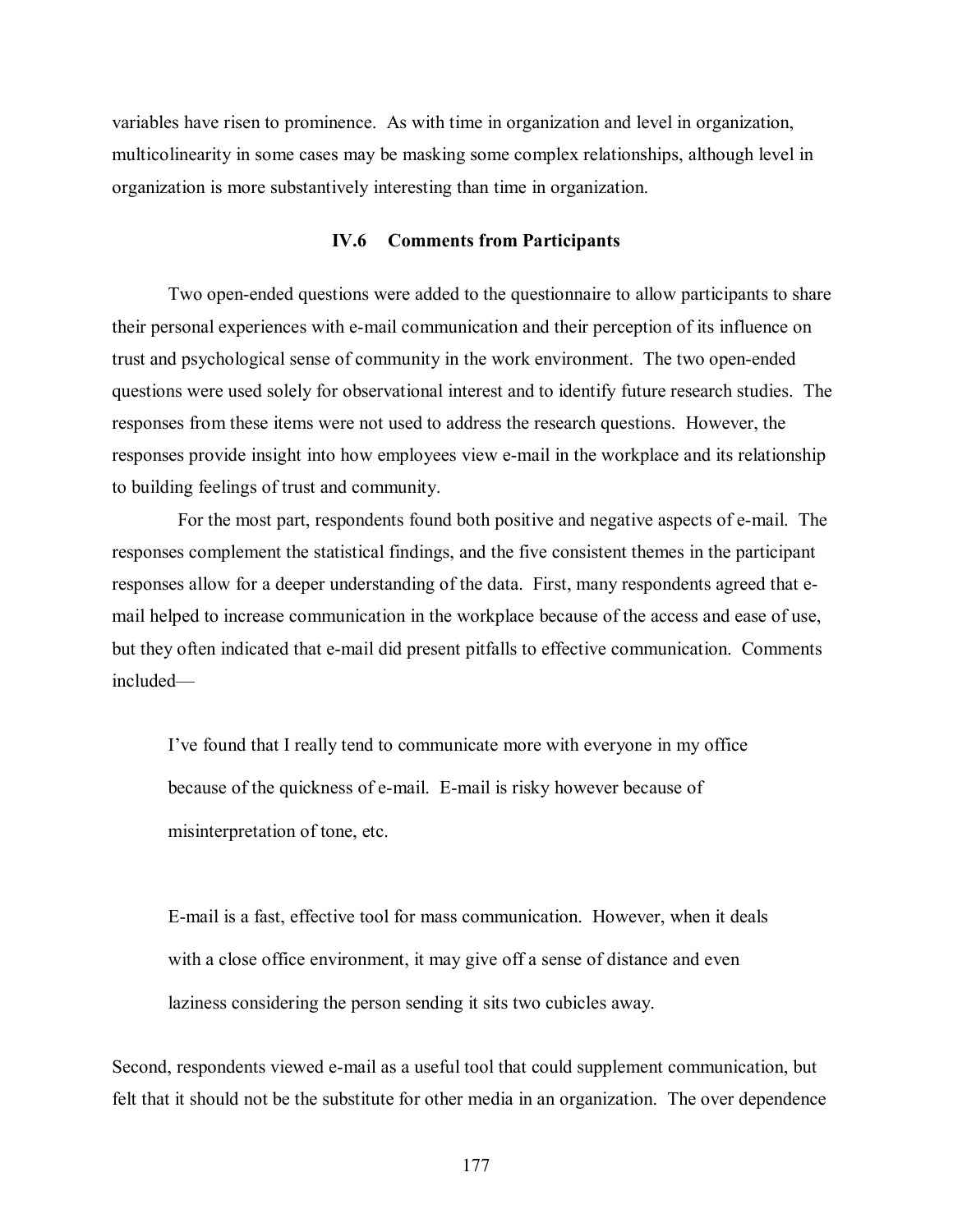variables have risen to prominence. As with time in organization and level in organization, multicolinearity in some cases may be masking some complex relationships, although level in organization is more substantively interesting than time in organization.

### IV.6 Comments from Participants

Two open-ended questions were added to the questionnaire to allow participants to share their personal experiences with e-mail communication and their perception of its influence on trust and psychological sense of community in the work environment. The two open-ended questions were used solely for observational interest and to identify future research studies. The responses from these items were not used to address the research questions. However, the responses provide insight into how employees view e-mail in the workplace and its relationship to building feelings of trust and community.

For the most part, respondents found both positive and negative aspects of e-mail. The responses complement the statistical findings, and the five consistent themes in the participant responses allow for a deeper understanding of the data. First, many respondents agreed that e-mail helped to increase communication in the workplace because of the access and ease of use, but they often indicated that e-mail did present pitfalls to effective communication. Comments included—

> I've found that I really tend to communicate more with everyone in my office because of the quickness of e-mail. E-mail is risky however because of misinterpretation of tone, etc.

> E-mail is a fast, effective tool for mass communication. However, when it deals with a close office environment, it may give off a sense of distance and even laziness considering the person sending it sits two cubicles away.

Second, respondents viewed e-mail as a useful tool that could supplement communication, but felt that it should not be the substitute for other media in an organization. The over dependence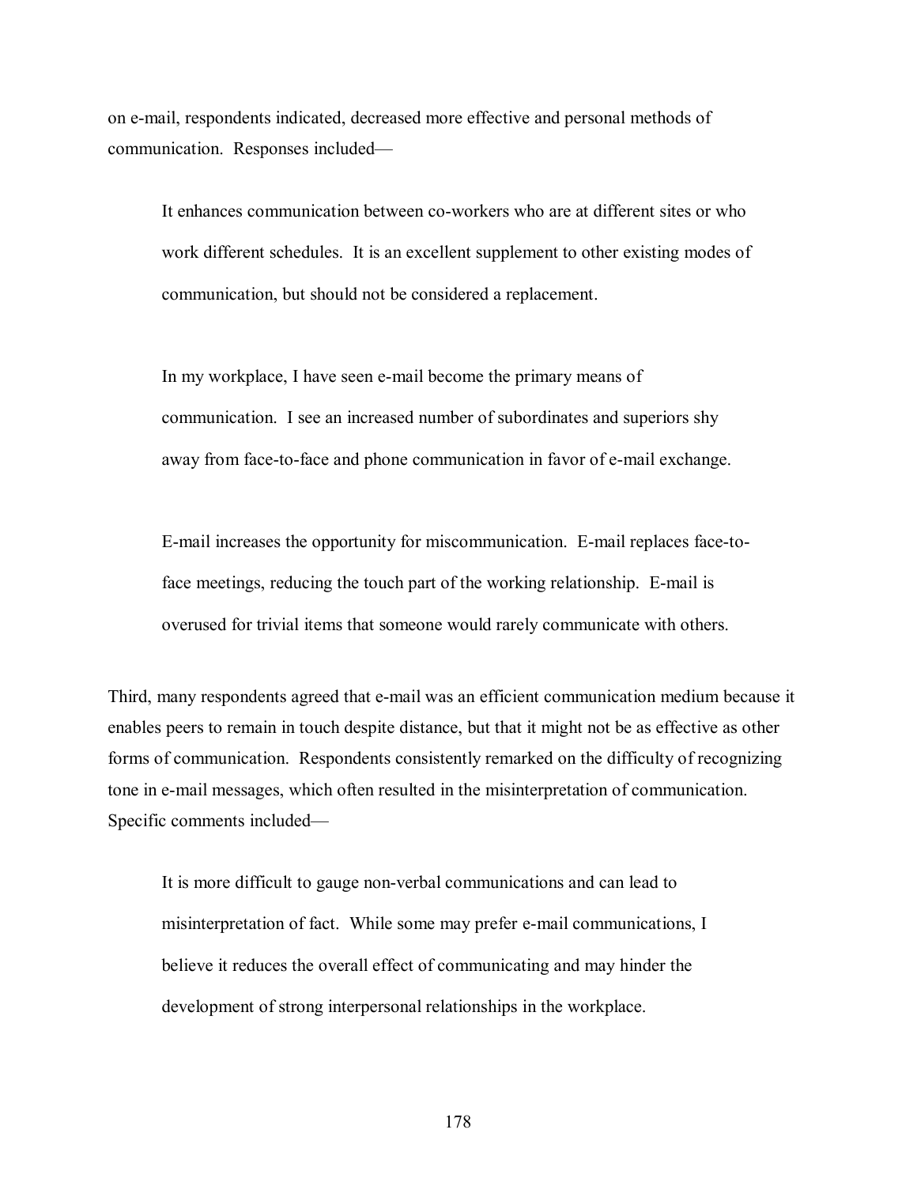on e-mail, respondents indicated, decreased more effective and personal methods of communication. Responses included—

> It enhances communication between co-workers who are at different sites or who work different schedules. It is an excellent supplement to other existing modes of communication, but should not be considered a replacement.

> In my workplace, I have seen e-mail become the primary means of communication. I see an increased number of subordinates and superiors shy away from face-to-face and phone communication in favor of e-mail exchange.

> E-mail increases the opportunity for miscommunication. E-mail replaces face-to-face meetings, reducing the touch part of the working relationship. E-mail is overused for trivial items that someone would rarely communicate with others.

Third, many respondents agreed that e-mail was an efficient communication medium because it enables peers to remain in touch despite distance, but that it might not be as effective as other forms of communication. Respondents consistently remarked on the difficulty of recognizing tone in e-mail messages, which often resulted in the misinterpretation of communication. Specific comments included—

> It is more difficult to gauge non-verbal communications and can lead to misinterpretation of fact. While some may prefer e-mail communications, I believe it reduces the overall effect of communicating and may hinder the development of strong interpersonal relationships in the workplace.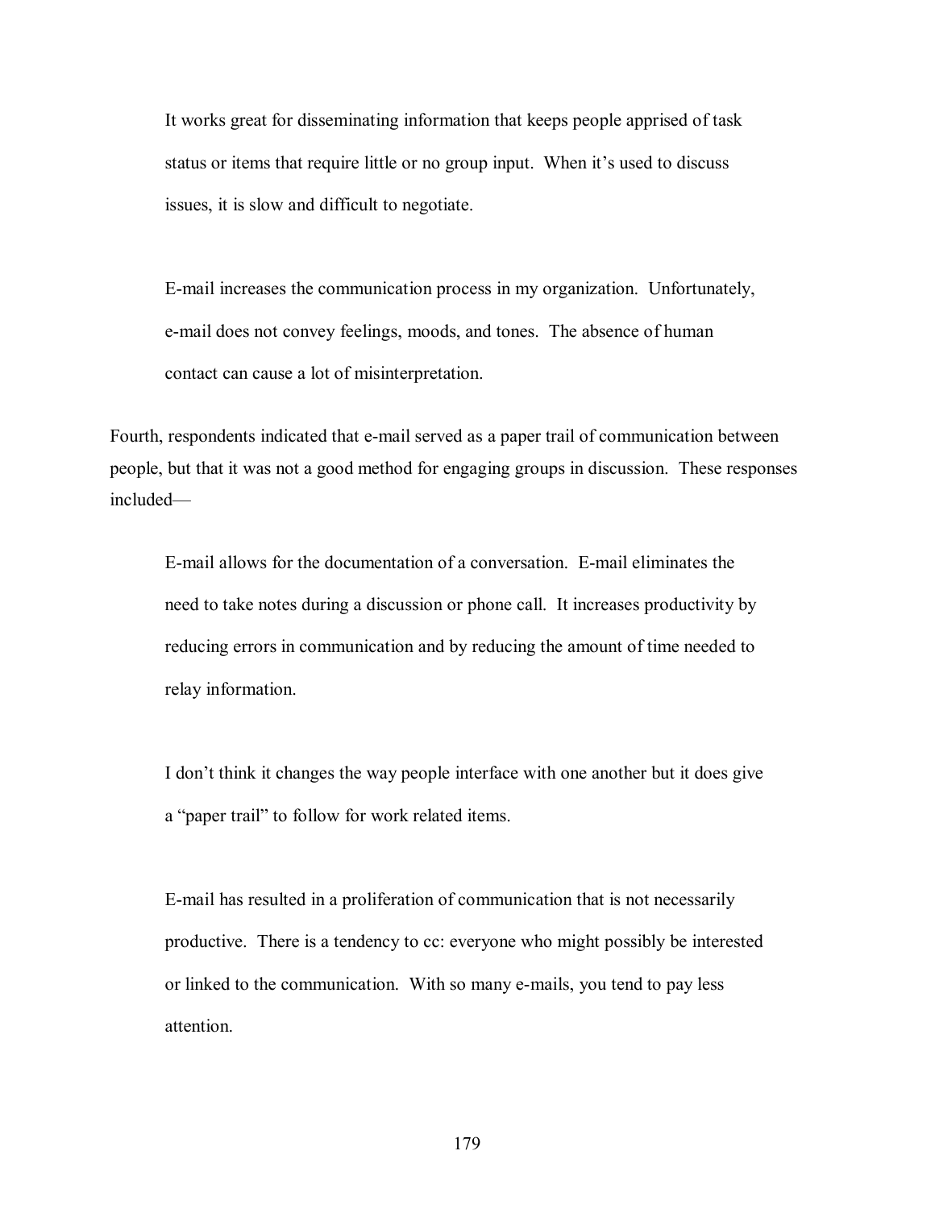> It works great for disseminating information that keeps people apprised of task status or items that require little or no group input. When it's used to discuss issues, it is slow and difficult to negotiate.

> E-mail increases the communication process in my organization. Unfortunately, e-mail does not convey feelings, moods, and tones. The absence of human contact can cause a lot of misinterpretation.

Fourth, respondents indicated that e-mail served as a paper trail of communication between people, but that it was not a good method for engaging groups in discussion. These responses included—

> E-mail allows for the documentation of a conversation. E-mail eliminates the need to take notes during a discussion or phone call. It increases productivity by reducing errors in communication and by reducing the amount of time needed to relay information.

> I don't think it changes the way people interface with one another but it does give a "paper trail" to follow for work related items.

> E-mail has resulted in a proliferation of communication that is not necessarily productive. There is a tendency to cc: everyone who might possibly be interested or linked to the communication. With so many e-mails, you tend to pay less attention.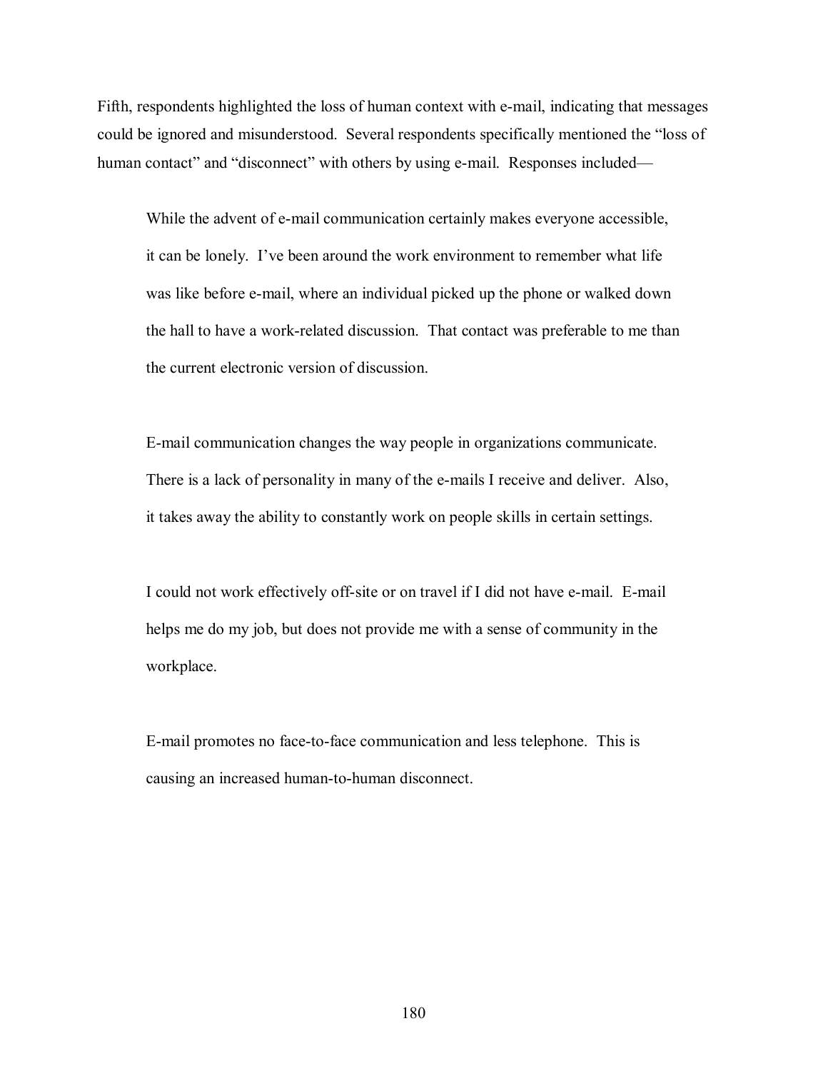Fifth, respondents highlighted the loss of human context with e-mail, indicating that messages could be ignored and misunderstood. Several respondents specifically mentioned the "loss of human contact" and "disconnect" with others by using e-mail. Responses included—

> While the advent of e-mail communication certainly makes everyone accessible, it can be lonely. I've been around the work environment to remember what life was like before e-mail, where an individual picked up the phone or walked down the hall to have a work-related discussion. That contact was preferable to me than the current electronic version of discussion.

> E-mail communication changes the way people in organizations communicate. There is a lack of personality in many of the e-mails I receive and deliver. Also, it takes away the ability to constantly work on people skills in certain settings.

> I could not work effectively off-site or on travel if I did not have e-mail. E-mail helps me do my job, but does not provide me with a sense of community in the workplace.

> E-mail promotes no face-to-face communication and less telephone. This is causing an increased human-to-human disconnect.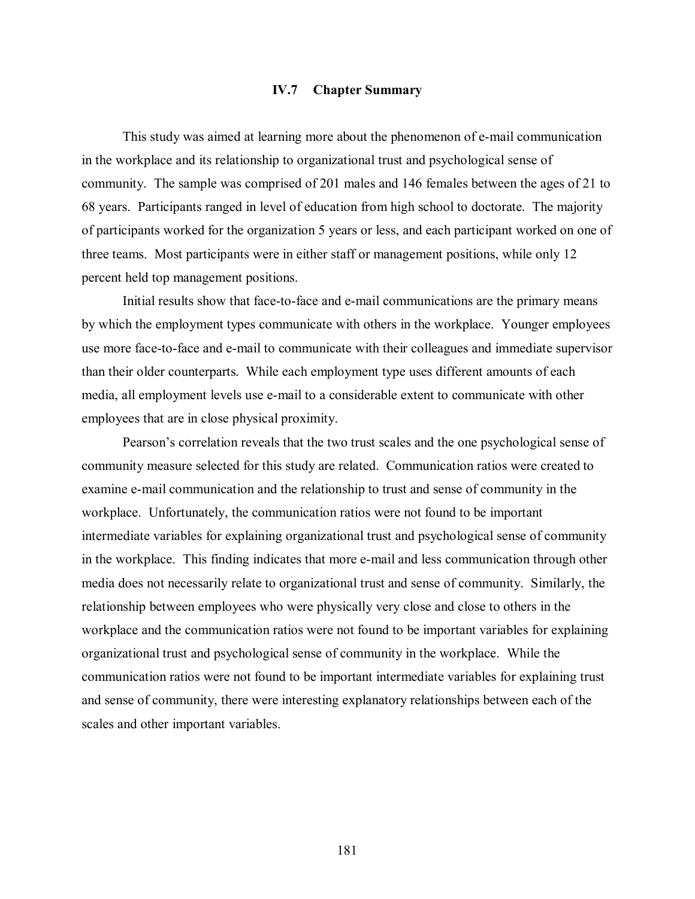### IV.7 Chapter Summary

This study was aimed at learning more about the phenomenon of e-mail communication in the workplace and its relationship to organizational trust and psychological sense of community. The sample was comprised of 201 males and 146 females between the ages of 21 to 68 years. Participants ranged in level of education from high school to doctorate. The majority of participants worked for the organization 5 years or less, and each participant worked on one of three teams. Most participants were in either staff or management positions, while only 12 percent held top management positions.

Initial results show that face-to-face and e-mail communications are the primary means by which the employment types communicate with others in the workplace. Younger employees use more face-to-face and e-mail to communicate with their colleagues and immediate supervisor than their older counterparts. While each employment type uses different amounts of each media, all employment levels use e-mail to a considerable extent to communicate with other employees that are in close physical proximity.

Pearson's correlation reveals that the two trust scales and the one psychological sense of community measure selected for this study are related. Communication ratios were created to examine e-mail communication and the relationship to trust and sense of community in the workplace. Unfortunately, the communication ratios were not found to be important intermediate variables for explaining organizational trust and psychological sense of community in the workplace. This finding indicates that more e-mail and less communication through other media does not necessarily relate to organizational trust and sense of community. Similarly, the relationship between employees who were physically very close and close to others in the workplace and the communication ratios were not found to be important variables for explaining organizational trust and psychological sense of community in the workplace. While the communication ratios were not found to be important intermediate variables for explaining trust and sense of community, there were interesting explanatory relationships between each of the scales and other important variables.